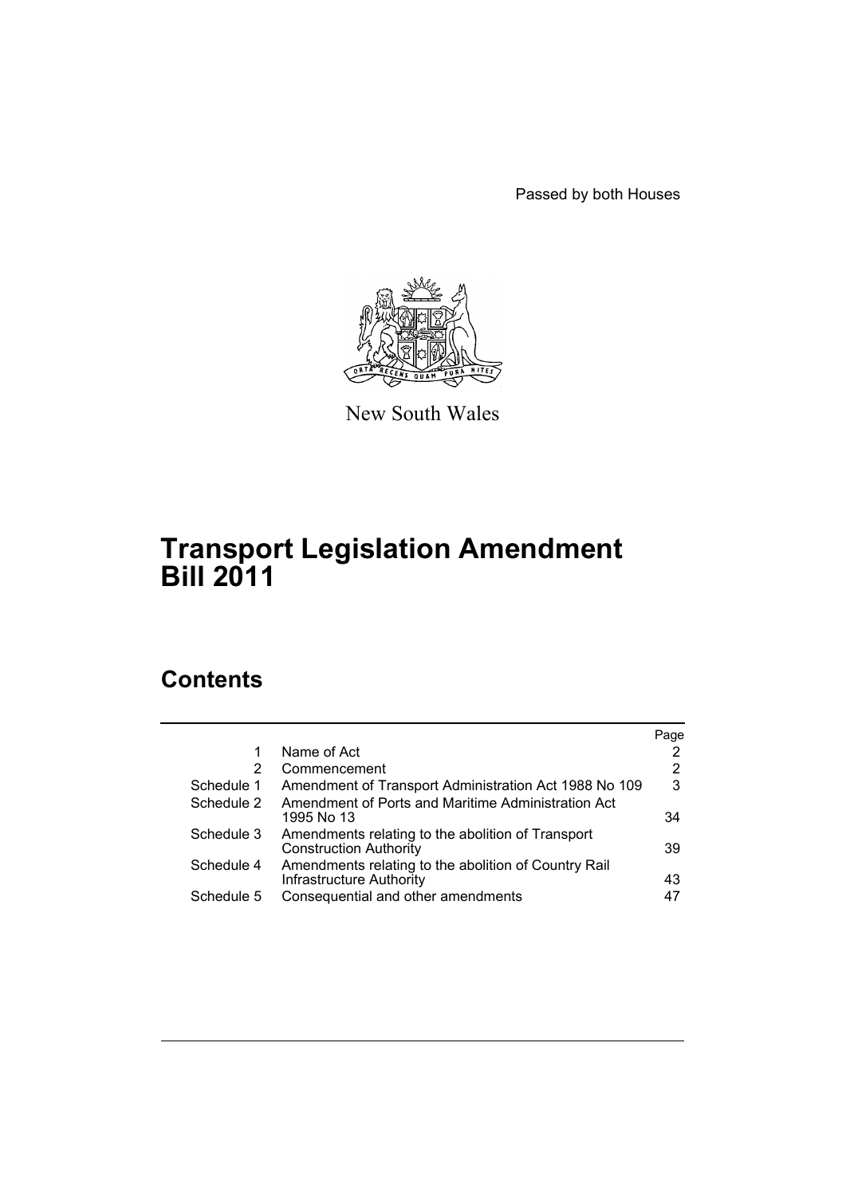Passed by both Houses

New South Wales

# Transport Legislation Amendment Bill 2011

## Contents

| | | Page |
|---|---|---|
| 1 | Name of Act | 2 |
| 2 | Commencement | 2 |
| Schedule 1 | Amendment of Transport Administration Act 1988 No 109 | 3 |
| Schedule 2 | Amendment of Ports and Maritime Administration Act 1995 No 13 | 34 |
| Schedule 3 | Amendments relating to the abolition of Transport Construction Authority | 39 |
| Schedule 4 | Amendments relating to the abolition of Country Rail Infrastructure Authority | 43 |
| Schedule 5 | Consequential and other amendments | 47 |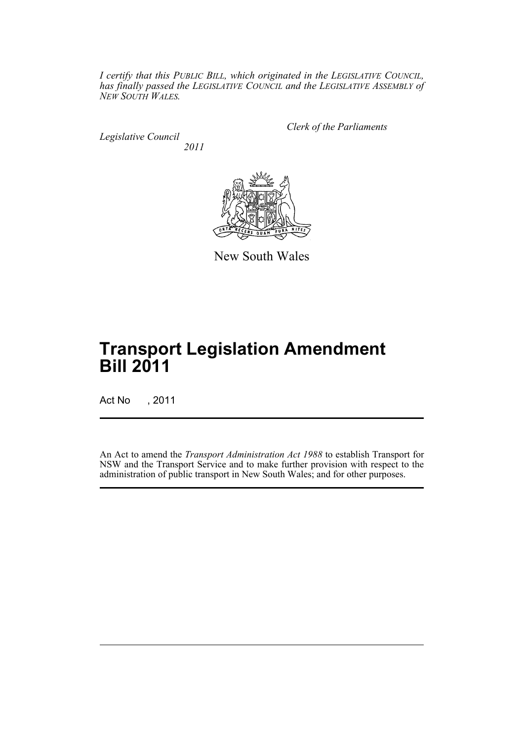*I certify that this PUBLIC BILL, which originated in the LEGISLATIVE COUNCIL, has finally passed the LEGISLATIVE COUNCIL and the LEGISLATIVE ASSEMBLY of NEW SOUTH WALES.*

*Clerk of the Parliaments*

*Legislative Council*

*2011*

New South Wales

# Transport Legislation Amendment Bill 2011

Act No , 2011

An Act to amend the *Transport Administration Act 1988* to establish Transport for NSW and the Transport Service and to make further provision with respect to the administration of public transport in New South Wales; and for other purposes.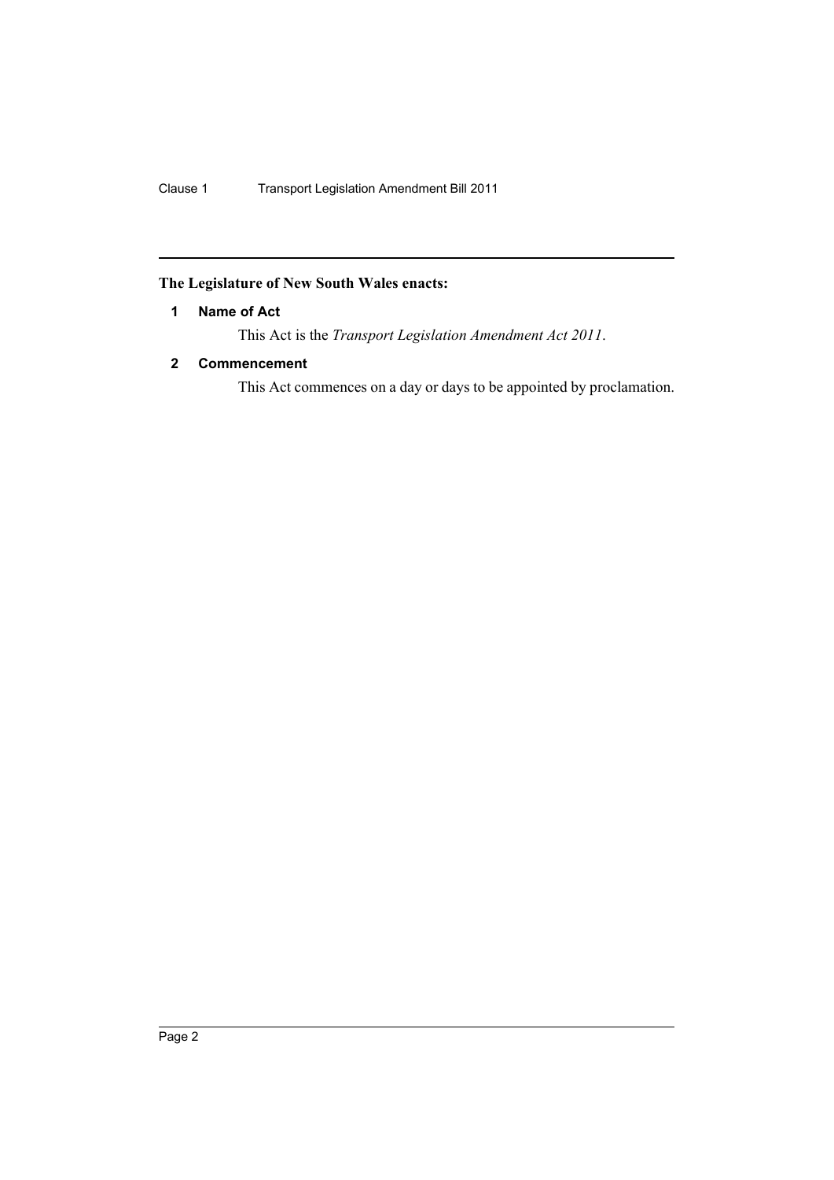**The Legislature of New South Wales enacts:**

### 1 Name of Act

This Act is the *Transport Legislation Amendment Act 2011*.

### 2 Commencement

This Act commences on a day or days to be appointed by proclamation.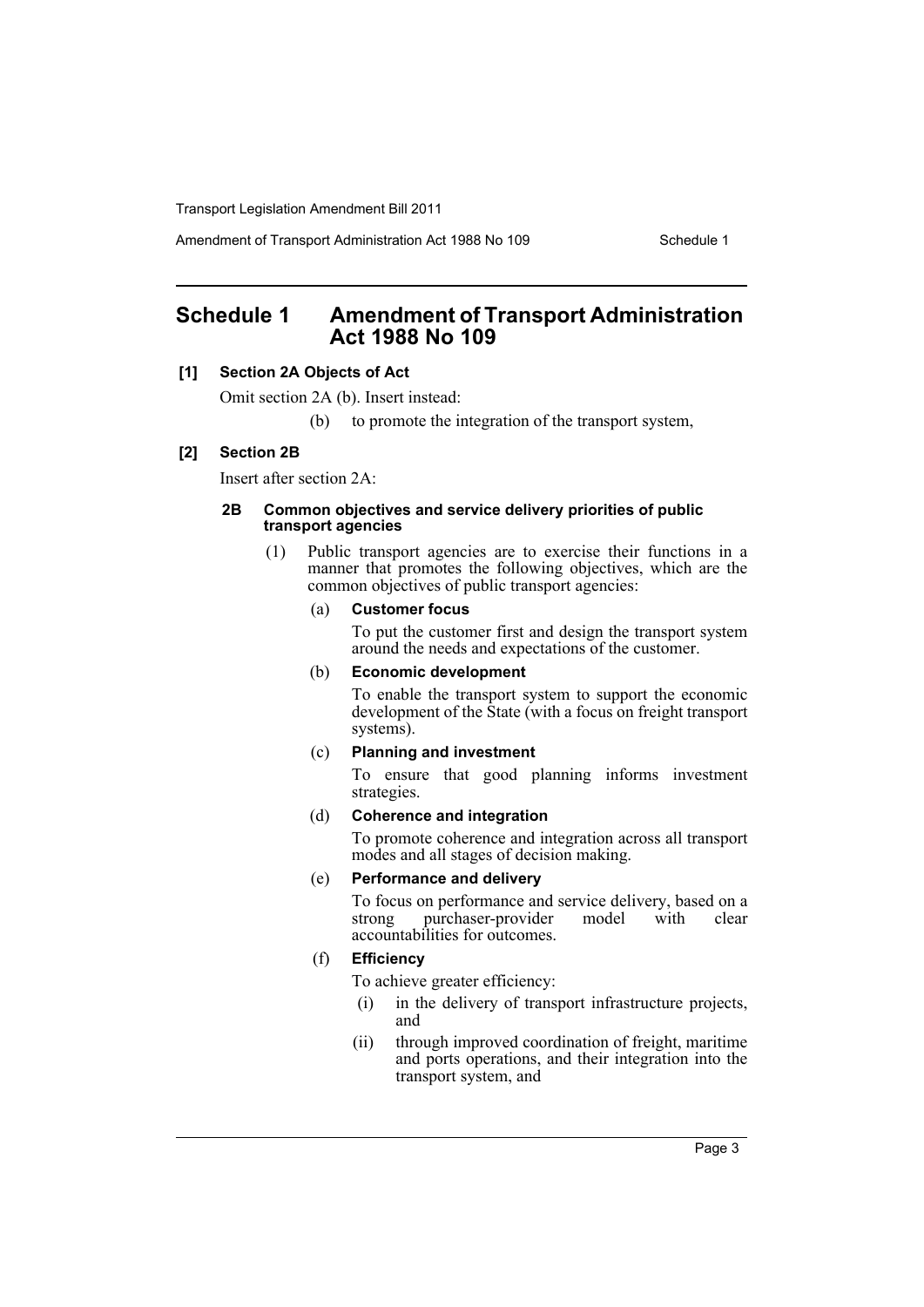# Schedule 1 Amendment of Transport Administration Act 1988 No 109

**[1] Section 2A Objects of Act**

Omit section 2A (b). Insert instead:

(b) to promote the integration of the transport system,

**[2] Section 2B**

Insert after section 2A:

**2B Common objectives and service delivery priorities of public transport agencies**

(1) Public transport agencies are to exercise their functions in a manner that promotes the following objectives, which are the common objectives of public transport agencies:

(a) **Customer focus**

To put the customer first and design the transport system around the needs and expectations of the customer.

(b) **Economic development**

To enable the transport system to support the economic development of the State (with a focus on freight transport systems).

(c) **Planning and investment**

To ensure that good planning informs investment strategies.

(d) **Coherence and integration**

To promote coherence and integration across all transport modes and all stages of decision making.

(e) **Performance and delivery**

To focus on performance and service delivery, based on a strong purchaser-provider model with clear accountabilities for outcomes.

(f) **Efficiency**

To achieve greater efficiency:

(i) in the delivery of transport infrastructure projects, and

(ii) through improved coordination of freight, maritime and ports operations, and their integration into the transport system, and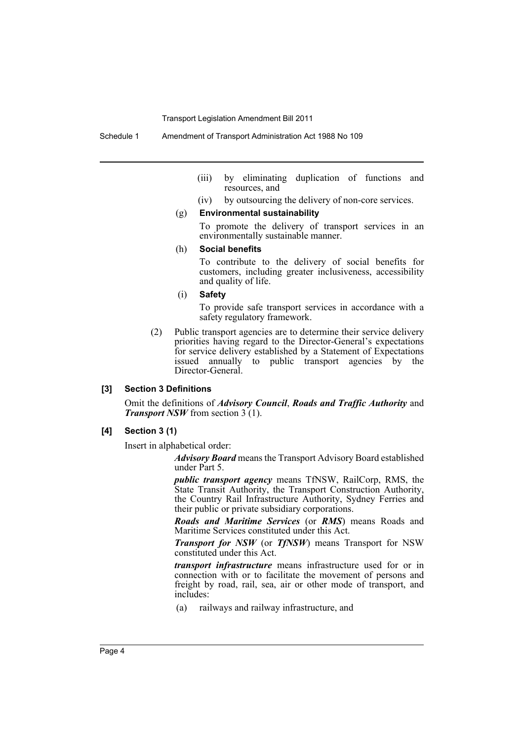(iii) by eliminating duplication of functions and resources, and

(iv) by outsourcing the delivery of non-core services.

(g) **Environmental sustainability**

To promote the delivery of transport services in an environmentally sustainable manner.

(h) **Social benefits**

To contribute to the delivery of social benefits for customers, including greater inclusiveness, accessibility and quality of life.

(i) **Safety**

To provide safe transport services in accordance with a safety regulatory framework.

(2) Public transport agencies are to determine their service delivery priorities having regard to the Director-General's expectations for service delivery established by a Statement of Expectations issued annually to public transport agencies by the Director-General.

### [3] Section 3 Definitions

Omit the definitions of ***Advisory Council***, ***Roads and Traffic Authority*** and ***Transport NSW*** from section 3 (1).

### [4] Section 3 (1)

Insert in alphabetical order:

***Advisory Board*** means the Transport Advisory Board established under Part 5.

***public transport agency*** means TfNSW, RailCorp, RMS, the State Transit Authority, the Transport Construction Authority, the Country Rail Infrastructure Authority, Sydney Ferries and their public or private subsidiary corporations.

***Roads and Maritime Services*** (or ***RMS***) means Roads and Maritime Services constituted under this Act.

***Transport for NSW*** (or ***TfNSW***) means Transport for NSW constituted under this Act.

***transport infrastructure*** means infrastructure used for or in connection with or to facilitate the movement of persons and freight by road, rail, sea, air or other mode of transport, and includes:

(a) railways and railway infrastructure, and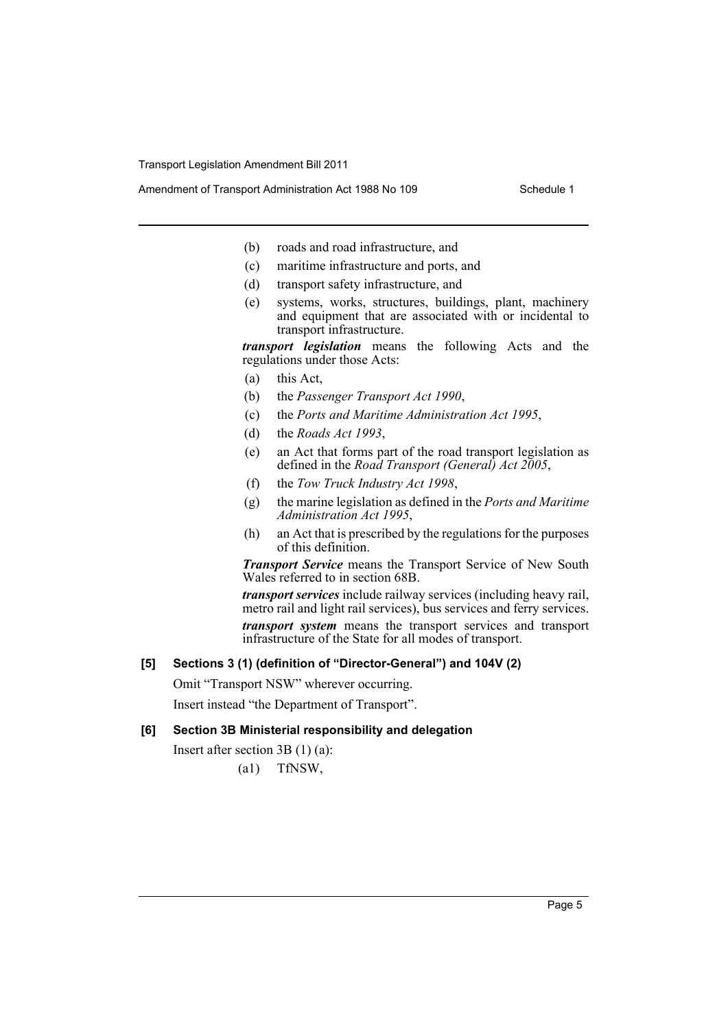- (b) roads and road infrastructure, and
- (c) maritime infrastructure and ports, and
- (d) transport safety infrastructure, and
- (e) systems, works, structures, buildings, plant, machinery and equipment that are associated with or incidental to transport infrastructure.

***transport legislation*** means the following Acts and the regulations under those Acts:

- (a) this Act,
- (b) the *Passenger Transport Act 1990*,
- (c) the *Ports and Maritime Administration Act 1995*,
- (d) the *Roads Act 1993*,
- (e) an Act that forms part of the road transport legislation as defined in the *Road Transport (General) Act 2005*,
- (f) the *Tow Truck Industry Act 1998*,
- (g) the marine legislation as defined in the *Ports and Maritime Administration Act 1995*,
- (h) an Act that is prescribed by the regulations for the purposes of this definition.

***Transport Service*** means the Transport Service of New South Wales referred to in section 68B.

***transport services*** include railway services (including heavy rail, metro rail and light rail services), bus services and ferry services.

***transport system*** means the transport services and transport infrastructure of the State for all modes of transport.

### [5] Sections 3 (1) (definition of "Director-General") and 104V (2)

Omit "Transport NSW" wherever occurring.

Insert instead "the Department of Transport".

### [6] Section 3B Ministerial responsibility and delegation

Insert after section 3B (1) (a):

- (a1) TfNSW,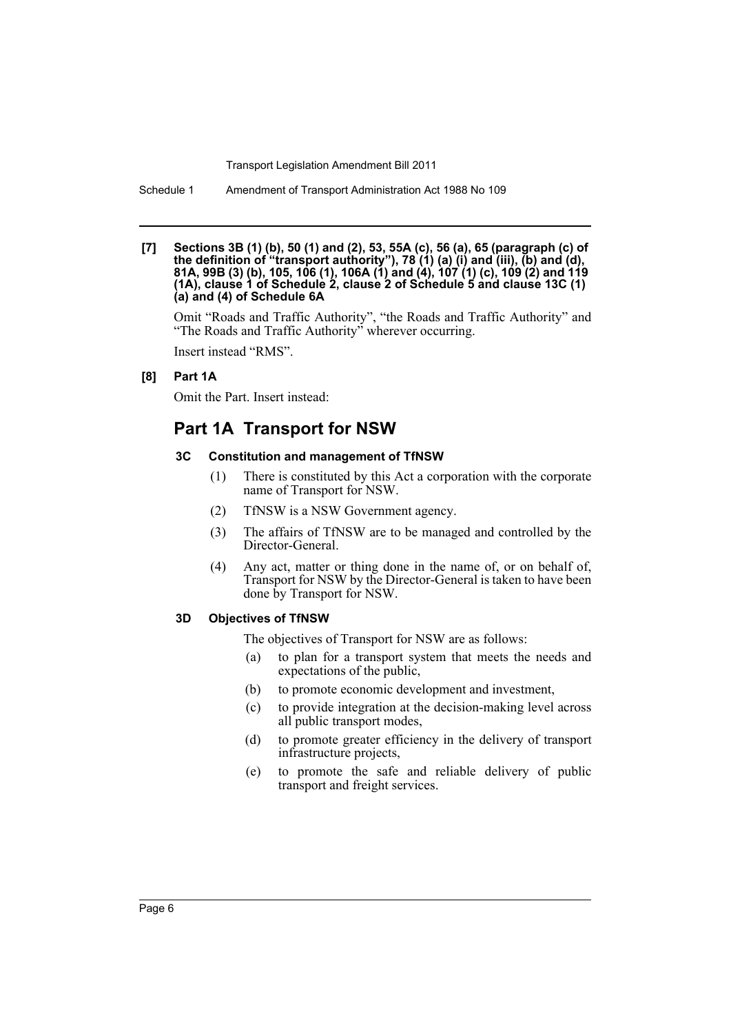**[7] Sections 3B (1) (b), 50 (1) and (2), 53, 55A (c), 56 (a), 65 (paragraph (c) of the definition of "transport authority"), 78 (1) (a) (i) and (iii), (b) and (d), 81A, 99B (3) (b), 105, 106 (1), 106A (1) and (4), 107 (1) (c), 109 (2) and 119 (1A), clause 1 of Schedule 2, clause 2 of Schedule 5 and clause 13C (1) (a) and (4) of Schedule 6A**

Omit "Roads and Traffic Authority", "the Roads and Traffic Authority" and "The Roads and Traffic Authority" wherever occurring.

Insert instead "RMS".

**[8] Part 1A**

Omit the Part. Insert instead:

## Part 1A Transport for NSW

#### 3C Constitution and management of TfNSW

(1) There is constituted by this Act a corporation with the corporate name of Transport for NSW.

(2) TfNSW is a NSW Government agency.

(3) The affairs of TfNSW are to be managed and controlled by the Director-General.

(4) Any act, matter or thing done in the name of, or on behalf of, Transport for NSW by the Director-General is taken to have been done by Transport for NSW.

#### 3D Objectives of TfNSW

The objectives of Transport for NSW are as follows:

(a) to plan for a transport system that meets the needs and expectations of the public,

(b) to promote economic development and investment,

(c) to provide integration at the decision-making level across all public transport modes,

(d) to promote greater efficiency in the delivery of transport infrastructure projects,

(e) to promote the safe and reliable delivery of public transport and freight services.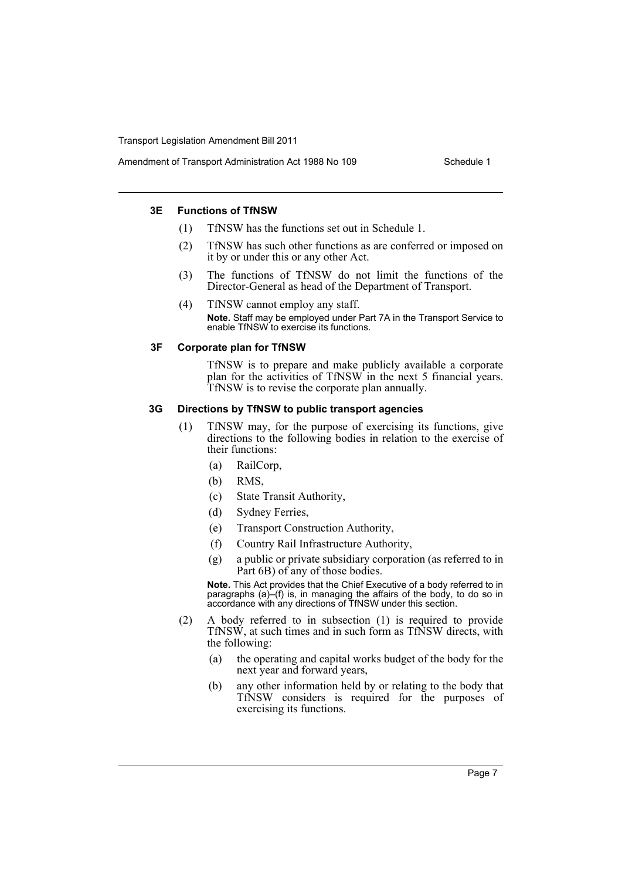### 3E Functions of TfNSW

(1) TfNSW has the functions set out in Schedule 1.

(2) TfNSW has such other functions as are conferred or imposed on it by or under this or any other Act.

(3) The functions of TfNSW do not limit the functions of the Director-General as head of the Department of Transport.

(4) TfNSW cannot employ any staff.

**Note.** Staff may be employed under Part 7A in the Transport Service to enable TfNSW to exercise its functions.

### 3F Corporate plan for TfNSW

TfNSW is to prepare and make publicly available a corporate plan for the activities of TfNSW in the next 5 financial years. TfNSW is to revise the corporate plan annually.

### 3G Directions by TfNSW to public transport agencies

(1) TfNSW may, for the purpose of exercising its functions, give directions to the following bodies in relation to the exercise of their functions:

- (a) RailCorp,
- (b) RMS,
- (c) State Transit Authority,
- (d) Sydney Ferries,
- (e) Transport Construction Authority,
- (f) Country Rail Infrastructure Authority,
- (g) a public or private subsidiary corporation (as referred to in Part 6B) of any of those bodies.

**Note.** This Act provides that the Chief Executive of a body referred to in paragraphs (a)–(f) is, in managing the affairs of the body, to do so in accordance with any directions of TfNSW under this section.

(2) A body referred to in subsection (1) is required to provide TfNSW, at such times and in such form as TfNSW directs, with the following:

- (a) the operating and capital works budget of the body for the next year and forward years,
- (b) any other information held by or relating to the body that TfNSW considers is required for the purposes of exercising its functions.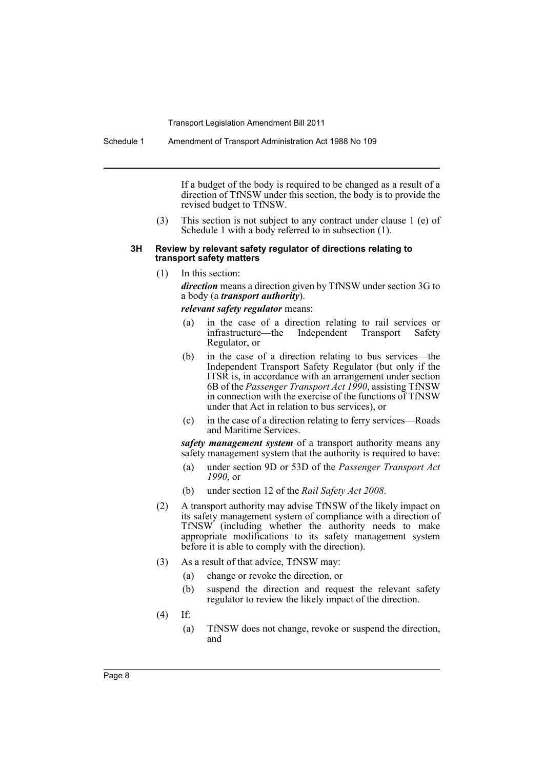If a budget of the body is required to be changed as a result of a direction of TfNSW under this section, the body is to provide the revised budget to TfNSW.

(3) This section is not subject to any contract under clause 1 (e) of Schedule 1 with a body referred to in subsection (1).

#### 3H Review by relevant safety regulator of directions relating to transport safety matters

(1) In this section:

***direction*** means a direction given by TfNSW under section 3G to a body (a ***transport authority***).

***relevant safety regulator*** means:

- (a) in the case of a direction relating to rail services or infrastructure—the Independent Transport Safety Regulator, or
- (b) in the case of a direction relating to bus services—the Independent Transport Safety Regulator (but only if the ITSR is, in accordance with an arrangement under section 6B of the *Passenger Transport Act 1990*, assisting TfNSW in connection with the exercise of the functions of TfNSW under that Act in relation to bus services), or
- (c) in the case of a direction relating to ferry services—Roads and Maritime Services.

***safety management system*** of a transport authority means any safety management system that the authority is required to have:

- (a) under section 9D or 53D of the *Passenger Transport Act 1990*, or
- (b) under section 12 of the *Rail Safety Act 2008*.

(2) A transport authority may advise TfNSW of the likely impact on its safety management system of compliance with a direction of TfNSW (including whether the authority needs to make appropriate modifications to its safety management system before it is able to comply with the direction).

(3) As a result of that advice, TfNSW may:

- (a) change or revoke the direction, or
- (b) suspend the direction and request the relevant safety regulator to review the likely impact of the direction.

(4) If:

- (a) TfNSW does not change, revoke or suspend the direction, and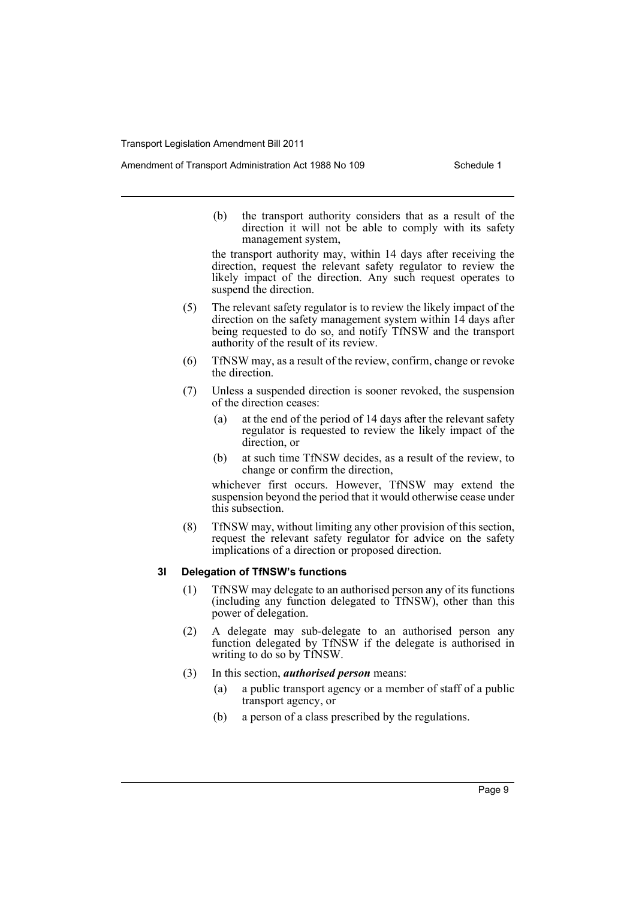(b) the transport authority considers that as a result of the direction it will not be able to comply with its safety management system,

the transport authority may, within 14 days after receiving the direction, request the relevant safety regulator to review the likely impact of the direction. Any such request operates to suspend the direction.

(5) The relevant safety regulator is to review the likely impact of the direction on the safety management system within 14 days after being requested to do so, and notify TfNSW and the transport authority of the result of its review.

(6) TfNSW may, as a result of the review, confirm, change or revoke the direction.

(7) Unless a suspended direction is sooner revoked, the suspension of the direction ceases:

(a) at the end of the period of 14 days after the relevant safety regulator is requested to review the likely impact of the direction, or

(b) at such time TfNSW decides, as a result of the review, to change or confirm the direction,

whichever first occurs. However, TfNSW may extend the suspension beyond the period that it would otherwise cease under this subsection.

(8) TfNSW may, without limiting any other provision of this section, request the relevant safety regulator for advice on the safety implications of a direction or proposed direction.

#### 3I Delegation of TfNSW's functions

(1) TfNSW may delegate to an authorised person any of its functions (including any function delegated to TfNSW), other than this power of delegation.

(2) A delegate may sub-delegate to an authorised person any function delegated by TfNSW if the delegate is authorised in writing to do so by TfNSW.

(3) In this section, ***authorised person*** means:

(a) a public transport agency or a member of staff of a public transport agency, or

(b) a person of a class prescribed by the regulations.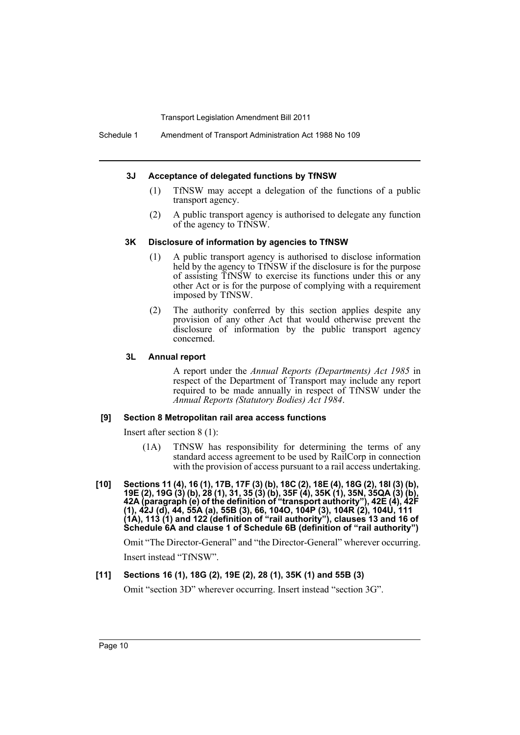### 3J Acceptance of delegated functions by TfNSW

(1) TfNSW may accept a delegation of the functions of a public transport agency.

(2) A public transport agency is authorised to delegate any function of the agency to TfNSW.

### 3K Disclosure of information by agencies to TfNSW

(1) A public transport agency is authorised to disclose information held by the agency to TfNSW if the disclosure is for the purpose of assisting TfNSW to exercise its functions under this or any other Act or is for the purpose of complying with a requirement imposed by TfNSW.

(2) The authority conferred by this section applies despite any provision of any other Act that would otherwise prevent the disclosure of information by the public transport agency concerned.

### 3L Annual report

A report under the *Annual Reports (Departments) Act 1985* in respect of the Department of Transport may include any report required to be made annually in respect of TfNSW under the *Annual Reports (Statutory Bodies) Act 1984*.

#### [9] Section 8 Metropolitan rail area access functions

Insert after section 8 (1):

(1A) TfNSW has responsibility for determining the terms of any standard access agreement to be used by RailCorp in connection with the provision of access pursuant to a rail access undertaking.

#### [10] Sections 11 (4), 16 (1), 17B, 17F (3) (b), 18C (2), 18E (4), 18G (2), 18I (3) (b), 19E (2), 19G (3) (b), 28 (1), 31, 35 (3) (b), 35F (4), 35K (1), 35N, 35QA (3) (b), 42A (paragraph (e) of the definition of "transport authority"), 42E (4), 42F (1), 42J (d), 44, 55A (a), 55B (3), 66, 104O, 104P (3), 104R (2), 104U, 111 (1A), 113 (1) and 122 (definition of "rail authority"), clauses 13 and 16 of Schedule 6A and clause 1 of Schedule 6B (definition of "rail authority")

Omit "The Director-General" and "the Director-General" wherever occurring.

Insert instead "TfNSW".

#### [11] Sections 16 (1), 18G (2), 19E (2), 28 (1), 35K (1) and 55B (3)

Omit "section 3D" wherever occurring. Insert instead "section 3G".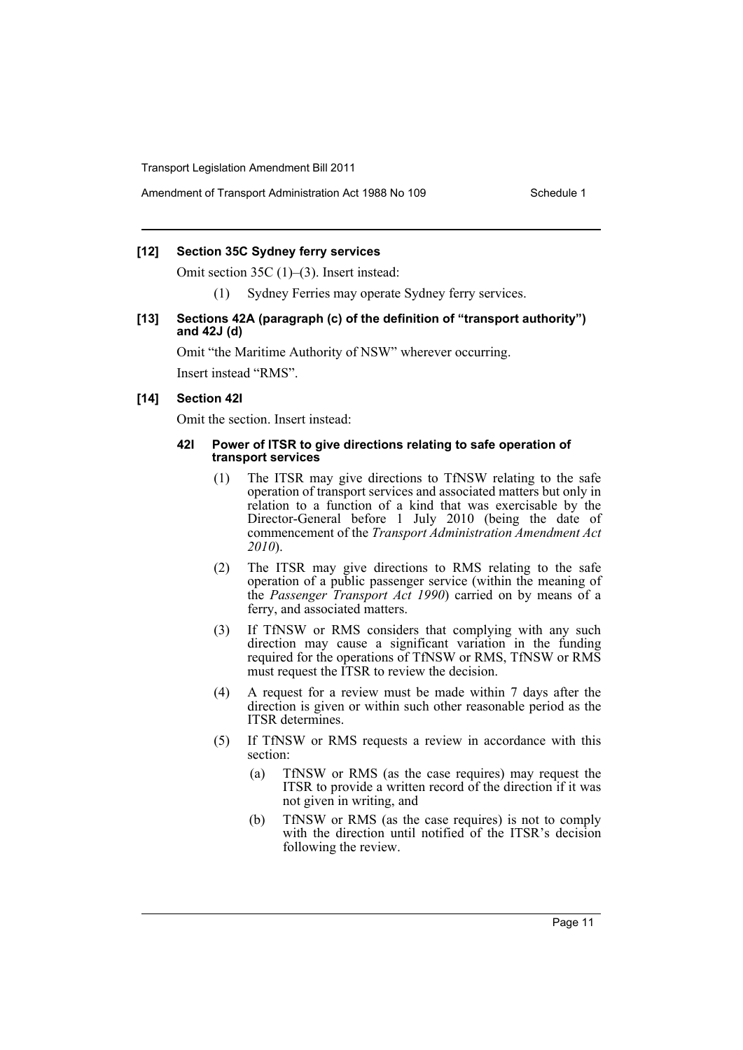**[12] Section 35C Sydney ferry services**

Omit section 35C (1)–(3). Insert instead:

(1) Sydney Ferries may operate Sydney ferry services.

**[13] Sections 42A (paragraph (c) of the definition of "transport authority") and 42J (d)**

Omit "the Maritime Authority of NSW" wherever occurring.

Insert instead "RMS".

**[14] Section 42I**

Omit the section. Insert instead:

**42I Power of ITSR to give directions relating to safe operation of transport services**

(1) The ITSR may give directions to TfNSW relating to the safe operation of transport services and associated matters but only in relation to a function of a kind that was exercisable by the Director-General before 1 July 2010 (being the date of commencement of the *Transport Administration Amendment Act 2010*).

(2) The ITSR may give directions to RMS relating to the safe operation of a public passenger service (within the meaning of the *Passenger Transport Act 1990*) carried on by means of a ferry, and associated matters.

(3) If TfNSW or RMS considers that complying with any such direction may cause a significant variation in the funding required for the operations of TfNSW or RMS, TfNSW or RMS must request the ITSR to review the decision.

(4) A request for a review must be made within 7 days after the direction is given or within such other reasonable period as the ITSR determines.

(5) If TfNSW or RMS requests a review in accordance with this section:

(a) TfNSW or RMS (as the case requires) may request the ITSR to provide a written record of the direction if it was not given in writing, and

(b) TfNSW or RMS (as the case requires) is not to comply with the direction until notified of the ITSR's decision following the review.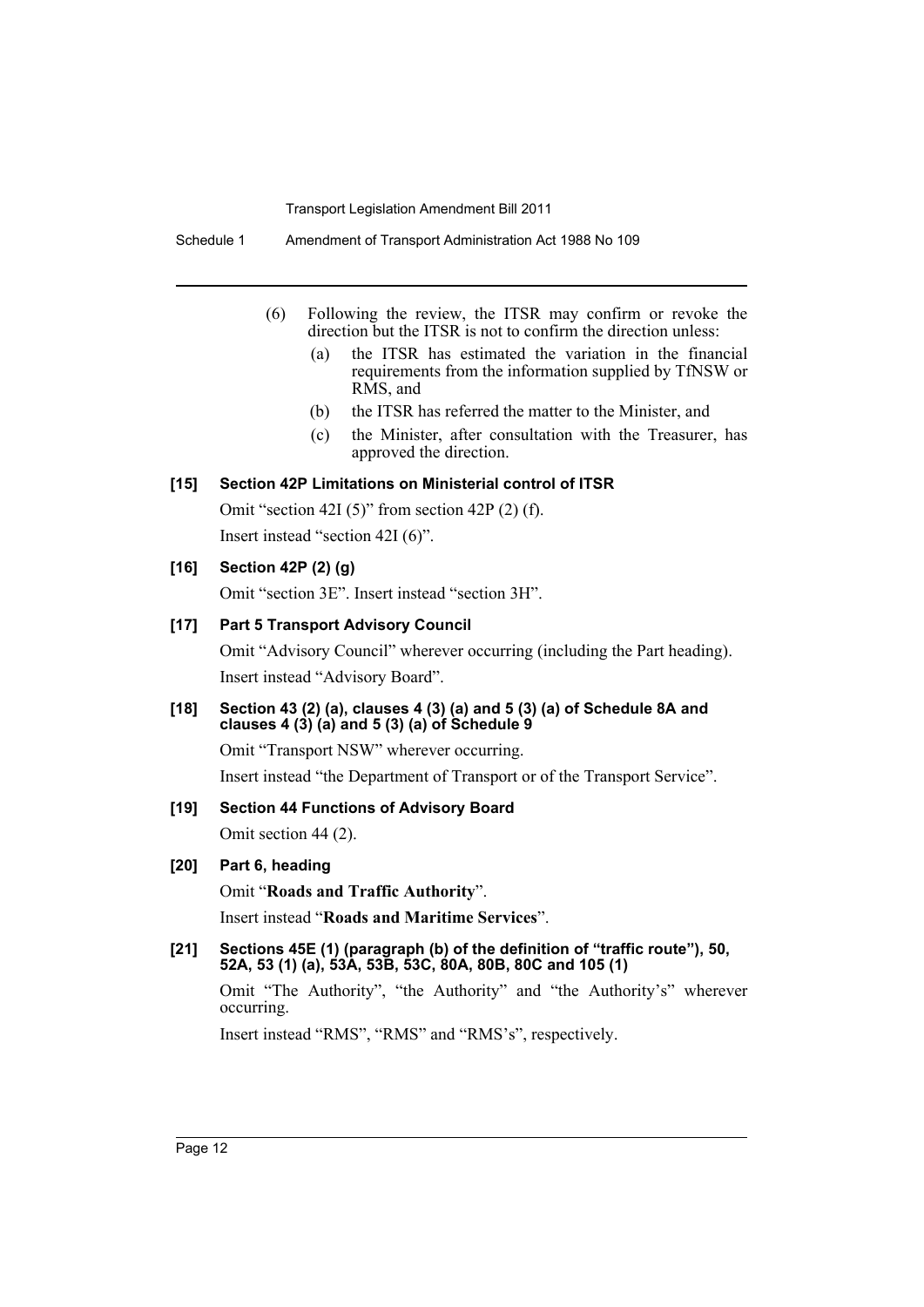(6) Following the review, the ITSR may confirm or revoke the direction but the ITSR is not to confirm the direction unless:

(a) the ITSR has estimated the variation in the financial requirements from the information supplied by TfNSW or RMS, and

(b) the ITSR has referred the matter to the Minister, and

(c) the Minister, after consultation with the Treasurer, has approved the direction.

**[15] Section 42P Limitations on Ministerial control of ITSR**

Omit "section 42I (5)" from section 42P (2) (f).

Insert instead "section 42I (6)".

**[16] Section 42P (2) (g)**

Omit "section 3E". Insert instead "section 3H".

**[17] Part 5 Transport Advisory Council**

Omit "Advisory Council" wherever occurring (including the Part heading).

Insert instead "Advisory Board".

**[18] Section 43 (2) (a), clauses 4 (3) (a) and 5 (3) (a) of Schedule 8A and clauses 4 (3) (a) and 5 (3) (a) of Schedule 9**

Omit "Transport NSW" wherever occurring.

Insert instead "the Department of Transport or of the Transport Service".

**[19] Section 44 Functions of Advisory Board**

Omit section 44 (2).

**[20] Part 6, heading**

Omit "**Roads and Traffic Authority**".

Insert instead "**Roads and Maritime Services**".

**[21] Sections 45E (1) (paragraph (b) of the definition of "traffic route"), 50, 52A, 53 (1) (a), 53A, 53B, 53C, 80A, 80B, 80C and 105 (1)**

Omit "The Authority", "the Authority" and "the Authority's" wherever occurring.

Insert instead "RMS", "RMS" and "RMS's", respectively.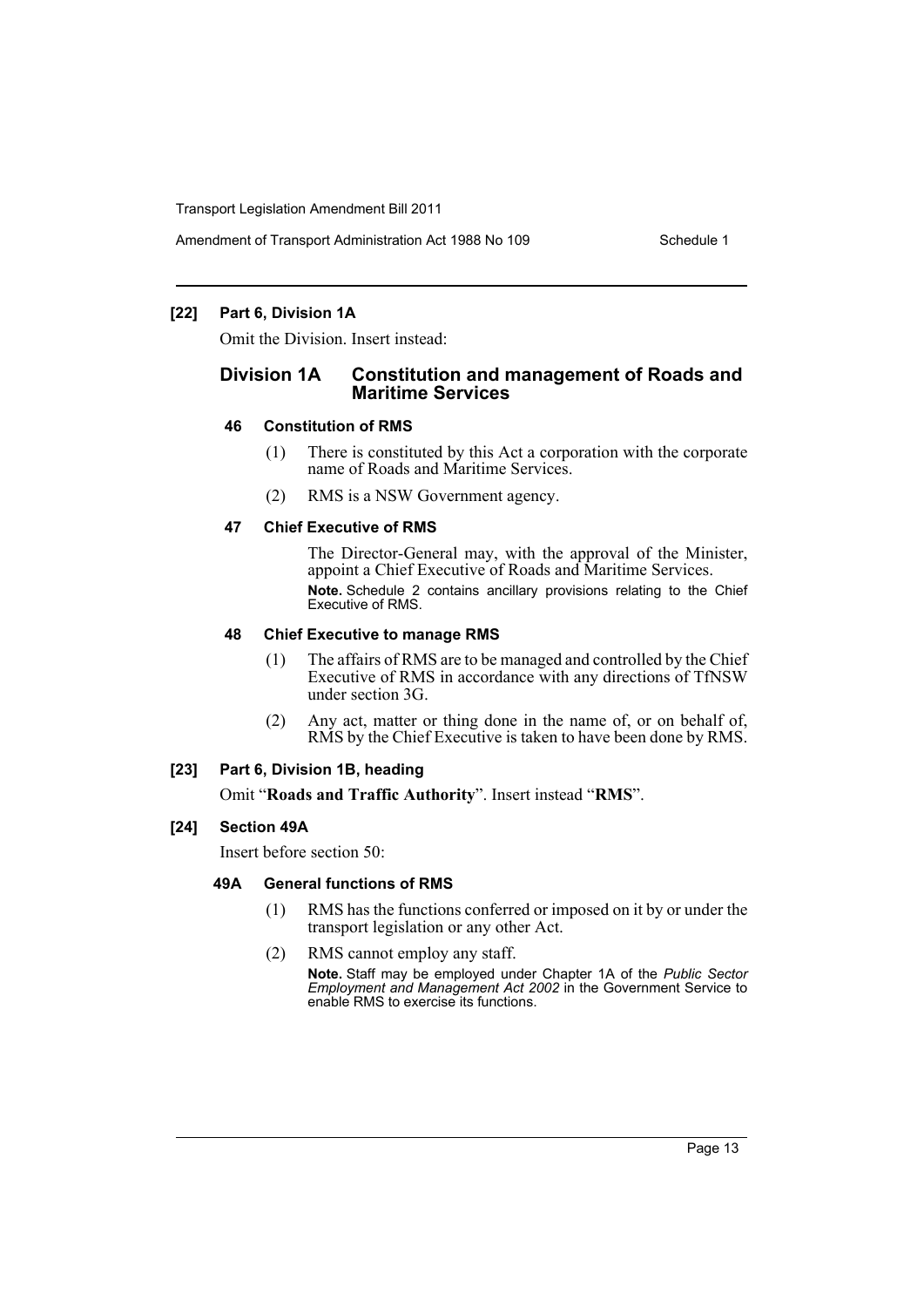**[22] Part 6, Division 1A**

Omit the Division. Insert instead:

## Division 1A Constitution and management of Roads and Maritime Services

### 46 Constitution of RMS

(1) There is constituted by this Act a corporation with the corporate name of Roads and Maritime Services.

(2) RMS is a NSW Government agency.

### 47 Chief Executive of RMS

The Director-General may, with the approval of the Minister, appoint a Chief Executive of Roads and Maritime Services.

**Note.** Schedule 2 contains ancillary provisions relating to the Chief Executive of RMS.

### 48 Chief Executive to manage RMS

(1) The affairs of RMS are to be managed and controlled by the Chief Executive of RMS in accordance with any directions of TfNSW under section 3G.

(2) Any act, matter or thing done in the name of, or on behalf of, RMS by the Chief Executive is taken to have been done by RMS.

**[23] Part 6, Division 1B, heading**

Omit "**Roads and Traffic Authority**". Insert instead "**RMS**".

**[24] Section 49A**

Insert before section 50:

### 49A General functions of RMS

(1) RMS has the functions conferred or imposed on it by or under the transport legislation or any other Act.

(2) RMS cannot employ any staff.

**Note.** Staff may be employed under Chapter 1A of the *Public Sector Employment and Management Act 2002* in the Government Service to enable RMS to exercise its functions.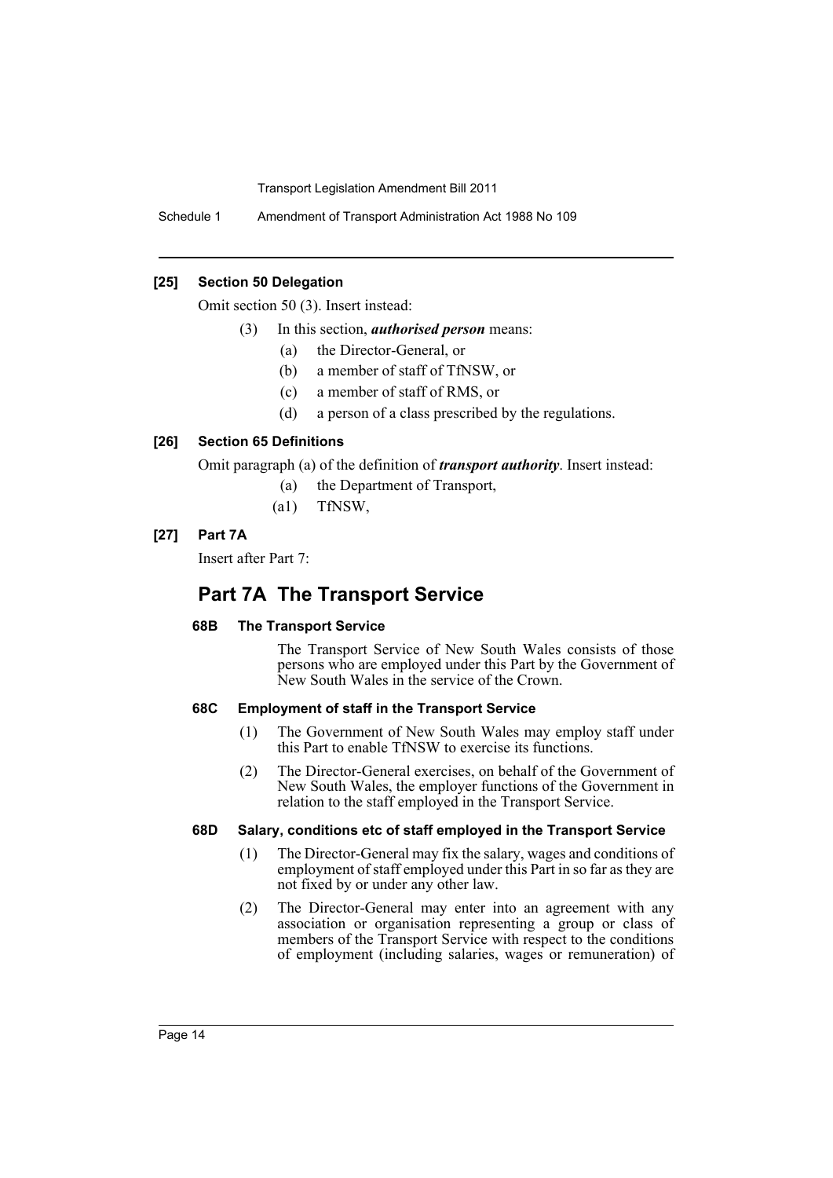**[25] Section 50 Delegation**

Omit section 50 (3). Insert instead:

(3) In this section, ***authorised person*** means:

(a) the Director-General, or

(b) a member of staff of TfNSW, or

(c) a member of staff of RMS, or

(d) a person of a class prescribed by the regulations.

**[26] Section 65 Definitions**

Omit paragraph (a) of the definition of ***transport authority***. Insert instead:

(a) the Department of Transport,

(a1) TfNSW,

**[27] Part 7A**

Insert after Part 7:

## Part 7A The Transport Service

**68B The Transport Service**

The Transport Service of New South Wales consists of those persons who are employed under this Part by the Government of New South Wales in the service of the Crown.

**68C Employment of staff in the Transport Service**

(1) The Government of New South Wales may employ staff under this Part to enable TfNSW to exercise its functions.

(2) The Director-General exercises, on behalf of the Government of New South Wales, the employer functions of the Government in relation to the staff employed in the Transport Service.

**68D Salary, conditions etc of staff employed in the Transport Service**

(1) The Director-General may fix the salary, wages and conditions of employment of staff employed under this Part in so far as they are not fixed by or under any other law.

(2) The Director-General may enter into an agreement with any association or organisation representing a group or class of members of the Transport Service with respect to the conditions of employment (including salaries, wages or remuneration) of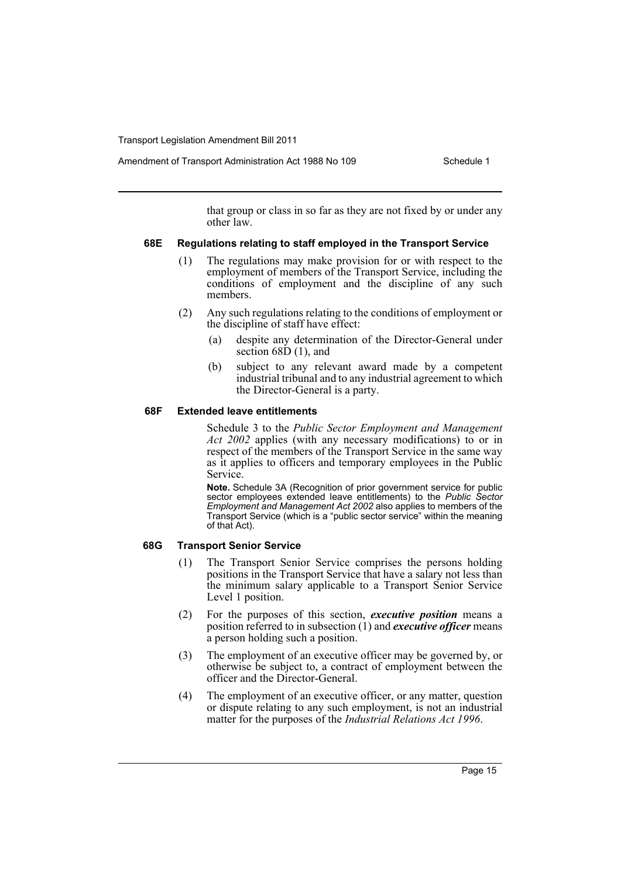that group or class in so far as they are not fixed by or under any other law.

#### 68E Regulations relating to staff employed in the Transport Service

(1) The regulations may make provision for or with respect to the employment of members of the Transport Service, including the conditions of employment and the discipline of any such members.

(2) Any such regulations relating to the conditions of employment or the discipline of staff have effect:

- (a) despite any determination of the Director-General under section 68D (1), and
- (b) subject to any relevant award made by a competent industrial tribunal and to any industrial agreement to which the Director-General is a party.

#### 68F Extended leave entitlements

Schedule 3 to the *Public Sector Employment and Management Act 2002* applies (with any necessary modifications) to or in respect of the members of the Transport Service in the same way as it applies to officers and temporary employees in the Public Service.

**Note.** Schedule 3A (Recognition of prior government service for public sector employees extended leave entitlements) to the *Public Sector Employment and Management Act 2002* also applies to members of the Transport Service (which is a "public sector service" within the meaning of that Act).

#### 68G Transport Senior Service

(1) The Transport Senior Service comprises the persons holding positions in the Transport Service that have a salary not less than the minimum salary applicable to a Transport Senior Service Level 1 position.

(2) For the purposes of this section, ***executive position*** means a position referred to in subsection (1) and ***executive officer*** means a person holding such a position.

(3) The employment of an executive officer may be governed by, or otherwise be subject to, a contract of employment between the officer and the Director-General.

(4) The employment of an executive officer, or any matter, question or dispute relating to any such employment, is not an industrial matter for the purposes of the *Industrial Relations Act 1996*.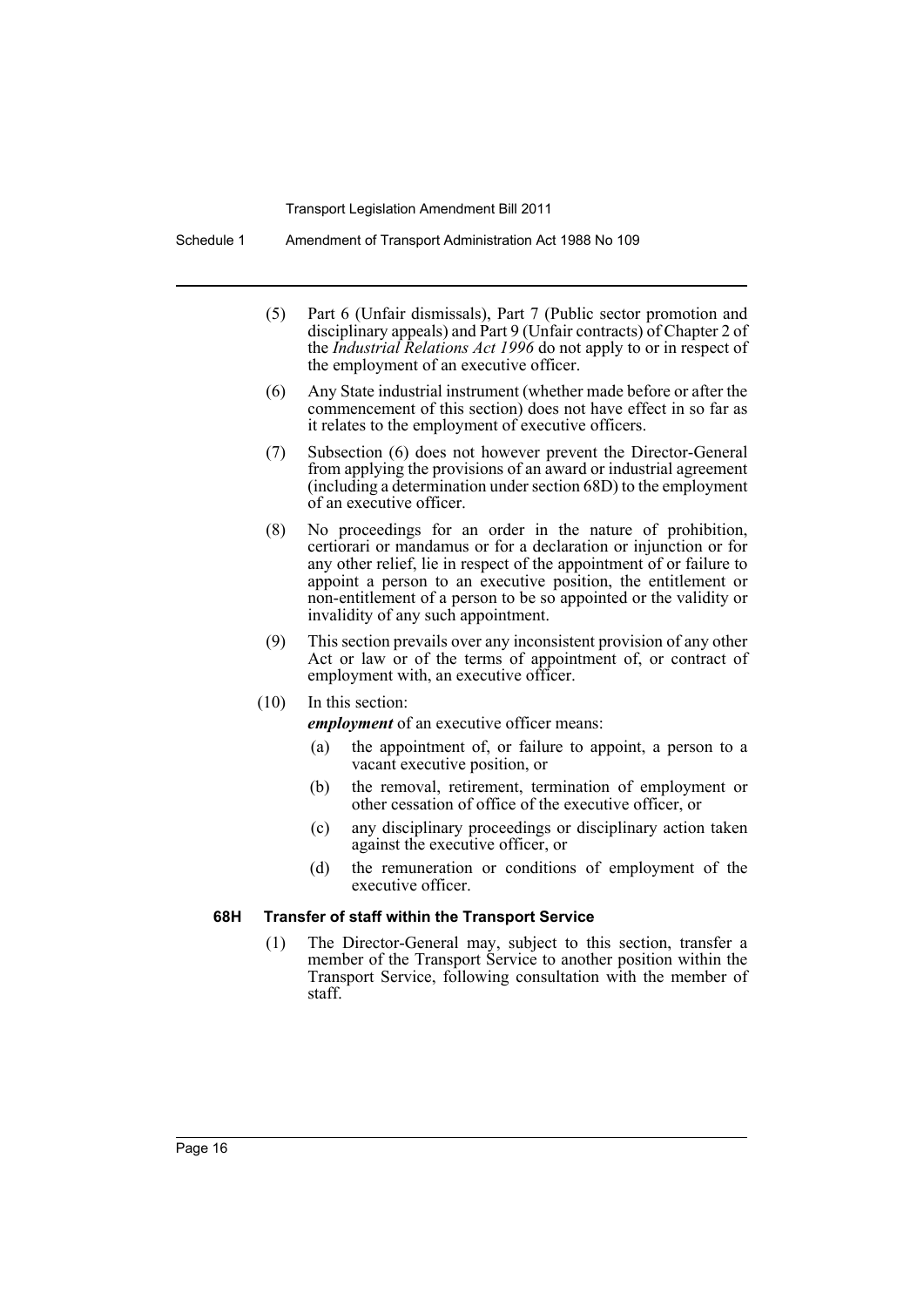(5) Part 6 (Unfair dismissals), Part 7 (Public sector promotion and disciplinary appeals) and Part 9 (Unfair contracts) of Chapter 2 of the *Industrial Relations Act 1996* do not apply to or in respect of the employment of an executive officer.

(6) Any State industrial instrument (whether made before or after the commencement of this section) does not have effect in so far as it relates to the employment of executive officers.

(7) Subsection (6) does not however prevent the Director-General from applying the provisions of an award or industrial agreement (including a determination under section 68D) to the employment of an executive officer.

(8) No proceedings for an order in the nature of prohibition, certiorari or mandamus or for a declaration or injunction or for any other relief, lie in respect of the appointment of or failure to appoint a person to an executive position, the entitlement or non-entitlement of a person to be so appointed or the validity or invalidity of any such appointment.

(9) This section prevails over any inconsistent provision of any other Act or law or of the terms of appointment of, or contract of employment with, an executive officer.

(10) In this section:

***employment*** of an executive officer means:

(a) the appointment of, or failure to appoint, a person to a vacant executive position, or

(b) the removal, retirement, termination of employment or other cessation of office of the executive officer, or

(c) any disciplinary proceedings or disciplinary action taken against the executive officer, or

(d) the remuneration or conditions of employment of the executive officer.

#### 68H Transfer of staff within the Transport Service

(1) The Director-General may, subject to this section, transfer a member of the Transport Service to another position within the Transport Service, following consultation with the member of staff.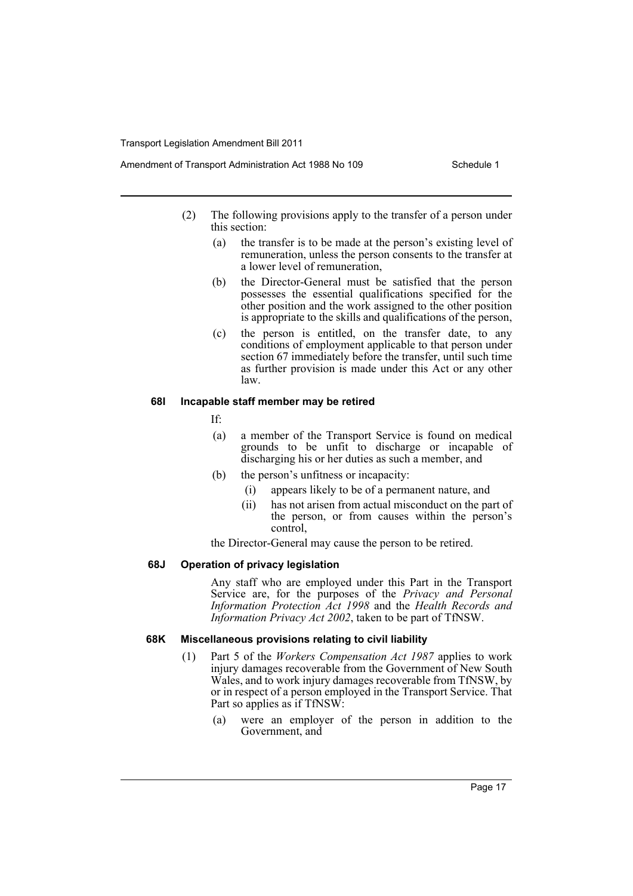(2) The following provisions apply to the transfer of a person under this section:

(a) the transfer is to be made at the person's existing level of remuneration, unless the person consents to the transfer at a lower level of remuneration,

(b) the Director-General must be satisfied that the person possesses the essential qualifications specified for the other position and the work assigned to the other position is appropriate to the skills and qualifications of the person,

(c) the person is entitled, on the transfer date, to any conditions of employment applicable to that person under section 67 immediately before the transfer, until such time as further provision is made under this Act or any other law.

#### 68I Incapable staff member may be retired

If:

(a) a member of the Transport Service is found on medical grounds to be unfit to discharge or incapable of discharging his or her duties as such a member, and

(b) the person's unfitness or incapacity:

(i) appears likely to be of a permanent nature, and

(ii) has not arisen from actual misconduct on the part of the person, or from causes within the person's control,

the Director-General may cause the person to be retired.

#### 68J Operation of privacy legislation

Any staff who are employed under this Part in the Transport Service are, for the purposes of the *Privacy and Personal Information Protection Act 1998* and the *Health Records and Information Privacy Act 2002*, taken to be part of TfNSW.

#### 68K Miscellaneous provisions relating to civil liability

(1) Part 5 of the *Workers Compensation Act 1987* applies to work injury damages recoverable from the Government of New South Wales, and to work injury damages recoverable from TfNSW, by or in respect of a person employed in the Transport Service. That Part so applies as if TfNSW:

(a) were an employer of the person in addition to the Government, and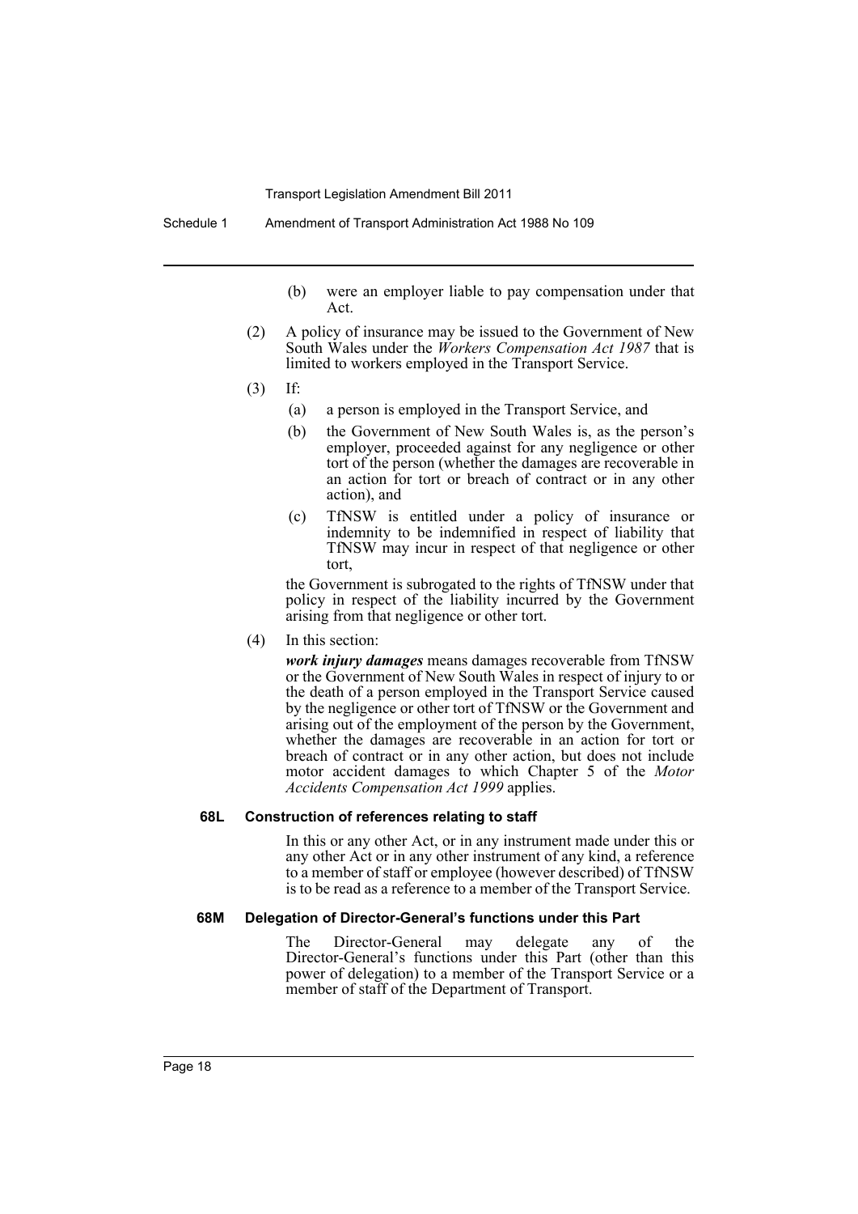(b) were an employer liable to pay compensation under that Act.

(2) A policy of insurance may be issued to the Government of New South Wales under the *Workers Compensation Act 1987* that is limited to workers employed in the Transport Service.

(3) If:

(a) a person is employed in the Transport Service, and

(b) the Government of New South Wales is, as the person's employer, proceeded against for any negligence or other tort of the person (whether the damages are recoverable in an action for tort or breach of contract or in any other action), and

(c) TfNSW is entitled under a policy of insurance or indemnity to be indemnified in respect of liability that TfNSW may incur in respect of that negligence or other tort,

the Government is subrogated to the rights of TfNSW under that policy in respect of the liability incurred by the Government arising from that negligence or other tort.

(4) In this section:

***work injury damages*** means damages recoverable from TfNSW or the Government of New South Wales in respect of injury to or the death of a person employed in the Transport Service caused by the negligence or other tort of TfNSW or the Government and arising out of the employment of the person by the Government, whether the damages are recoverable in an action for tort or breach of contract or in any other action, but does not include motor accident damages to which Chapter 5 of the *Motor Accidents Compensation Act 1999* applies.

#### 68L Construction of references relating to staff

In this or any other Act, or in any instrument made under this or any other Act or in any other instrument of any kind, a reference to a member of staff or employee (however described) of TfNSW is to be read as a reference to a member of the Transport Service.

#### 68M Delegation of Director-General's functions under this Part

The Director-General may delegate any of the Director-General's functions under this Part (other than this power of delegation) to a member of the Transport Service or a member of staff of the Department of Transport.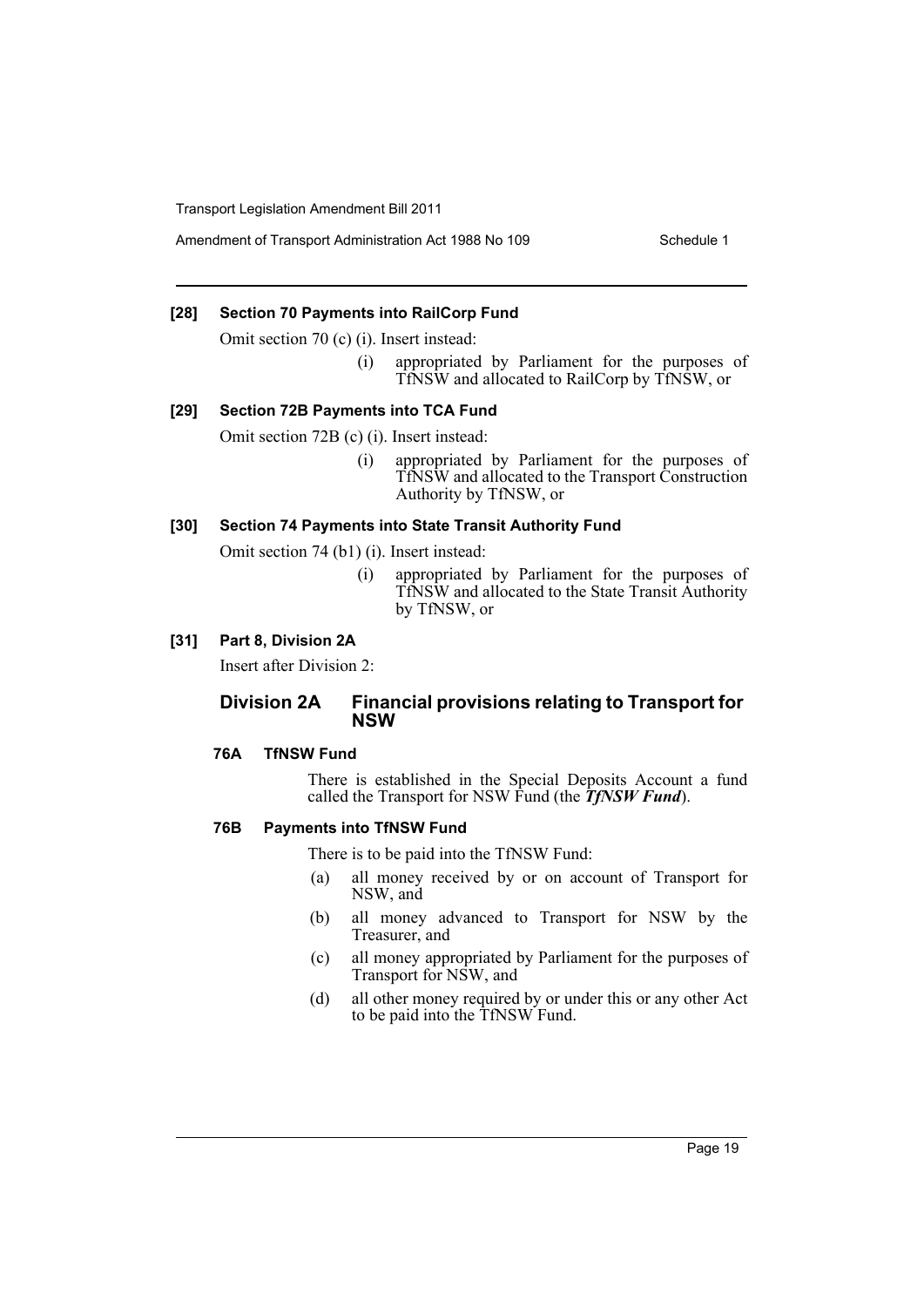**[28] Section 70 Payments into RailCorp Fund**

Omit section 70 (c) (i). Insert instead:

> (i) appropriated by Parliament for the purposes of TfNSW and allocated to RailCorp by TfNSW, or

**[29] Section 72B Payments into TCA Fund**

Omit section 72B (c) (i). Insert instead:

> (i) appropriated by Parliament for the purposes of TfNSW and allocated to the Transport Construction Authority by TfNSW, or

**[30] Section 74 Payments into State Transit Authority Fund**

Omit section 74 (b1) (i). Insert instead:

> (i) appropriated by Parliament for the purposes of TfNSW and allocated to the State Transit Authority by TfNSW, or

**[31] Part 8, Division 2A**

Insert after Division 2:

## Division 2A Financial provisions relating to Transport for NSW

### 76A TfNSW Fund

There is established in the Special Deposits Account a fund called the Transport for NSW Fund (the ***TfNSW Fund***).

### 76B Payments into TfNSW Fund

There is to be paid into the TfNSW Fund:

(a) all money received by or on account of Transport for NSW, and

(b) all money advanced to Transport for NSW by the Treasurer, and

(c) all money appropriated by Parliament for the purposes of Transport for NSW, and

(d) all other money required by or under this or any other Act to be paid into the TfNSW Fund.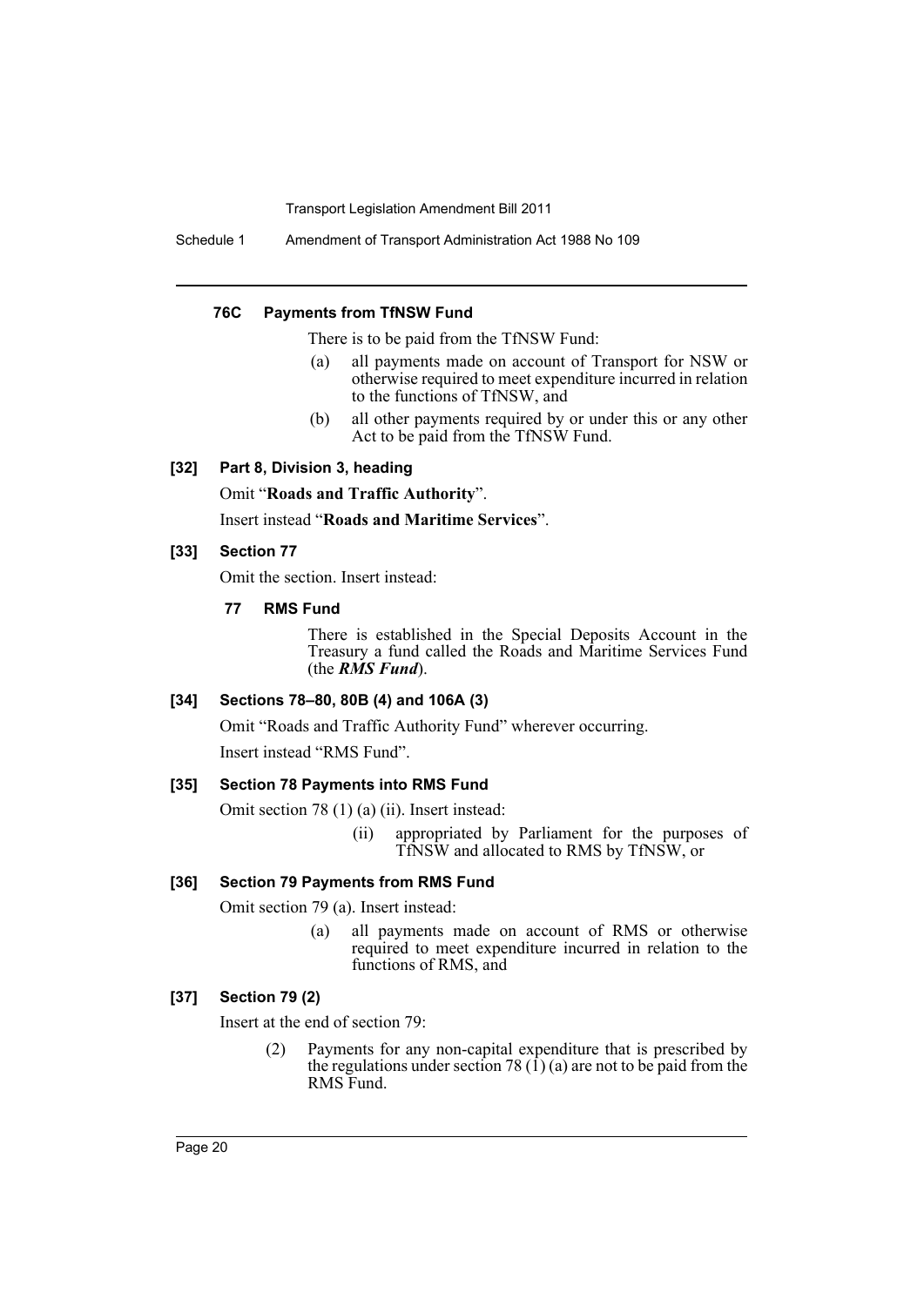#### 76C Payments from TfNSW Fund

There is to be paid from the TfNSW Fund:

(a) all payments made on account of Transport for NSW or otherwise required to meet expenditure incurred in relation to the functions of TfNSW, and

(b) all other payments required by or under this or any other Act to be paid from the TfNSW Fund.

### [32] Part 8, Division 3, heading

Omit "**Roads and Traffic Authority**".

Insert instead "**Roads and Maritime Services**".

### [33] Section 77

Omit the section. Insert instead:

#### 77 RMS Fund

There is established in the Special Deposits Account in the Treasury a fund called the Roads and Maritime Services Fund (the ***RMS Fund***).

### [34] Sections 78–80, 80B (4) and 106A (3)

Omit "Roads and Traffic Authority Fund" wherever occurring.

Insert instead "RMS Fund".

### [35] Section 78 Payments into RMS Fund

Omit section 78 (1) (a) (ii). Insert instead:

(ii) appropriated by Parliament for the purposes of TfNSW and allocated to RMS by TfNSW, or

### [36] Section 79 Payments from RMS Fund

Omit section 79 (a). Insert instead:

(a) all payments made on account of RMS or otherwise required to meet expenditure incurred in relation to the functions of RMS, and

### [37] Section 79 (2)

Insert at the end of section 79:

(2) Payments for any non-capital expenditure that is prescribed by the regulations under section 78 (1) (a) are not to be paid from the RMS Fund.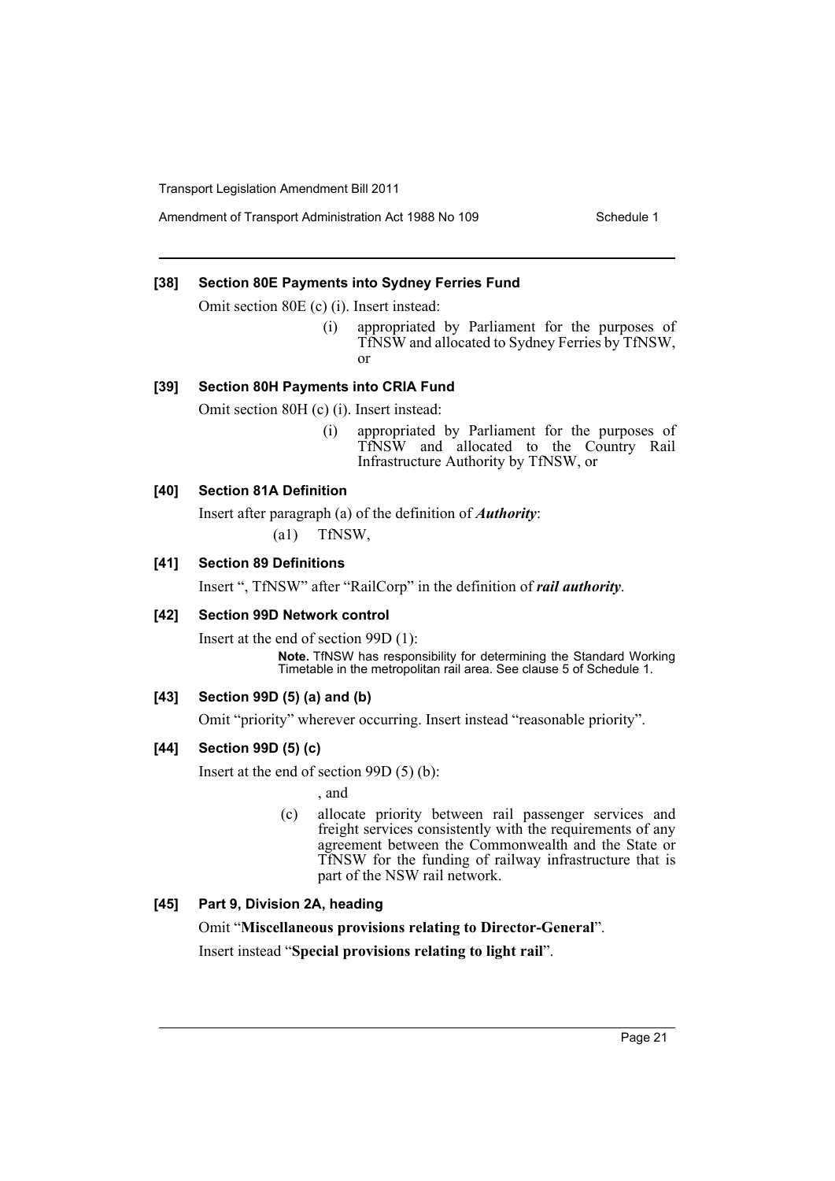### [38] Section 80E Payments into Sydney Ferries Fund

Omit section 80E (c) (i). Insert instead:

> (i) appropriated by Parliament for the purposes of TfNSW and allocated to Sydney Ferries by TfNSW, or

### [39] Section 80H Payments into CRIA Fund

Omit section 80H (c) (i). Insert instead:

> (i) appropriated by Parliament for the purposes of TfNSW and allocated to the Country Rail Infrastructure Authority by TfNSW, or

### [40] Section 81A Definition

Insert after paragraph (a) of the definition of ***Authority***:

> (a1) TfNSW,

### [41] Section 89 Definitions

Insert ", TfNSW" after "RailCorp" in the definition of ***rail authority***.

### [42] Section 99D Network control

Insert at the end of section 99D (1):

> **Note.** TfNSW has responsibility for determining the Standard Working Timetable in the metropolitan rail area. See clause 5 of Schedule 1.

### [43] Section 99D (5) (a) and (b)

Omit "priority" wherever occurring. Insert instead "reasonable priority".

### [44] Section 99D (5) (c)

Insert at the end of section 99D (5) (b):

> , and
>
> (c) allocate priority between rail passenger services and freight services consistently with the requirements of any agreement between the Commonwealth and the State or TfNSW for the funding of railway infrastructure that is part of the NSW rail network.

### [45] Part 9, Division 2A, heading

Omit "**Miscellaneous provisions relating to Director-General**".

Insert instead "**Special provisions relating to light rail**".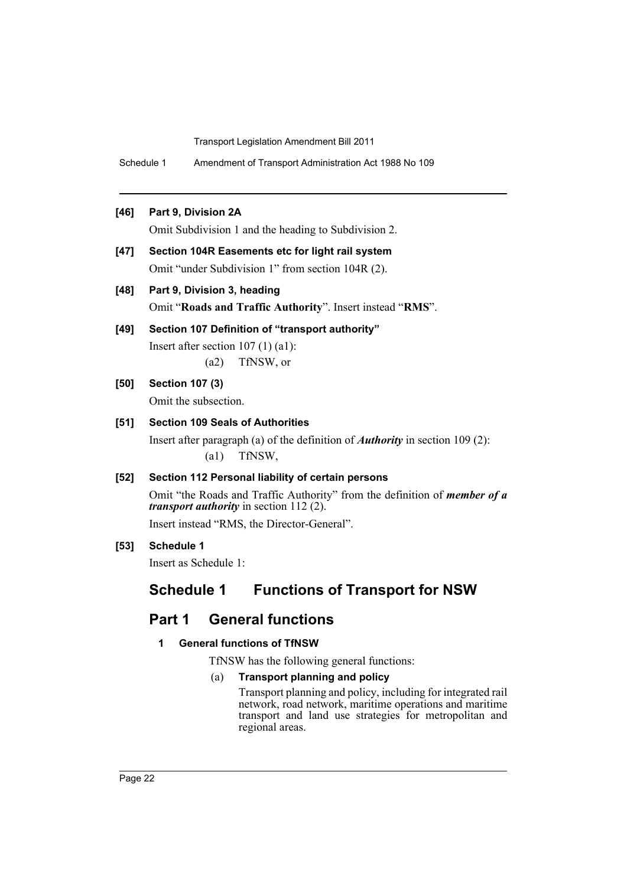**[46] Part 9, Division 2A**

Omit Subdivision 1 and the heading to Subdivision 2.

**[47] Section 104R Easements etc for light rail system**

Omit "under Subdivision 1" from section 104R (2).

**[48] Part 9, Division 3, heading**

Omit "**Roads and Traffic Authority**". Insert instead "**RMS**".

**[49] Section 107 Definition of "transport authority"**

Insert after section 107 (1) (a1):

(a2) TfNSW, or

**[50] Section 107 (3)**

Omit the subsection.

**[51] Section 109 Seals of Authorities**

Insert after paragraph (a) of the definition of ***Authority*** in section 109 (2):

(a1) TfNSW,

**[52] Section 112 Personal liability of certain persons**

Omit "the Roads and Traffic Authority" from the definition of ***member of a transport authority*** in section 112 (2).

Insert instead "RMS, the Director-General".

**[53] Schedule 1**

Insert as Schedule 1:

# Schedule 1 Functions of Transport for NSW

## Part 1 General functions

### 1 General functions of TfNSW

TfNSW has the following general functions:

(a) **Transport planning and policy**

Transport planning and policy, including for integrated rail network, road network, maritime operations and maritime transport and land use strategies for metropolitan and regional areas.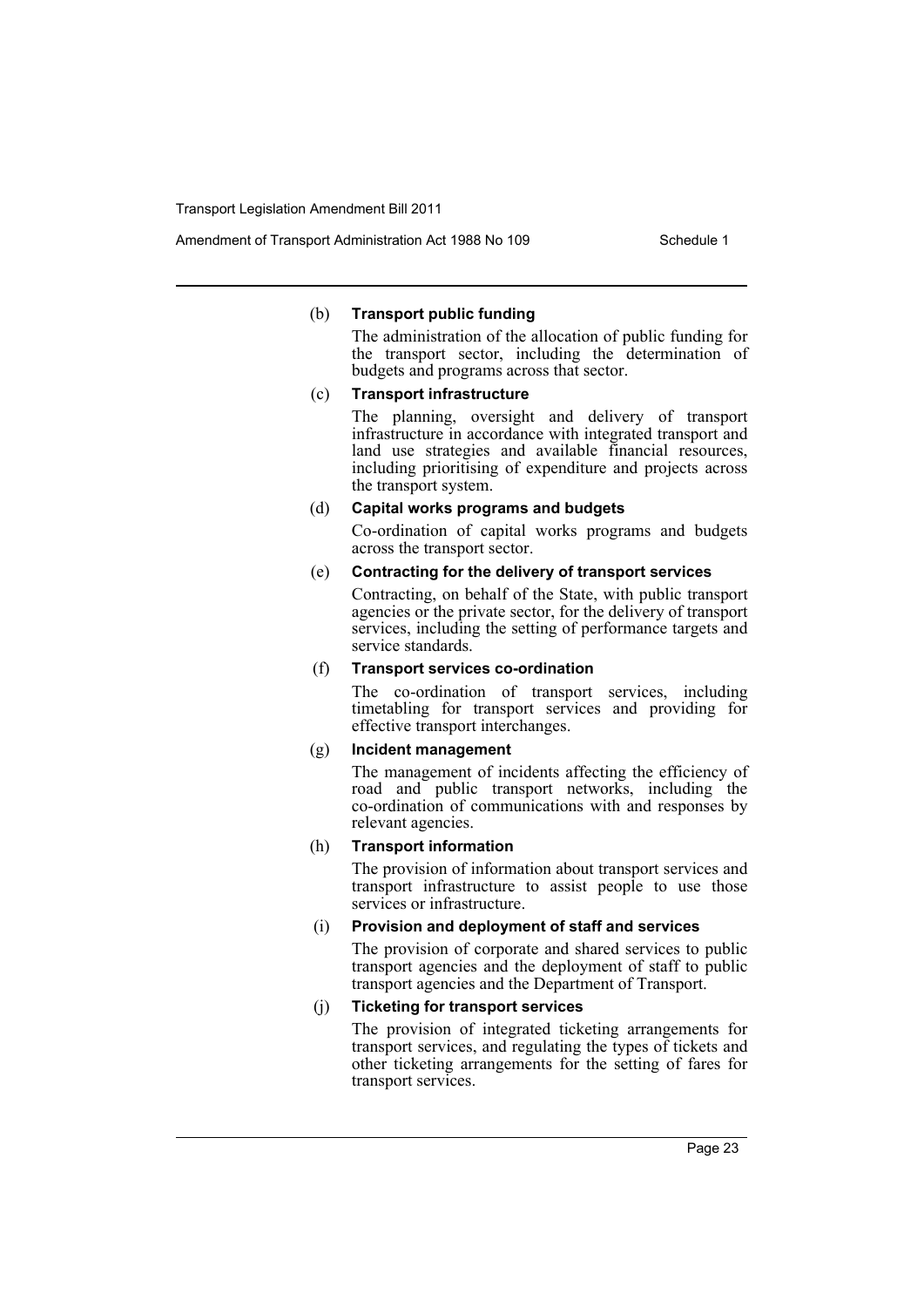(b) **Transport public funding**

The administration of the allocation of public funding for the transport sector, including the determination of budgets and programs across that sector.

(c) **Transport infrastructure**

The planning, oversight and delivery of transport infrastructure in accordance with integrated transport and land use strategies and available financial resources, including prioritising of expenditure and projects across the transport system.

(d) **Capital works programs and budgets**

Co-ordination of capital works programs and budgets across the transport sector.

(e) **Contracting for the delivery of transport services**

Contracting, on behalf of the State, with public transport agencies or the private sector, for the delivery of transport services, including the setting of performance targets and service standards.

(f) **Transport services co-ordination**

The co-ordination of transport services, including timetabling for transport services and providing for effective transport interchanges.

(g) **Incident management**

The management of incidents affecting the efficiency of road and public transport networks, including the co-ordination of communications with and responses by relevant agencies.

(h) **Transport information**

The provision of information about transport services and transport infrastructure to assist people to use those services or infrastructure.

(i) **Provision and deployment of staff and services**

The provision of corporate and shared services to public transport agencies and the deployment of staff to public transport agencies and the Department of Transport.

(j) **Ticketing for transport services**

The provision of integrated ticketing arrangements for transport services, and regulating the types of tickets and other ticketing arrangements for the setting of fares for transport services.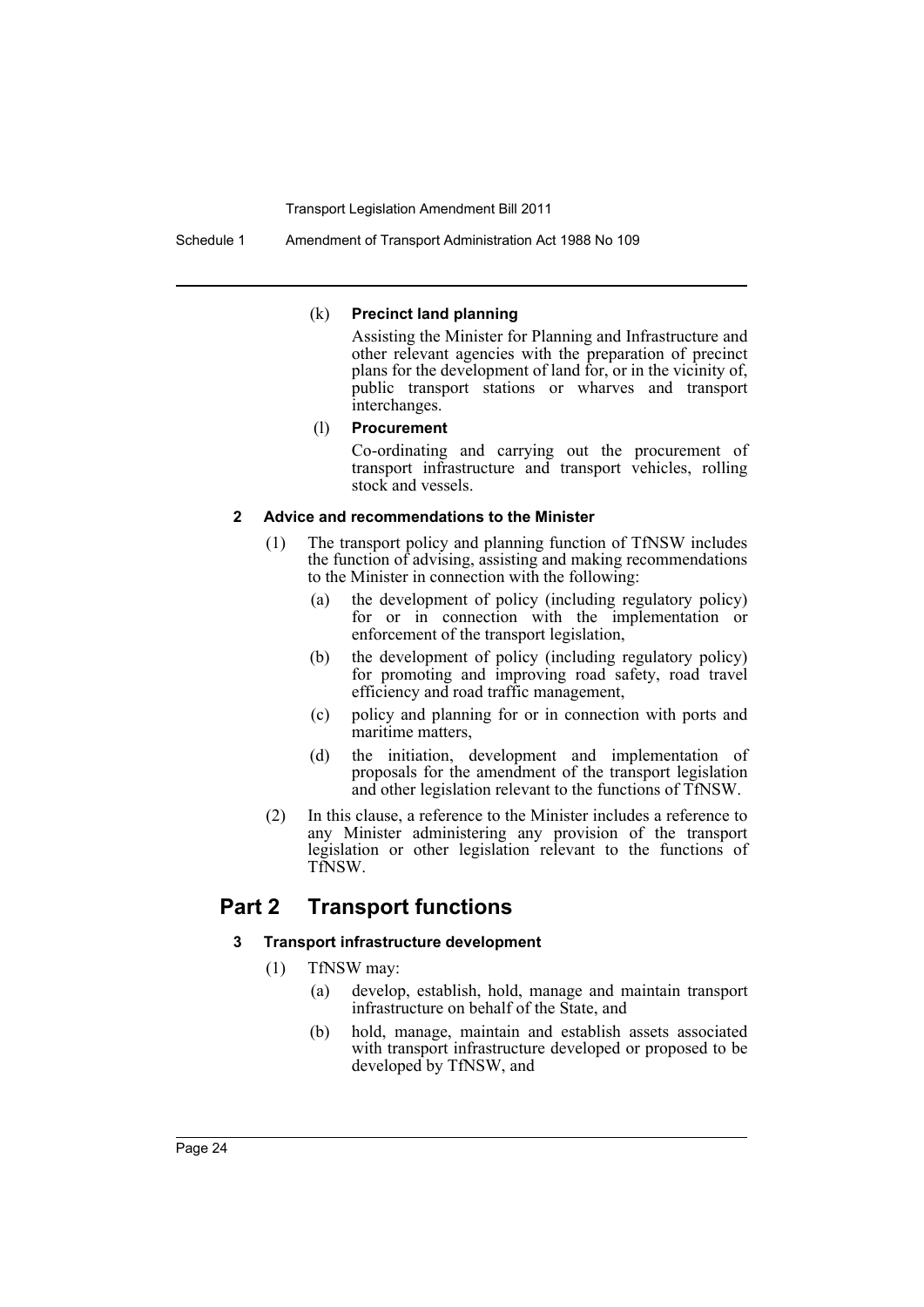(k) **Precinct land planning**

Assisting the Minister for Planning and Infrastructure and other relevant agencies with the preparation of precinct plans for the development of land for, or in the vicinity of, public transport stations or wharves and transport interchanges.

(l) **Procurement**

Co-ordinating and carrying out the procurement of transport infrastructure and transport vehicles, rolling stock and vessels.

#### 2 Advice and recommendations to the Minister

(1) The transport policy and planning function of TfNSW includes the function of advising, assisting and making recommendations to the Minister in connection with the following:

(a) the development of policy (including regulatory policy) for or in connection with the implementation or enforcement of the transport legislation,

(b) the development of policy (including regulatory policy) for promoting and improving road safety, road travel efficiency and road traffic management,

(c) policy and planning for or in connection with ports and maritime matters,

(d) the initiation, development and implementation of proposals for the amendment of the transport legislation and other legislation relevant to the functions of TfNSW.

(2) In this clause, a reference to the Minister includes a reference to any Minister administering any provision of the transport legislation or other legislation relevant to the functions of TfNSW.

## Part 2 Transport functions

#### 3 Transport infrastructure development

(1) TfNSW may:

(a) develop, establish, hold, manage and maintain transport infrastructure on behalf of the State, and

(b) hold, manage, maintain and establish assets associated with transport infrastructure developed or proposed to be developed by TfNSW, and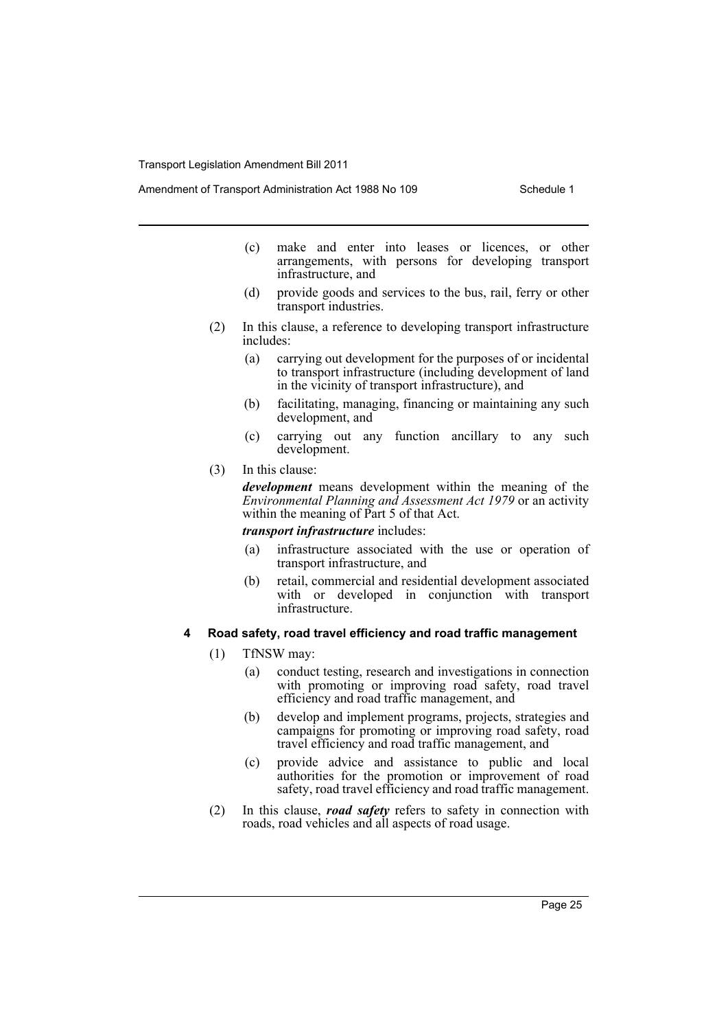(c) make and enter into leases or licences, or other arrangements, with persons for developing transport infrastructure, and

(d) provide goods and services to the bus, rail, ferry or other transport industries.

(2) In this clause, a reference to developing transport infrastructure includes:

(a) carrying out development for the purposes of or incidental to transport infrastructure (including development of land in the vicinity of transport infrastructure), and

(b) facilitating, managing, financing or maintaining any such development, and

(c) carrying out any function ancillary to any such development.

(3) In this clause:

***development*** means development within the meaning of the *Environmental Planning and Assessment Act 1979* or an activity within the meaning of Part 5 of that Act.

***transport infrastructure*** includes:

(a) infrastructure associated with the use or operation of transport infrastructure, and

(b) retail, commercial and residential development associated with or developed in conjunction with transport infrastructure.

#### 4 Road safety, road travel efficiency and road traffic management

(1) TfNSW may:

(a) conduct testing, research and investigations in connection with promoting or improving road safety, road travel efficiency and road traffic management, and

(b) develop and implement programs, projects, strategies and campaigns for promoting or improving road safety, road travel efficiency and road traffic management, and

(c) provide advice and assistance to public and local authorities for the promotion or improvement of road safety, road travel efficiency and road traffic management.

(2) In this clause, ***road safety*** refers to safety in connection with roads, road vehicles and all aspects of road usage.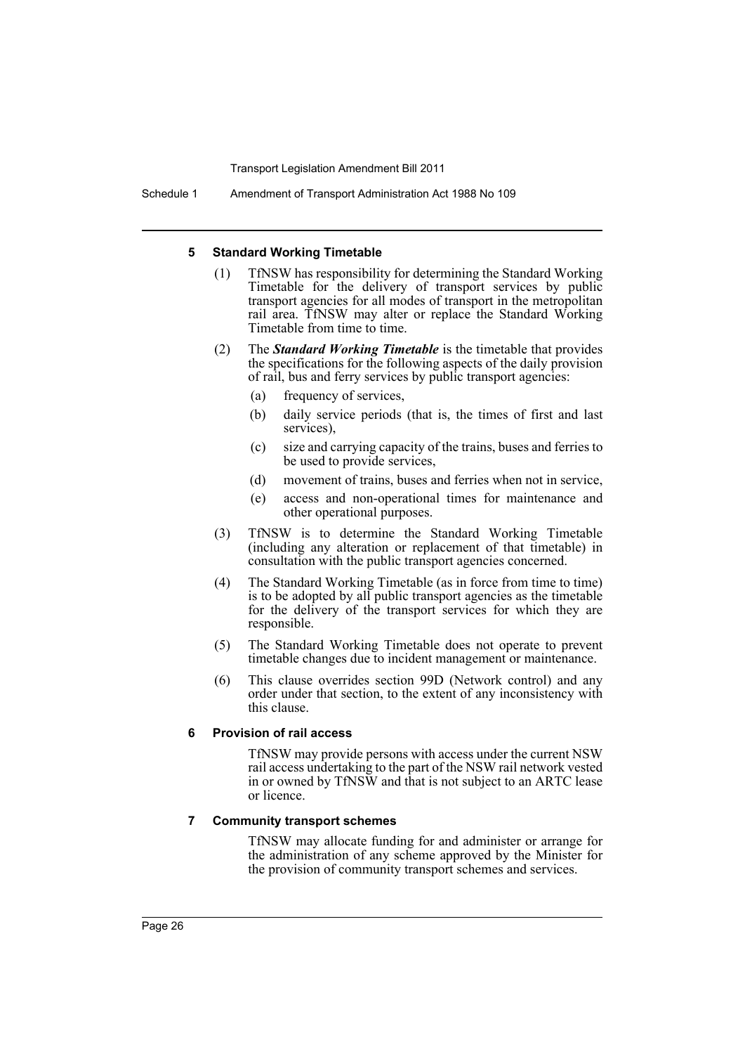### 5 Standard Working Timetable

(1) TfNSW has responsibility for determining the Standard Working Timetable for the delivery of transport services by public transport agencies for all modes of transport in the metropolitan rail area. TfNSW may alter or replace the Standard Working Timetable from time to time.

(2) The ***Standard Working Timetable*** is the timetable that provides the specifications for the following aspects of the daily provision of rail, bus and ferry services by public transport agencies:

- (a) frequency of services,
- (b) daily service periods (that is, the times of first and last services),
- (c) size and carrying capacity of the trains, buses and ferries to be used to provide services,
- (d) movement of trains, buses and ferries when not in service,
- (e) access and non-operational times for maintenance and other operational purposes.

(3) TfNSW is to determine the Standard Working Timetable (including any alteration or replacement of that timetable) in consultation with the public transport agencies concerned.

(4) The Standard Working Timetable (as in force from time to time) is to be adopted by all public transport agencies as the timetable for the delivery of the transport services for which they are responsible.

(5) The Standard Working Timetable does not operate to prevent timetable changes due to incident management or maintenance.

(6) This clause overrides section 99D (Network control) and any order under that section, to the extent of any inconsistency with this clause.

### 6 Provision of rail access

TfNSW may provide persons with access under the current NSW rail access undertaking to the part of the NSW rail network vested in or owned by TfNSW and that is not subject to an ARTC lease or licence.

### 7 Community transport schemes

TfNSW may allocate funding for and administer or arrange for the administration of any scheme approved by the Minister for the provision of community transport schemes and services.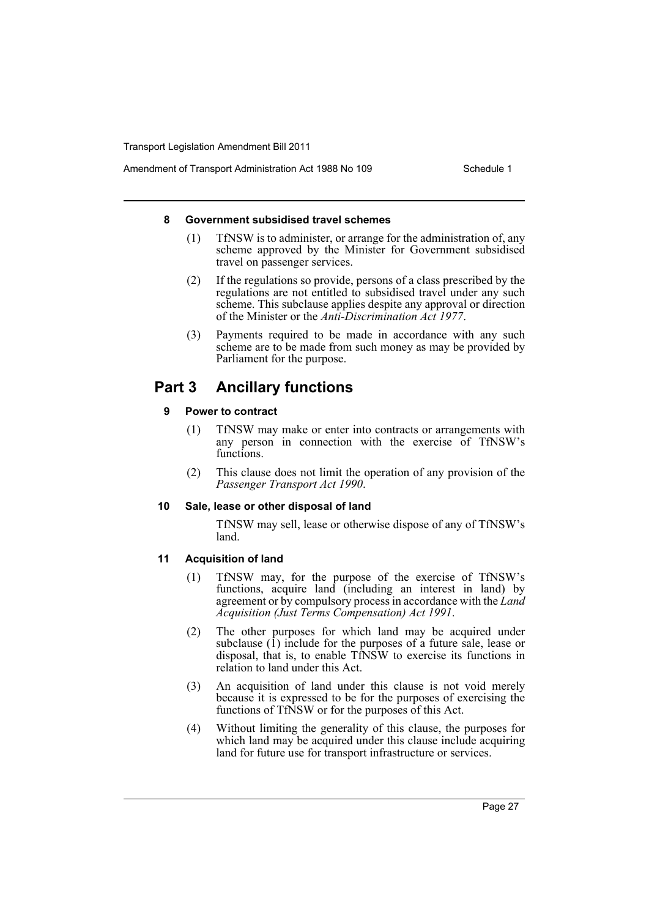#### 8 Government subsidised travel schemes

(1) TfNSW is to administer, or arrange for the administration of, any scheme approved by the Minister for Government subsidised travel on passenger services.

(2) If the regulations so provide, persons of a class prescribed by the regulations are not entitled to subsidised travel under any such scheme. This subclause applies despite any approval or direction of the Minister or the *Anti-Discrimination Act 1977*.

(3) Payments required to be made in accordance with any such scheme are to be made from such money as may be provided by Parliament for the purpose.

## Part 3 Ancillary functions

#### 9 Power to contract

(1) TfNSW may make or enter into contracts or arrangements with any person in connection with the exercise of TfNSW's functions.

(2) This clause does not limit the operation of any provision of the *Passenger Transport Act 1990*.

#### 10 Sale, lease or other disposal of land

TfNSW may sell, lease or otherwise dispose of any of TfNSW's land.

#### 11 Acquisition of land

(1) TfNSW may, for the purpose of the exercise of TfNSW's functions, acquire land (including an interest in land) by agreement or by compulsory process in accordance with the *Land Acquisition (Just Terms Compensation) Act 1991*.

(2) The other purposes for which land may be acquired under subclause (1) include for the purposes of a future sale, lease or disposal, that is, to enable TfNSW to exercise its functions in relation to land under this Act.

(3) An acquisition of land under this clause is not void merely because it is expressed to be for the purposes of exercising the functions of TfNSW or for the purposes of this Act.

(4) Without limiting the generality of this clause, the purposes for which land may be acquired under this clause include acquiring land for future use for transport infrastructure or services.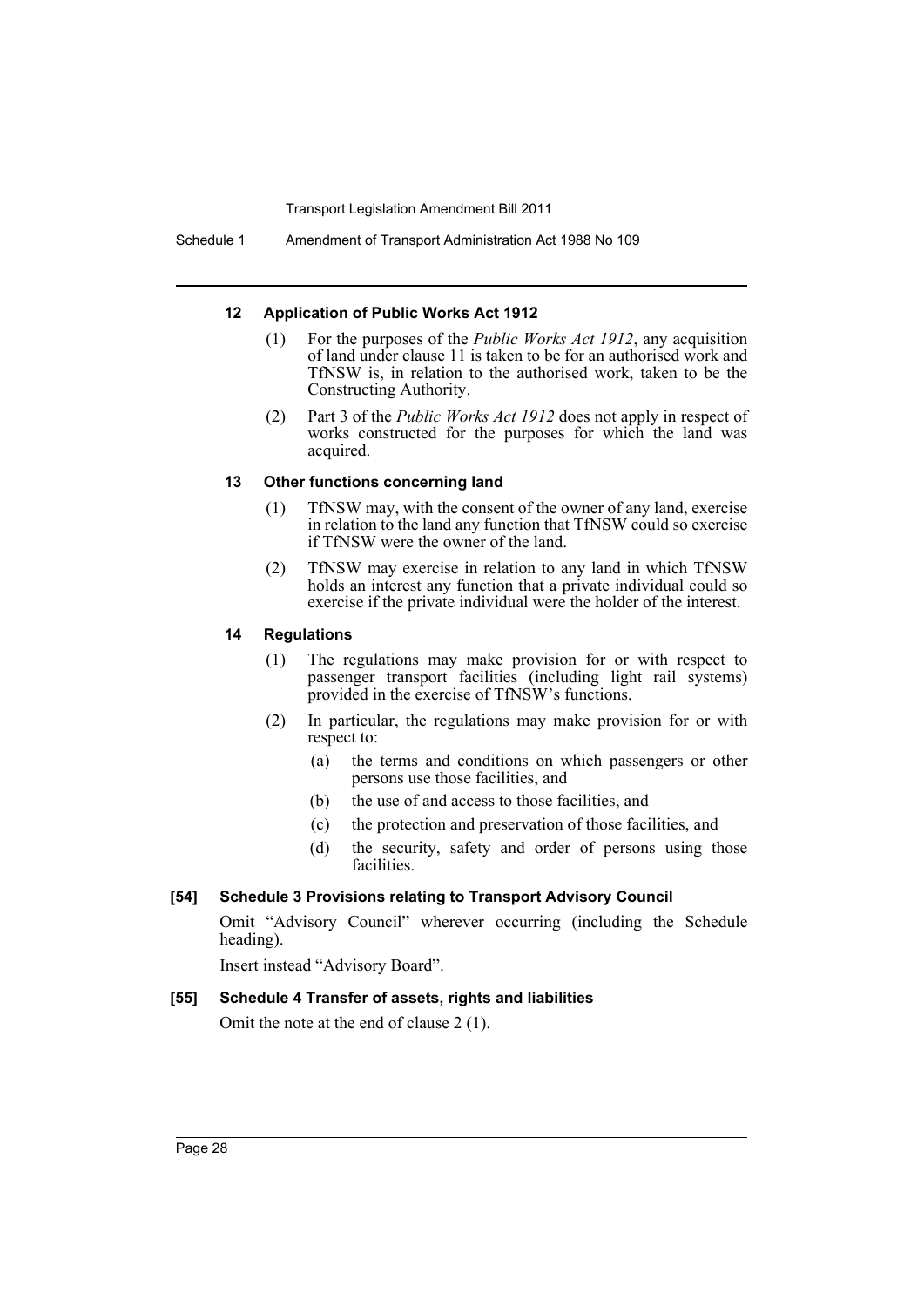#### 12 Application of Public Works Act 1912

(1) For the purposes of the *Public Works Act 1912*, any acquisition of land under clause 11 is taken to be for an authorised work and TfNSW is, in relation to the authorised work, taken to be the Constructing Authority.

(2) Part 3 of the *Public Works Act 1912* does not apply in respect of works constructed for the purposes for which the land was acquired.

#### 13 Other functions concerning land

(1) TfNSW may, with the consent of the owner of any land, exercise in relation to the land any function that TfNSW could so exercise if TfNSW were the owner of the land.

(2) TfNSW may exercise in relation to any land in which TfNSW holds an interest any function that a private individual could so exercise if the private individual were the holder of the interest.

#### 14 Regulations

(1) The regulations may make provision for or with respect to passenger transport facilities (including light rail systems) provided in the exercise of TfNSW's functions.

(2) In particular, the regulations may make provision for or with respect to:

- (a) the terms and conditions on which passengers or other persons use those facilities, and
- (b) the use of and access to those facilities, and
- (c) the protection and preservation of those facilities, and
- (d) the security, safety and order of persons using those facilities.

### [54] Schedule 3 Provisions relating to Transport Advisory Council

Omit "Advisory Council" wherever occurring (including the Schedule heading).

Insert instead "Advisory Board".

### [55] Schedule 4 Transfer of assets, rights and liabilities

Omit the note at the end of clause 2 (1).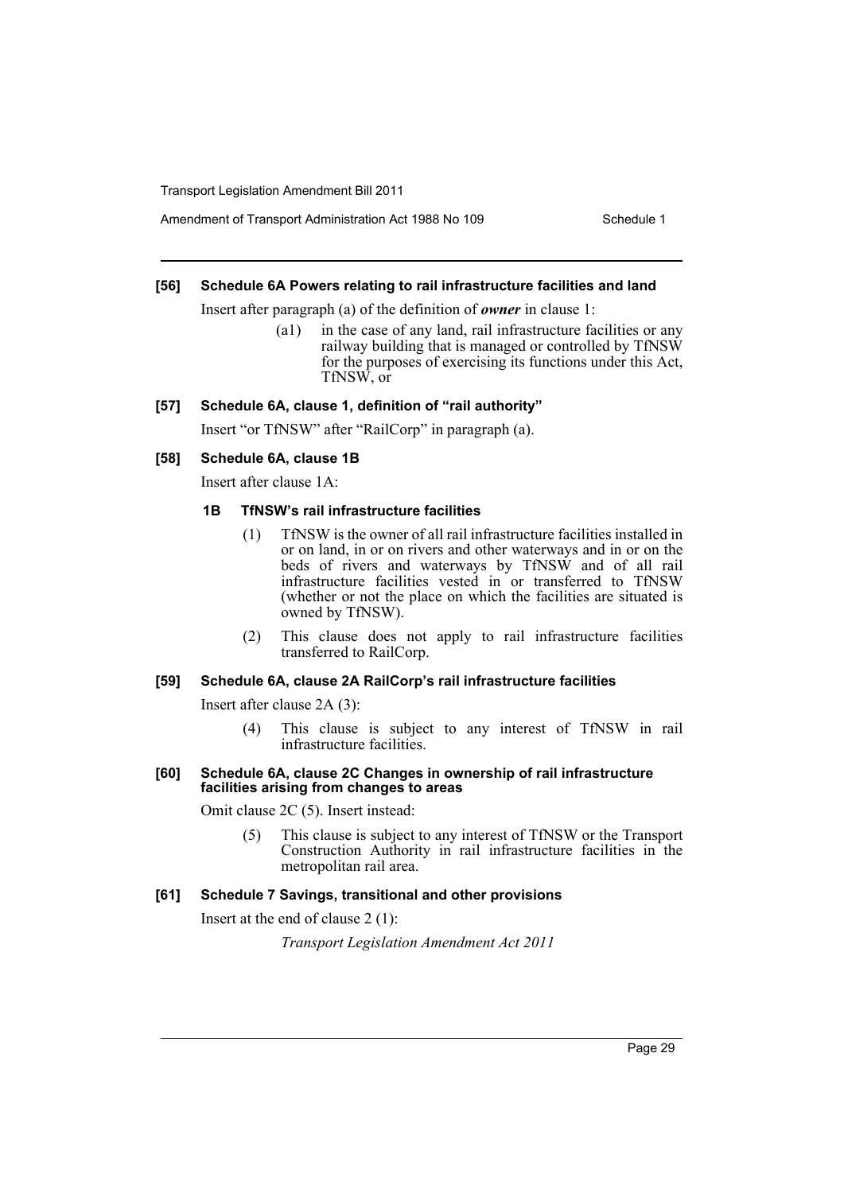#### [56] Schedule 6A Powers relating to rail infrastructure facilities and land

Insert after paragraph (a) of the definition of ***owner*** in clause 1:

> (a1) in the case of any land, rail infrastructure facilities or any railway building that is managed or controlled by TfNSW for the purposes of exercising its functions under this Act, TfNSW, or

#### [57] Schedule 6A, clause 1, definition of "rail authority"

Insert "or TfNSW" after "RailCorp" in paragraph (a).

#### [58] Schedule 6A, clause 1B

Insert after clause 1A:

> **1B TfNSW's rail infrastructure facilities**
>
> (1) TfNSW is the owner of all rail infrastructure facilities installed in or on land, in or on rivers and other waterways and in or on the beds of rivers and waterways by TfNSW and of all rail infrastructure facilities vested in or transferred to TfNSW (whether or not the place on which the facilities are situated is owned by TfNSW).
>
> (2) This clause does not apply to rail infrastructure facilities transferred to RailCorp.

#### [59] Schedule 6A, clause 2A RailCorp's rail infrastructure facilities

Insert after clause 2A (3):

> (4) This clause is subject to any interest of TfNSW in rail infrastructure facilities.

#### [60] Schedule 6A, clause 2C Changes in ownership of rail infrastructure facilities arising from changes to areas

Omit clause 2C (5). Insert instead:

> (5) This clause is subject to any interest of TfNSW or the Transport Construction Authority in rail infrastructure facilities in the metropolitan rail area.

#### [61] Schedule 7 Savings, transitional and other provisions

Insert at the end of clause 2 (1):

> *Transport Legislation Amendment Act 2011*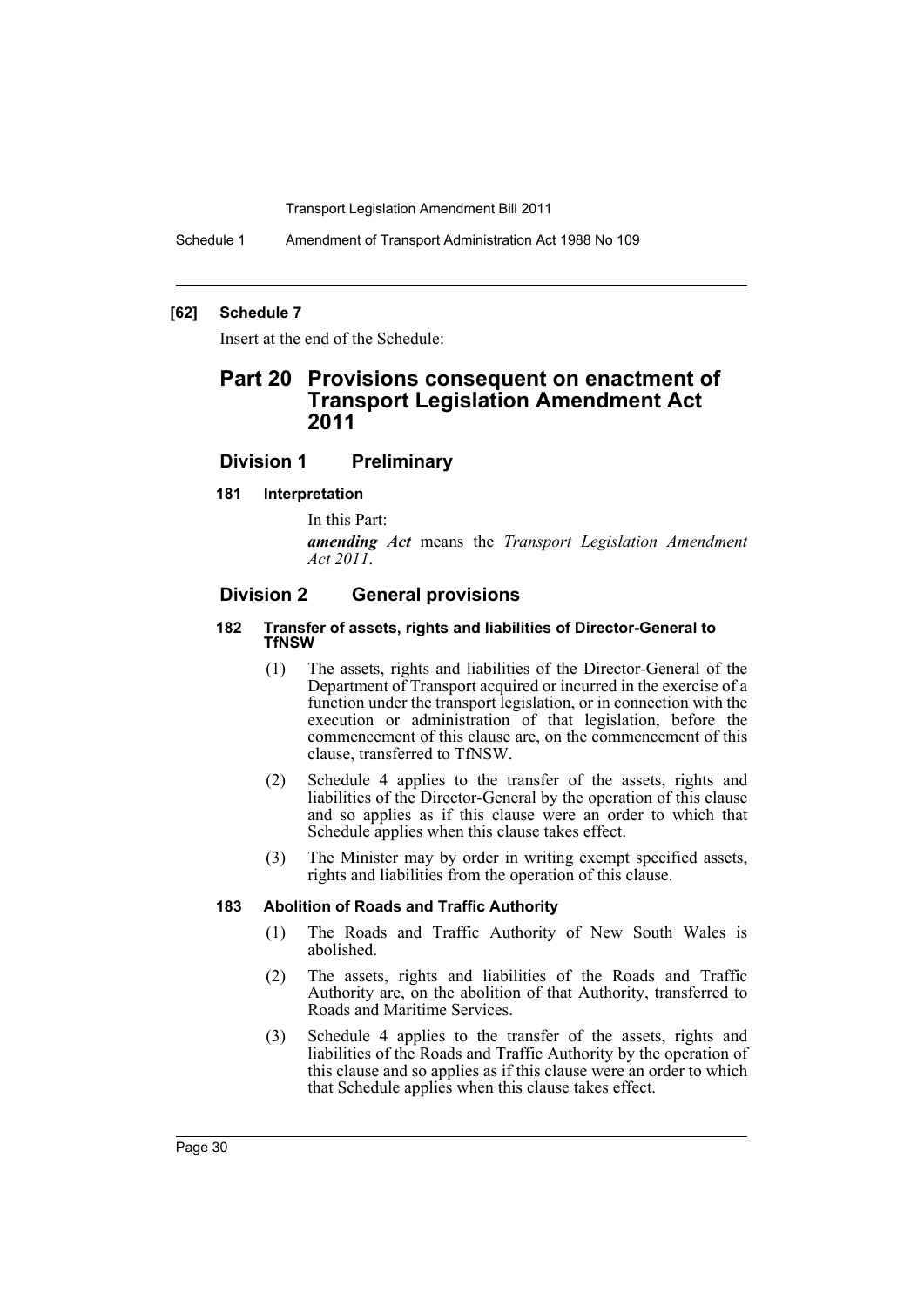**[62] Schedule 7**

Insert at the end of the Schedule:

# Part 20 Provisions consequent on enactment of Transport Legislation Amendment Act 2011

## Division 1 Preliminary

### 181 Interpretation

In this Part:

***amending Act*** means the *Transport Legislation Amendment Act 2011*.

## Division 2 General provisions

### 182 Transfer of assets, rights and liabilities of Director-General to TfNSW

(1) The assets, rights and liabilities of the Director-General of the Department of Transport acquired or incurred in the exercise of a function under the transport legislation, or in connection with the execution or administration of that legislation, before the commencement of this clause are, on the commencement of this clause, transferred to TfNSW.

(2) Schedule 4 applies to the transfer of the assets, rights and liabilities of the Director-General by the operation of this clause and so applies as if this clause were an order to which that Schedule applies when this clause takes effect.

(3) The Minister may by order in writing exempt specified assets, rights and liabilities from the operation of this clause.

### 183 Abolition of Roads and Traffic Authority

(1) The Roads and Traffic Authority of New South Wales is abolished.

(2) The assets, rights and liabilities of the Roads and Traffic Authority are, on the abolition of that Authority, transferred to Roads and Maritime Services.

(3) Schedule 4 applies to the transfer of the assets, rights and liabilities of the Roads and Traffic Authority by the operation of this clause and so applies as if this clause were an order to which that Schedule applies when this clause takes effect.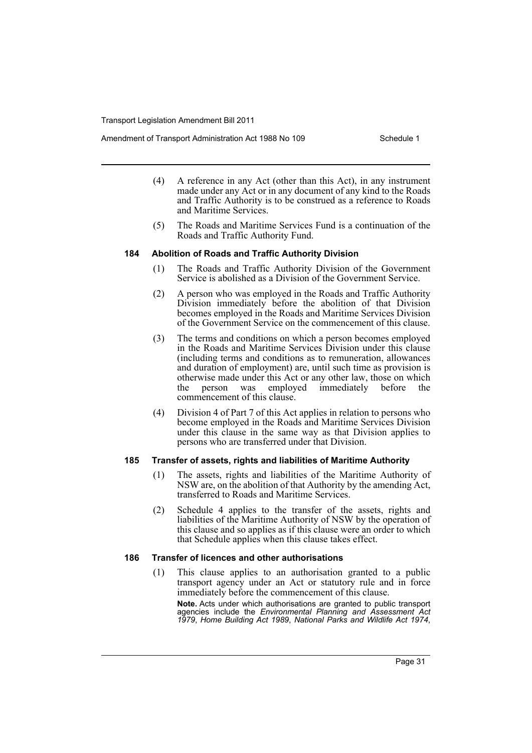(4) A reference in any Act (other than this Act), in any instrument made under any Act or in any document of any kind to the Roads and Traffic Authority is to be construed as a reference to Roads and Maritime Services.

(5) The Roads and Maritime Services Fund is a continuation of the Roads and Traffic Authority Fund.

#### 184 Abolition of Roads and Traffic Authority Division

(1) The Roads and Traffic Authority Division of the Government Service is abolished as a Division of the Government Service.

(2) A person who was employed in the Roads and Traffic Authority Division immediately before the abolition of that Division becomes employed in the Roads and Maritime Services Division of the Government Service on the commencement of this clause.

(3) The terms and conditions on which a person becomes employed in the Roads and Maritime Services Division under this clause (including terms and conditions as to remuneration, allowances and duration of employment) are, until such time as provision is otherwise made under this Act or any other law, those on which the person was employed immediately before the commencement of this clause.

(4) Division 4 of Part 7 of this Act applies in relation to persons who become employed in the Roads and Maritime Services Division under this clause in the same way as that Division applies to persons who are transferred under that Division.

#### 185 Transfer of assets, rights and liabilities of Maritime Authority

(1) The assets, rights and liabilities of the Maritime Authority of NSW are, on the abolition of that Authority by the amending Act, transferred to Roads and Maritime Services.

(2) Schedule 4 applies to the transfer of the assets, rights and liabilities of the Maritime Authority of NSW by the operation of this clause and so applies as if this clause were an order to which that Schedule applies when this clause takes effect.

#### 186 Transfer of licences and other authorisations

(1) This clause applies to an authorisation granted to a public transport agency under an Act or statutory rule and in force immediately before the commencement of this clause.

**Note.** Acts under which authorisations are granted to public transport agencies include the *Environmental Planning and Assessment Act 1979*, *Home Building Act 1989*, *National Parks and Wildlife Act 1974*,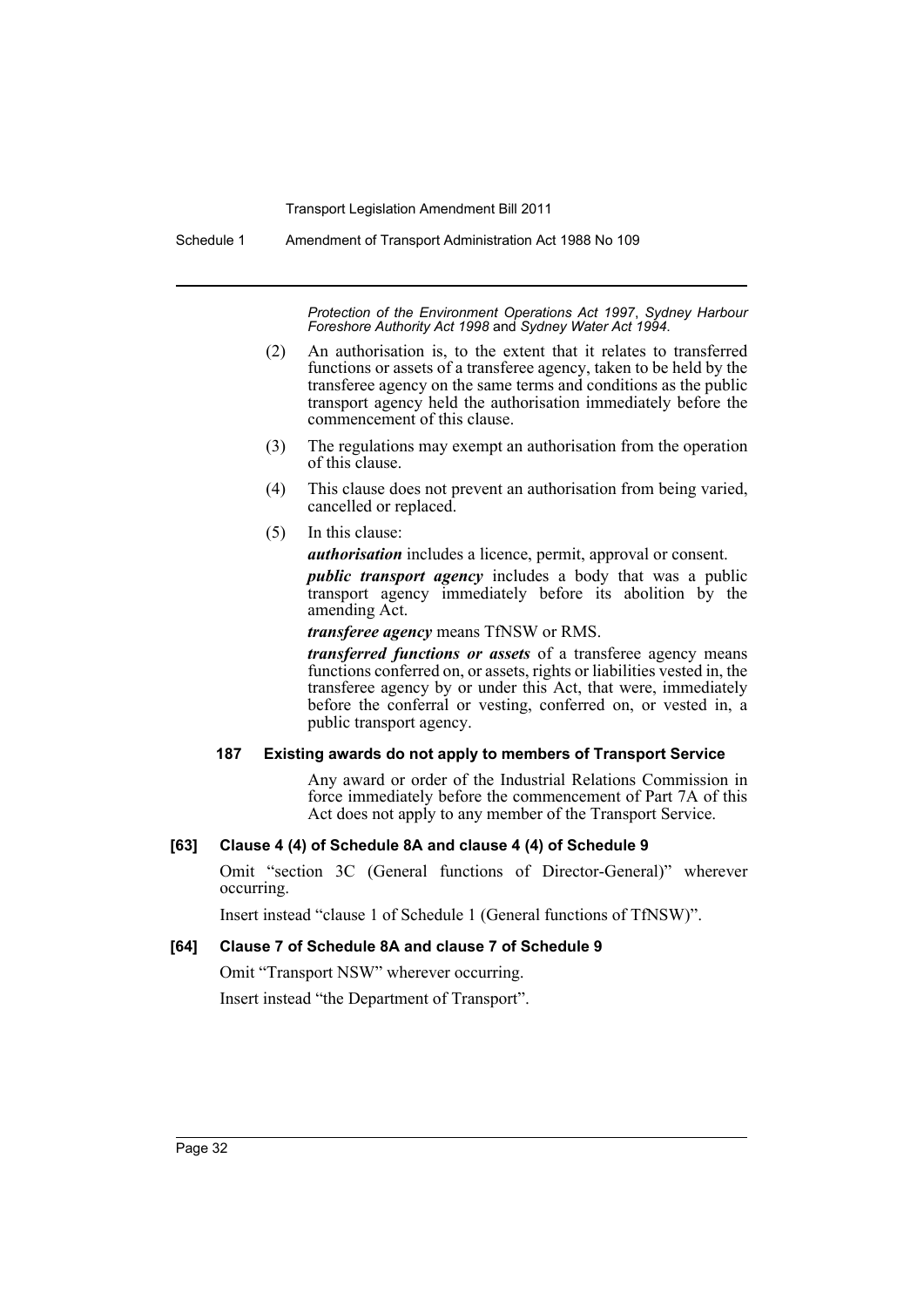*Protection of the Environment Operations Act 1997*, *Sydney Harbour Foreshore Authority Act 1998* and *Sydney Water Act 1994*.

(2) An authorisation is, to the extent that it relates to transferred functions or assets of a transferee agency, taken to be held by the transferee agency on the same terms and conditions as the public transport agency held the authorisation immediately before the commencement of this clause.

(3) The regulations may exempt an authorisation from the operation of this clause.

(4) This clause does not prevent an authorisation from being varied, cancelled or replaced.

(5) In this clause:

***authorisation*** includes a licence, permit, approval or consent.

***public transport agency*** includes a body that was a public transport agency immediately before its abolition by the amending Act.

***transferee agency*** means TfNSW or RMS.

***transferred functions or assets*** of a transferee agency means functions conferred on, or assets, rights or liabilities vested in, the transferee agency by or under this Act, that were, immediately before the conferral or vesting, conferred on, or vested in, a public transport agency.

**187 Existing awards do not apply to members of Transport Service**

Any award or order of the Industrial Relations Commission in force immediately before the commencement of Part 7A of this Act does not apply to any member of the Transport Service.

**[63] Clause 4 (4) of Schedule 8A and clause 4 (4) of Schedule 9**

Omit "section 3C (General functions of Director-General)" wherever occurring.

Insert instead "clause 1 of Schedule 1 (General functions of TfNSW)".

**[64] Clause 7 of Schedule 8A and clause 7 of Schedule 9**

Omit "Transport NSW" wherever occurring.

Insert instead "the Department of Transport".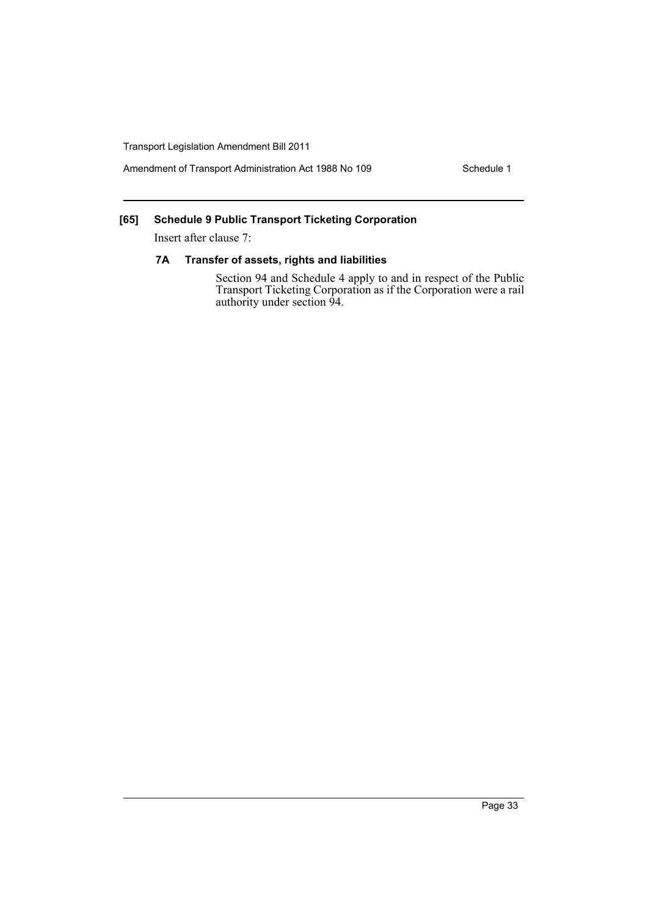**[65] Schedule 9 Public Transport Ticketing Corporation**

Insert after clause 7:

**7A Transfer of assets, rights and liabilities**

Section 94 and Schedule 4 apply to and in respect of the Public Transport Ticketing Corporation as if the Corporation were a rail authority under section 94.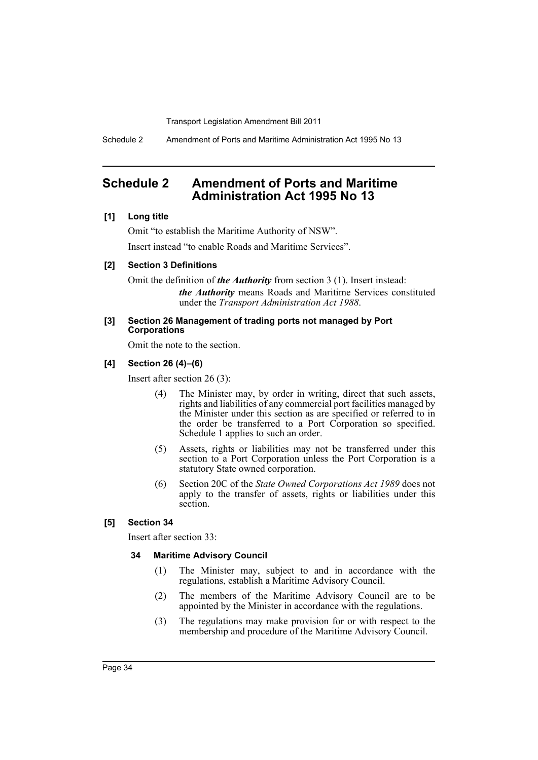# Schedule 2 Amendment of Ports and Maritime Administration Act 1995 No 13

**[1] Long title**

Omit "to establish the Maritime Authority of NSW".

Insert instead "to enable Roads and Maritime Services".

**[2] Section 3 Definitions**

Omit the definition of ***the Authority*** from section 3 (1). Insert instead:

> ***the Authority*** means Roads and Maritime Services constituted under the *Transport Administration Act 1988*.

**[3] Section 26 Management of trading ports not managed by Port Corporations**

Omit the note to the section.

**[4] Section 26 (4)–(6)**

Insert after section 26 (3):

> (4) The Minister may, by order in writing, direct that such assets, rights and liabilities of any commercial port facilities managed by the Minister under this section as are specified or referred to in the order be transferred to a Port Corporation so specified. Schedule 1 applies to such an order.
>
> (5) Assets, rights or liabilities may not be transferred under this section to a Port Corporation unless the Port Corporation is a statutory State owned corporation.
>
> (6) Section 20C of the *State Owned Corporations Act 1989* does not apply to the transfer of assets, rights or liabilities under this section.

**[5] Section 34**

Insert after section 33:

> **34 Maritime Advisory Council**
>
> (1) The Minister may, subject to and in accordance with the regulations, establish a Maritime Advisory Council.
>
> (2) The members of the Maritime Advisory Council are to be appointed by the Minister in accordance with the regulations.
>
> (3) The regulations may make provision for or with respect to the membership and procedure of the Maritime Advisory Council.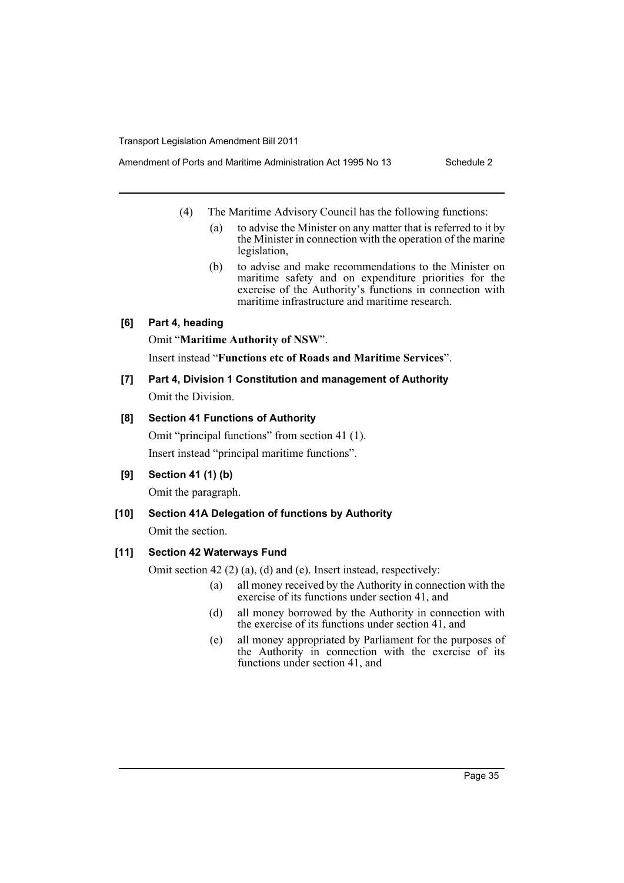(4) The Maritime Advisory Council has the following functions:

(a) to advise the Minister on any matter that is referred to it by the Minister in connection with the operation of the marine legislation,

(b) to advise and make recommendations to the Minister on maritime safety and on expenditure priorities for the exercise of the Authority's functions in connection with maritime infrastructure and maritime research.

**[6] Part 4, heading**

Omit "**Maritime Authority of NSW**".

Insert instead "**Functions etc of Roads and Maritime Services**".

**[7] Part 4, Division 1 Constitution and management of Authority**

Omit the Division.

**[8] Section 41 Functions of Authority**

Omit "principal functions" from section 41 (1).

Insert instead "principal maritime functions".

**[9] Section 41 (1) (b)**

Omit the paragraph.

**[10] Section 41A Delegation of functions by Authority**

Omit the section.

**[11] Section 42 Waterways Fund**

Omit section 42 (2) (a), (d) and (e). Insert instead, respectively:

(a) all money received by the Authority in connection with the exercise of its functions under section 41, and

(d) all money borrowed by the Authority in connection with the exercise of its functions under section 41, and

(e) all money appropriated by Parliament for the purposes of the Authority in connection with the exercise of its functions under section 41, and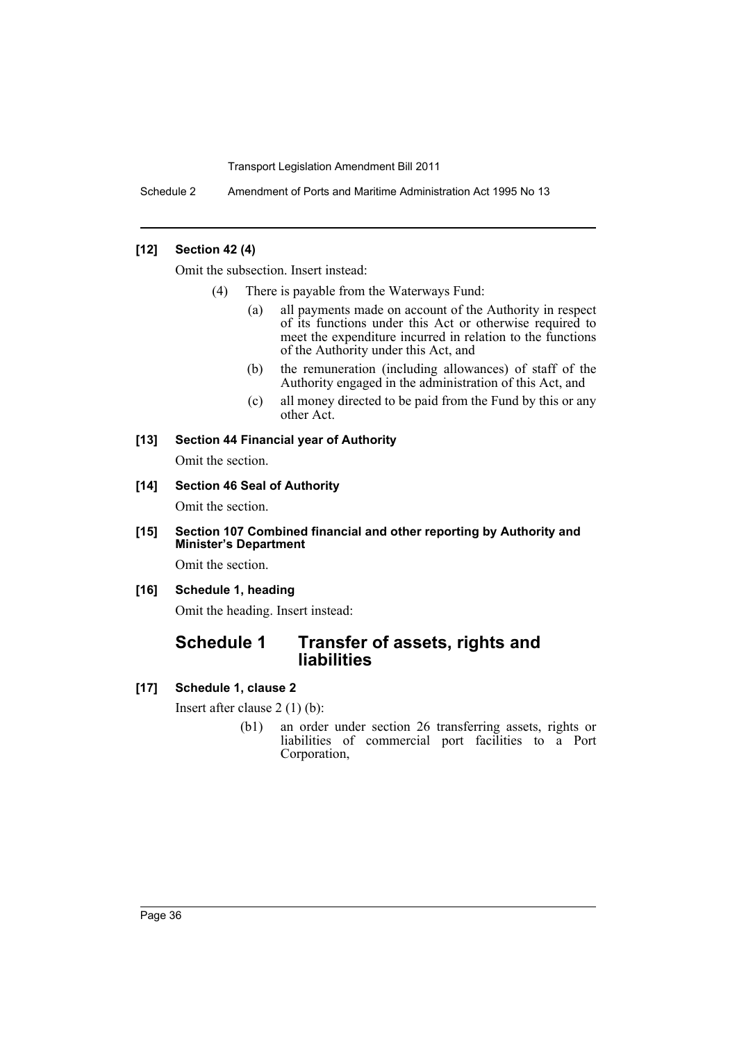**[12] Section 42 (4)**

Omit the subsection. Insert instead:

(4) There is payable from the Waterways Fund:

(a) all payments made on account of the Authority in respect of its functions under this Act or otherwise required to meet the expenditure incurred in relation to the functions of the Authority under this Act, and

(b) the remuneration (including allowances) of staff of the Authority engaged in the administration of this Act, and

(c) all money directed to be paid from the Fund by this or any other Act.

**[13] Section 44 Financial year of Authority**

Omit the section.

**[14] Section 46 Seal of Authority**

Omit the section.

**[15] Section 107 Combined financial and other reporting by Authority and Minister's Department**

Omit the section.

**[16] Schedule 1, heading**

Omit the heading. Insert instead:

## Schedule 1 Transfer of assets, rights and liabilities

**[17] Schedule 1, clause 2**

Insert after clause 2 (1) (b):

(b1) an order under section 26 transferring assets, rights or liabilities of commercial port facilities to a Port Corporation,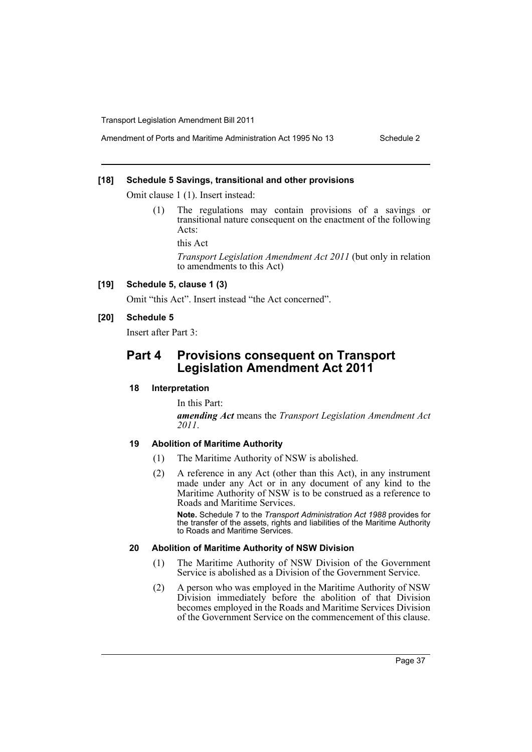### [18] Schedule 5 Savings, transitional and other provisions

Omit clause 1 (1). Insert instead:

(1) The regulations may contain provisions of a savings or transitional nature consequent on the enactment of the following Acts:

this Act

*Transport Legislation Amendment Act 2011* (but only in relation to amendments to this Act)

### [19] Schedule 5, clause 1 (3)

Omit "this Act". Insert instead "the Act concerned".

### [20] Schedule 5

Insert after Part 3:

## Part 4 Provisions consequent on Transport Legislation Amendment Act 2011

#### 18 Interpretation

In this Part:

***amending Act*** means the *Transport Legislation Amendment Act 2011*.

#### 19 Abolition of Maritime Authority

(1) The Maritime Authority of NSW is abolished.

(2) A reference in any Act (other than this Act), in any instrument made under any Act or in any document of any kind to the Maritime Authority of NSW is to be construed as a reference to Roads and Maritime Services.

**Note.** Schedule 7 to the *Transport Administration Act 1988* provides for the transfer of the assets, rights and liabilities of the Maritime Authority to Roads and Maritime Services.

#### 20 Abolition of Maritime Authority of NSW Division

(1) The Maritime Authority of NSW Division of the Government Service is abolished as a Division of the Government Service.

(2) A person who was employed in the Maritime Authority of NSW Division immediately before the abolition of that Division becomes employed in the Roads and Maritime Services Division of the Government Service on the commencement of this clause.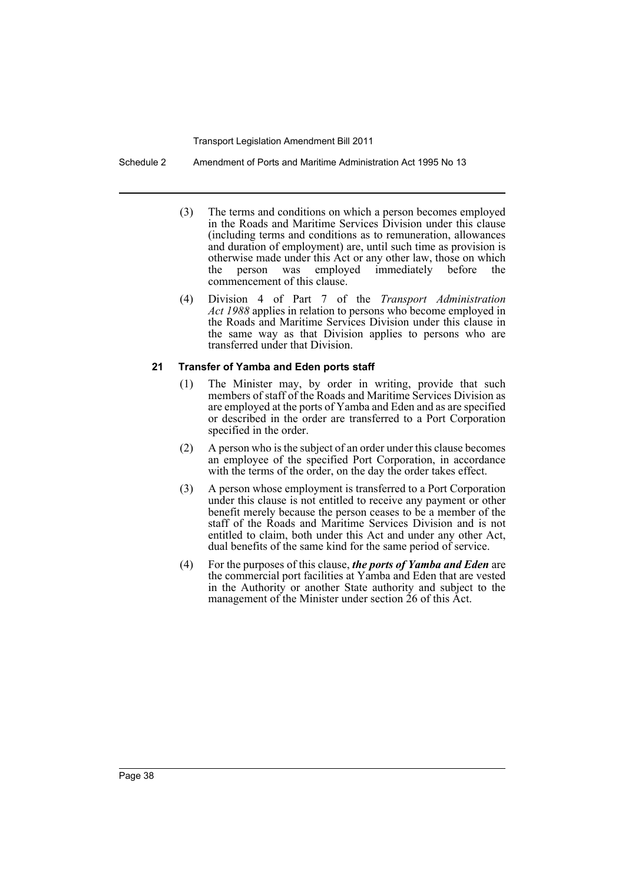(3) The terms and conditions on which a person becomes employed in the Roads and Maritime Services Division under this clause (including terms and conditions as to remuneration, allowances and duration of employment) are, until such time as provision is otherwise made under this Act or any other law, those on which the person was employed immediately before the commencement of this clause.

(4) Division 4 of Part 7 of the *Transport Administration Act 1988* applies in relation to persons who become employed in the Roads and Maritime Services Division under this clause in the same way as that Division applies to persons who are transferred under that Division.

#### 21 Transfer of Yamba and Eden ports staff

(1) The Minister may, by order in writing, provide that such members of staff of the Roads and Maritime Services Division as are employed at the ports of Yamba and Eden and as are specified or described in the order are transferred to a Port Corporation specified in the order.

(2) A person who is the subject of an order under this clause becomes an employee of the specified Port Corporation, in accordance with the terms of the order, on the day the order takes effect.

(3) A person whose employment is transferred to a Port Corporation under this clause is not entitled to receive any payment or other benefit merely because the person ceases to be a member of the staff of the Roads and Maritime Services Division and is not entitled to claim, both under this Act and under any other Act, dual benefits of the same kind for the same period of service.

(4) For the purposes of this clause, ***the ports of Yamba and Eden*** are the commercial port facilities at Yamba and Eden that are vested in the Authority or another State authority and subject to the management of the Minister under section 26 of this Act.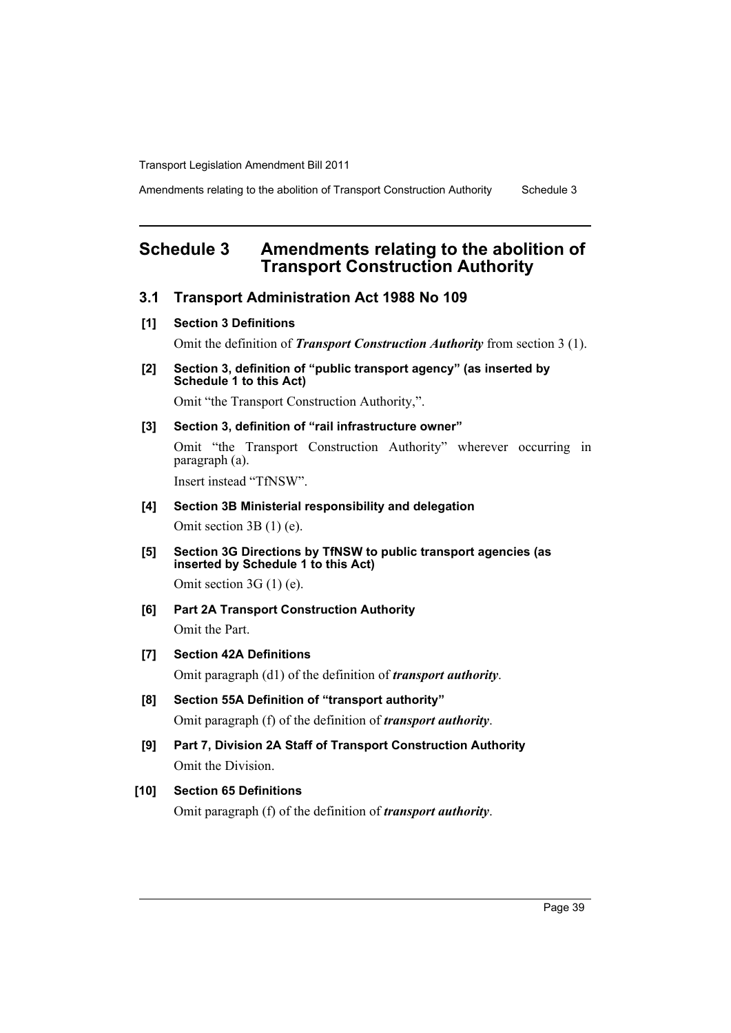# Schedule 3 Amendments relating to the abolition of Transport Construction Authority

## 3.1 Transport Administration Act 1988 No 109

**[1] Section 3 Definitions**

Omit the definition of ***Transport Construction Authority*** from section 3 (1).

**[2] Section 3, definition of "public transport agency" (as inserted by Schedule 1 to this Act)**

Omit "the Transport Construction Authority,".

**[3] Section 3, definition of "rail infrastructure owner"**

Omit "the Transport Construction Authority" wherever occurring in paragraph (a).

Insert instead "TfNSW".

**[4] Section 3B Ministerial responsibility and delegation**

Omit section 3B (1) (e).

**[5] Section 3G Directions by TfNSW to public transport agencies (as inserted by Schedule 1 to this Act)**

Omit section 3G (1) (e).

**[6] Part 2A Transport Construction Authority**

Omit the Part.

**[7] Section 42A Definitions**

Omit paragraph (d1) of the definition of ***transport authority***.

**[8] Section 55A Definition of "transport authority"**

Omit paragraph (f) of the definition of ***transport authority***.

**[9] Part 7, Division 2A Staff of Transport Construction Authority**

Omit the Division.

**[10] Section 65 Definitions**

Omit paragraph (f) of the definition of ***transport authority***.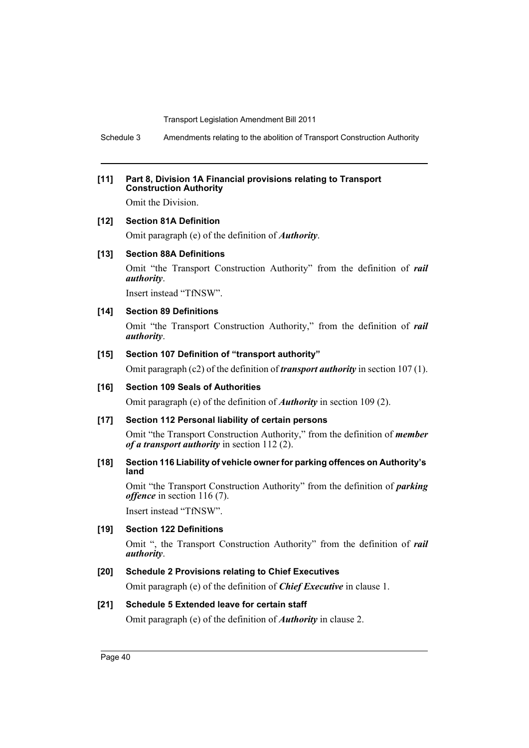**[11] Part 8, Division 1A Financial provisions relating to Transport Construction Authority**

Omit the Division.

**[12] Section 81A Definition**

Omit paragraph (e) of the definition of ***Authority***.

**[13] Section 88A Definitions**

Omit "the Transport Construction Authority" from the definition of ***rail authority***.

Insert instead "TfNSW".

**[14] Section 89 Definitions**

Omit "the Transport Construction Authority," from the definition of ***rail authority***.

**[15] Section 107 Definition of "transport authority"**

Omit paragraph (c2) of the definition of ***transport authority*** in section 107 (1).

**[16] Section 109 Seals of Authorities**

Omit paragraph (e) of the definition of ***Authority*** in section 109 (2).

**[17] Section 112 Personal liability of certain persons**

Omit "the Transport Construction Authority," from the definition of ***member of a transport authority*** in section 112 (2).

**[18] Section 116 Liability of vehicle owner for parking offences on Authority's land**

Omit "the Transport Construction Authority" from the definition of ***parking offence*** in section 116 (7).

Insert instead "TfNSW".

**[19] Section 122 Definitions**

Omit ", the Transport Construction Authority" from the definition of ***rail authority***.

**[20] Schedule 2 Provisions relating to Chief Executives**

Omit paragraph (e) of the definition of ***Chief Executive*** in clause 1.

**[21] Schedule 5 Extended leave for certain staff**

Omit paragraph (e) of the definition of ***Authority*** in clause 2.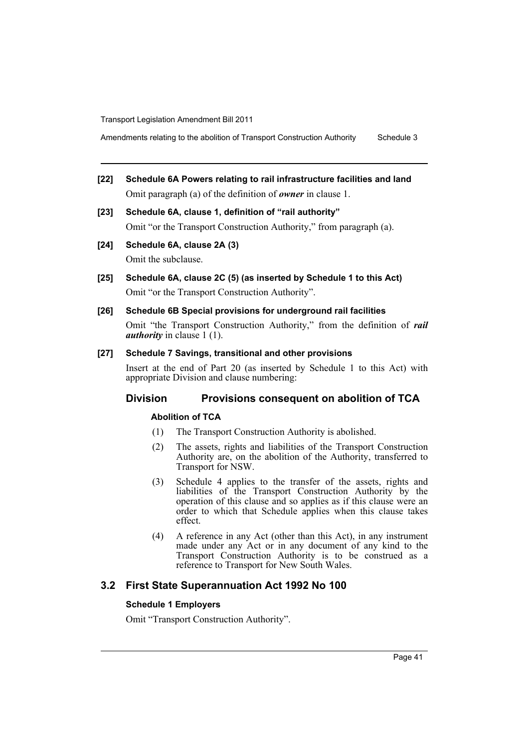**[22] Schedule 6A Powers relating to rail infrastructure facilities and land**

Omit paragraph (a) of the definition of ***owner*** in clause 1.

**[23] Schedule 6A, clause 1, definition of "rail authority"**

Omit "or the Transport Construction Authority," from paragraph (a).

**[24] Schedule 6A, clause 2A (3)**

Omit the subclause.

**[25] Schedule 6A, clause 2C (5) (as inserted by Schedule 1 to this Act)**

Omit "or the Transport Construction Authority".

**[26] Schedule 6B Special provisions for underground rail facilities**

Omit "the Transport Construction Authority," from the definition of ***rail authority*** in clause 1 (1).

**[27] Schedule 7 Savings, transitional and other provisions**

Insert at the end of Part 20 (as inserted by Schedule 1 to this Act) with appropriate Division and clause numbering:

## Division Provisions consequent on abolition of TCA

**Abolition of TCA**

(1) The Transport Construction Authority is abolished.

(2) The assets, rights and liabilities of the Transport Construction Authority are, on the abolition of the Authority, transferred to Transport for NSW.

(3) Schedule 4 applies to the transfer of the assets, rights and liabilities of the Transport Construction Authority by the operation of this clause and so applies as if this clause were an order to which that Schedule applies when this clause takes effect.

(4) A reference in any Act (other than this Act), in any instrument made under any Act or in any document of any kind to the Transport Construction Authority is to be construed as a reference to Transport for New South Wales.

## 3.2 First State Superannuation Act 1992 No 100

**Schedule 1 Employers**

Omit "Transport Construction Authority".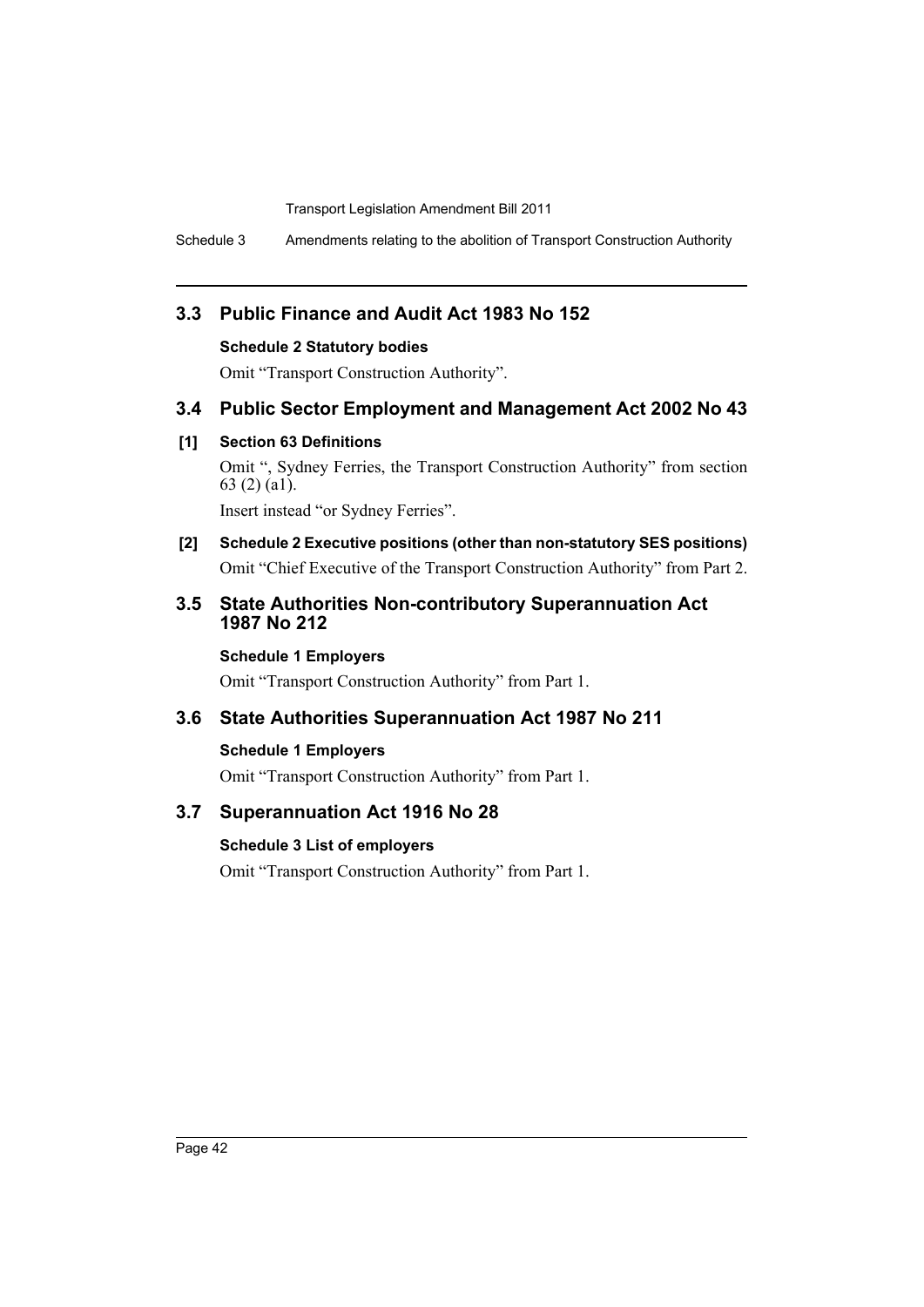## 3.3 Public Finance and Audit Act 1983 No 152

**Schedule 2 Statutory bodies**

Omit “Transport Construction Authority”.

## 3.4 Public Sector Employment and Management Act 2002 No 43

**[1] Section 63 Definitions**

Omit “, Sydney Ferries, the Transport Construction Authority” from section 63 (2) (a1).

Insert instead “or Sydney Ferries”.

**[2] Schedule 2 Executive positions (other than non-statutory SES positions)**

Omit “Chief Executive of the Transport Construction Authority” from Part 2.

## 3.5 State Authorities Non-contributory Superannuation Act 1987 No 212

**Schedule 1 Employers**

Omit “Transport Construction Authority” from Part 1.

## 3.6 State Authorities Superannuation Act 1987 No 211

**Schedule 1 Employers**

Omit “Transport Construction Authority” from Part 1.

## 3.7 Superannuation Act 1916 No 28

**Schedule 3 List of employers**

Omit “Transport Construction Authority” from Part 1.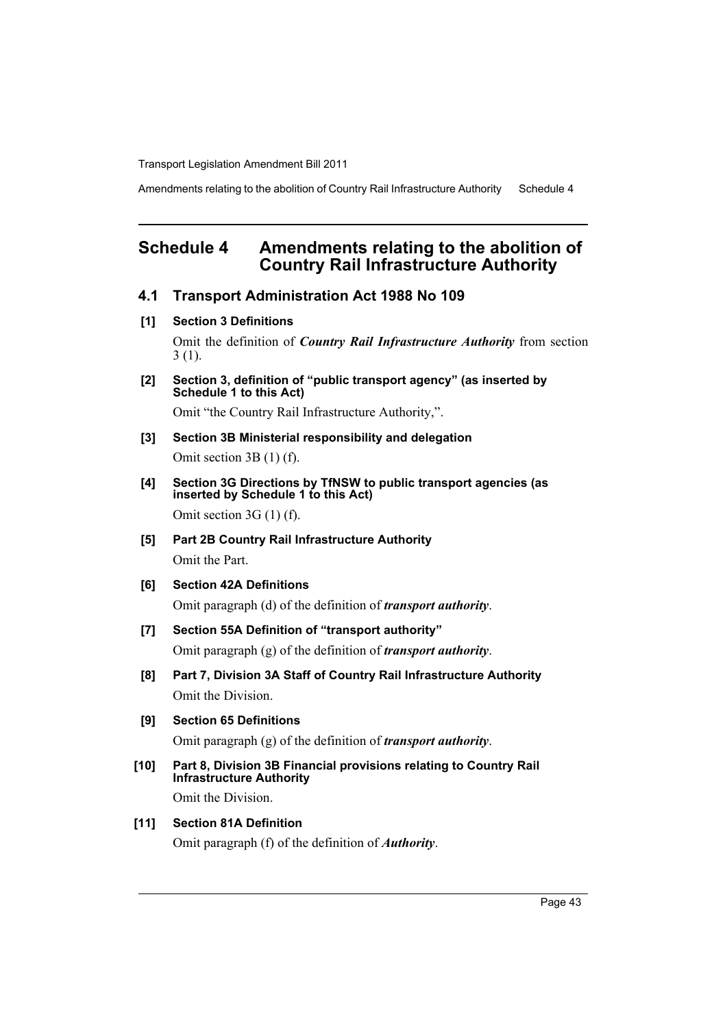# Schedule 4 Amendments relating to the abolition of Country Rail Infrastructure Authority

## 4.1 Transport Administration Act 1988 No 109

**[1] Section 3 Definitions**

Omit the definition of ***Country Rail Infrastructure Authority*** from section 3 (1).

**[2] Section 3, definition of "public transport agency" (as inserted by Schedule 1 to this Act)**

Omit "the Country Rail Infrastructure Authority,".

**[3] Section 3B Ministerial responsibility and delegation**

Omit section 3B (1) (f).

**[4] Section 3G Directions by TfNSW to public transport agencies (as inserted by Schedule 1 to this Act)**

Omit section 3G (1) (f).

**[5] Part 2B Country Rail Infrastructure Authority**

Omit the Part.

**[6] Section 42A Definitions**

Omit paragraph (d) of the definition of ***transport authority***.

**[7] Section 55A Definition of "transport authority"**

Omit paragraph (g) of the definition of ***transport authority***.

**[8] Part 7, Division 3A Staff of Country Rail Infrastructure Authority**

Omit the Division.

**[9] Section 65 Definitions**

Omit paragraph (g) of the definition of ***transport authority***.

**[10] Part 8, Division 3B Financial provisions relating to Country Rail Infrastructure Authority**

Omit the Division.

**[11] Section 81A Definition**

Omit paragraph (f) of the definition of ***Authority***.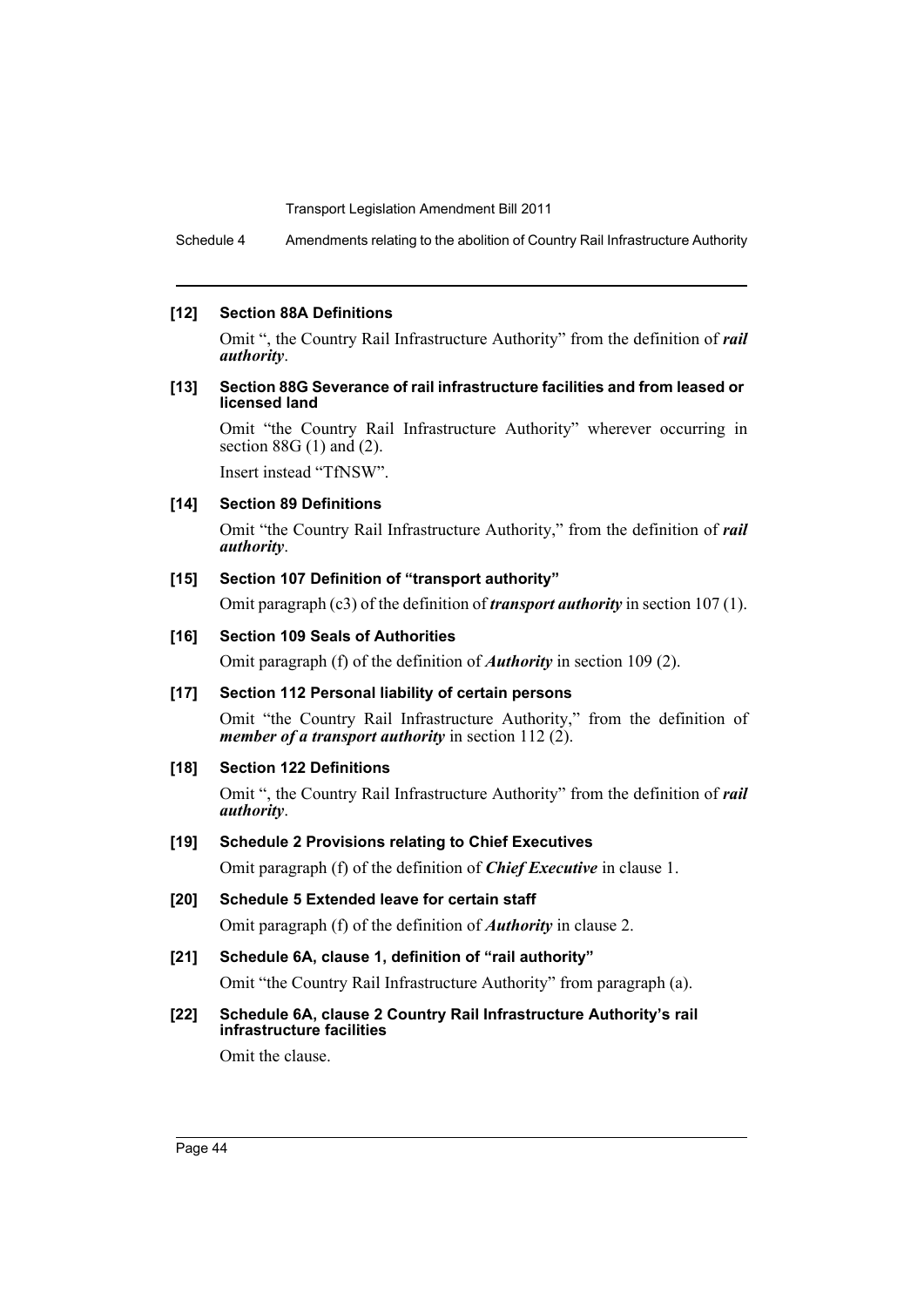**[12] Section 88A Definitions**

Omit ", the Country Rail Infrastructure Authority" from the definition of ***rail authority***.

**[13] Section 88G Severance of rail infrastructure facilities and from leased or licensed land**

Omit "the Country Rail Infrastructure Authority" wherever occurring in section 88G (1) and (2).

Insert instead "TfNSW".

**[14] Section 89 Definitions**

Omit "the Country Rail Infrastructure Authority," from the definition of ***rail authority***.

**[15] Section 107 Definition of "transport authority"**

Omit paragraph (c3) of the definition of ***transport authority*** in section 107 (1).

**[16] Section 109 Seals of Authorities**

Omit paragraph (f) of the definition of ***Authority*** in section 109 (2).

**[17] Section 112 Personal liability of certain persons**

Omit "the Country Rail Infrastructure Authority," from the definition of ***member of a transport authority*** in section 112 (2).

**[18] Section 122 Definitions**

Omit ", the Country Rail Infrastructure Authority" from the definition of ***rail authority***.

**[19] Schedule 2 Provisions relating to Chief Executives**

Omit paragraph (f) of the definition of ***Chief Executive*** in clause 1.

**[20] Schedule 5 Extended leave for certain staff**

Omit paragraph (f) of the definition of ***Authority*** in clause 2.

**[21] Schedule 6A, clause 1, definition of "rail authority"**

Omit "the Country Rail Infrastructure Authority" from paragraph (a).

**[22] Schedule 6A, clause 2 Country Rail Infrastructure Authority's rail infrastructure facilities**

Omit the clause.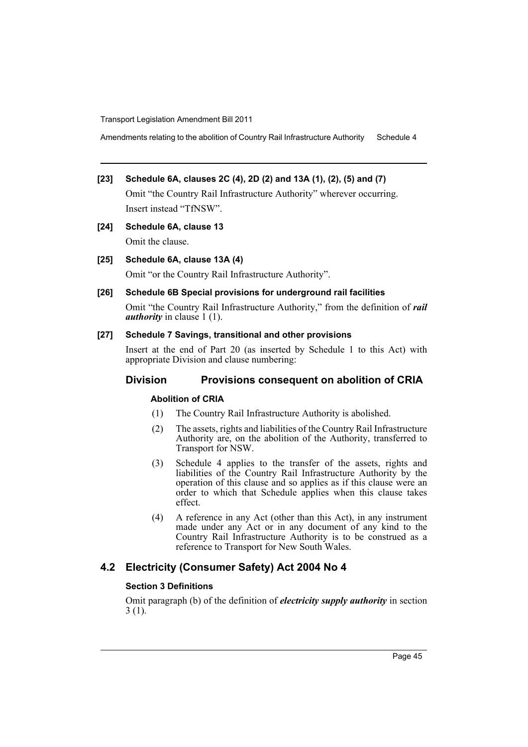**[23] Schedule 6A, clauses 2C (4), 2D (2) and 13A (1), (2), (5) and (7)**

Omit "the Country Rail Infrastructure Authority" wherever occurring.

Insert instead "TfNSW".

**[24] Schedule 6A, clause 13**

Omit the clause.

**[25] Schedule 6A, clause 13A (4)**

Omit "or the Country Rail Infrastructure Authority".

**[26] Schedule 6B Special provisions for underground rail facilities**

Omit "the Country Rail Infrastructure Authority," from the definition of ***rail authority*** in clause 1 (1).

**[27] Schedule 7 Savings, transitional and other provisions**

Insert at the end of Part 20 (as inserted by Schedule 1 to this Act) with appropriate Division and clause numbering:

### Division Provisions consequent on abolition of CRIA

**Abolition of CRIA**

(1) The Country Rail Infrastructure Authority is abolished.

(2) The assets, rights and liabilities of the Country Rail Infrastructure Authority are, on the abolition of the Authority, transferred to Transport for NSW.

(3) Schedule 4 applies to the transfer of the assets, rights and liabilities of the Country Rail Infrastructure Authority by the operation of this clause and so applies as if this clause were an order to which that Schedule applies when this clause takes effect.

(4) A reference in any Act (other than this Act), in any instrument made under any Act or in any document of any kind to the Country Rail Infrastructure Authority is to be construed as a reference to Transport for New South Wales.

## 4.2 Electricity (Consumer Safety) Act 2004 No 4

**Section 3 Definitions**

Omit paragraph (b) of the definition of ***electricity supply authority*** in section 3 (1).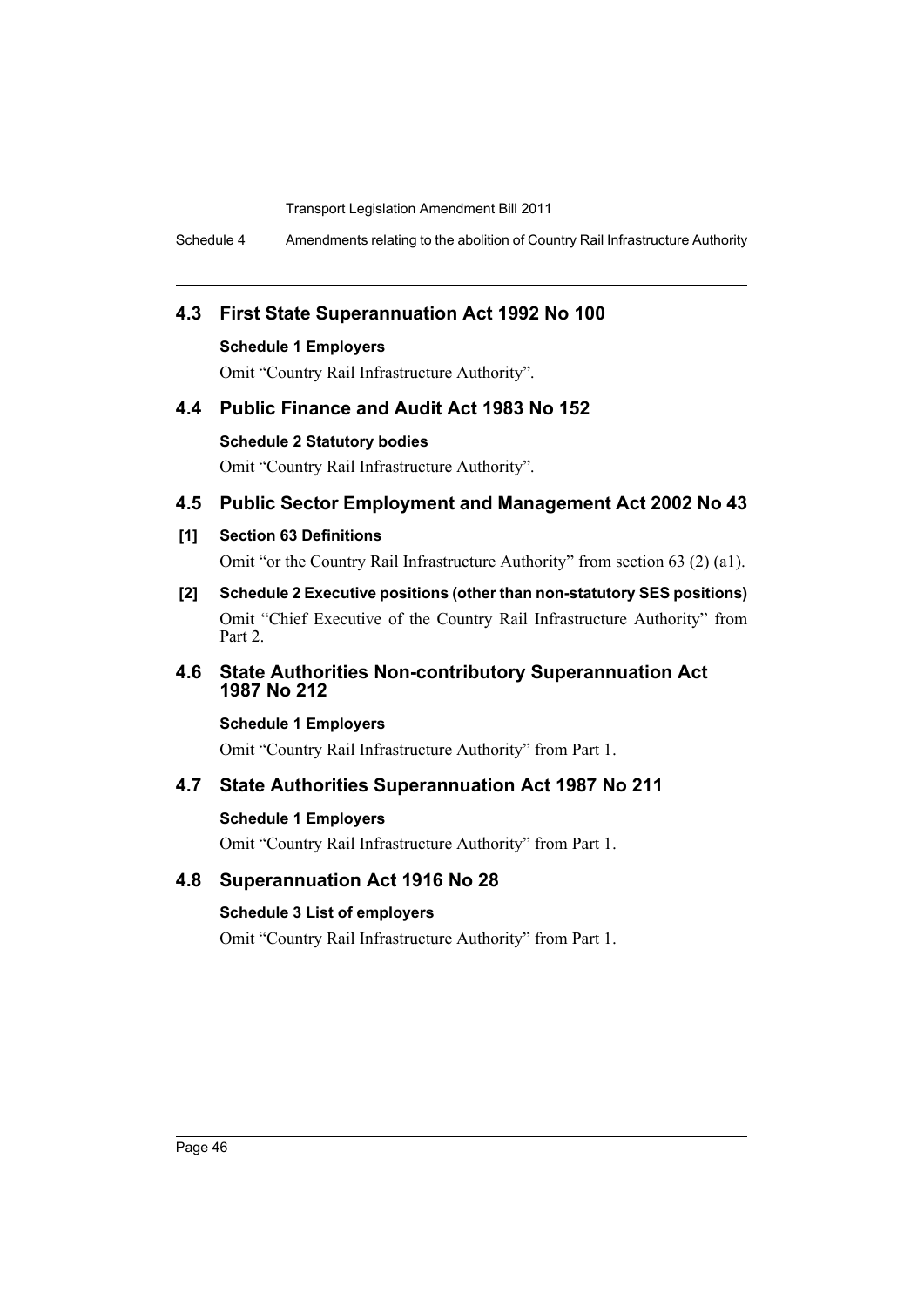## 4.3 First State Superannuation Act 1992 No 100

**Schedule 1 Employers**

Omit "Country Rail Infrastructure Authority".

## 4.4 Public Finance and Audit Act 1983 No 152

**Schedule 2 Statutory bodies**

Omit "Country Rail Infrastructure Authority".

## 4.5 Public Sector Employment and Management Act 2002 No 43

**[1] Section 63 Definitions**

Omit "or the Country Rail Infrastructure Authority" from section 63 (2) (a1).

**[2] Schedule 2 Executive positions (other than non-statutory SES positions)**

Omit "Chief Executive of the Country Rail Infrastructure Authority" from Part 2.

## 4.6 State Authorities Non-contributory Superannuation Act 1987 No 212

**Schedule 1 Employers**

Omit "Country Rail Infrastructure Authority" from Part 1.

## 4.7 State Authorities Superannuation Act 1987 No 211

**Schedule 1 Employers**

Omit "Country Rail Infrastructure Authority" from Part 1.

## 4.8 Superannuation Act 1916 No 28

**Schedule 3 List of employers**

Omit "Country Rail Infrastructure Authority" from Part 1.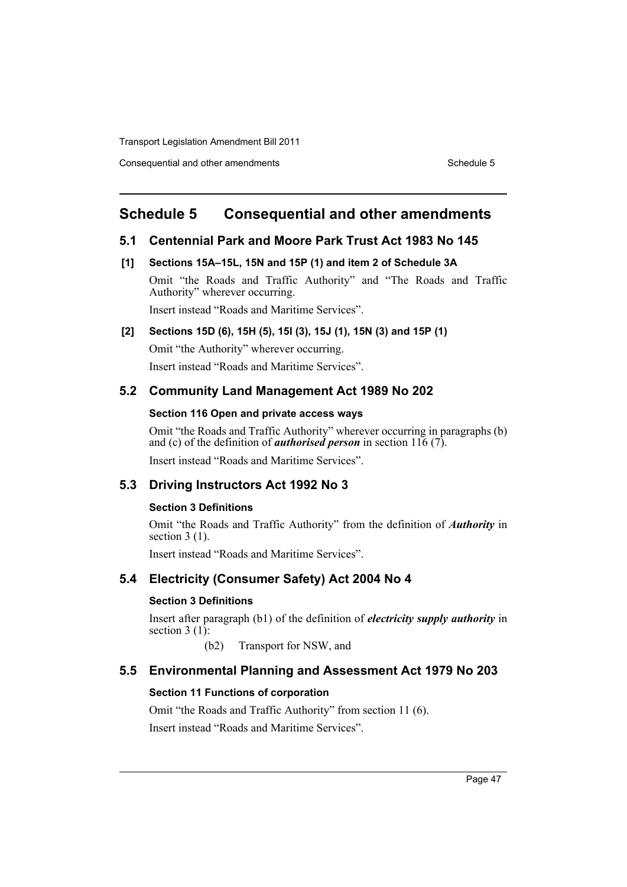# Schedule 5 Consequential and other amendments

## 5.1 Centennial Park and Moore Park Trust Act 1983 No 145

### [1] Sections 15A–15L, 15N and 15P (1) and item 2 of Schedule 3A

Omit "the Roads and Traffic Authority" and "The Roads and Traffic Authority" wherever occurring.

Insert instead "Roads and Maritime Services".

### [2] Sections 15D (6), 15H (5), 15I (3), 15J (1), 15N (3) and 15P (1)

Omit "the Authority" wherever occurring.

Insert instead "Roads and Maritime Services".

## 5.2 Community Land Management Act 1989 No 202

### Section 116 Open and private access ways

Omit "the Roads and Traffic Authority" wherever occurring in paragraphs (b) and (c) of the definition of ***authorised person*** in section 116 (7).

Insert instead "Roads and Maritime Services".

## 5.3 Driving Instructors Act 1992 No 3

### Section 3 Definitions

Omit "the Roads and Traffic Authority" from the definition of ***Authority*** in section 3 (1).

Insert instead "Roads and Maritime Services".

## 5.4 Electricity (Consumer Safety) Act 2004 No 4

### Section 3 Definitions

Insert after paragraph (b1) of the definition of ***electricity supply authority*** in section 3 (1):

(b2) Transport for NSW, and

## 5.5 Environmental Planning and Assessment Act 1979 No 203

### Section 11 Functions of corporation

Omit "the Roads and Traffic Authority" from section 11 (6).

Insert instead "Roads and Maritime Services".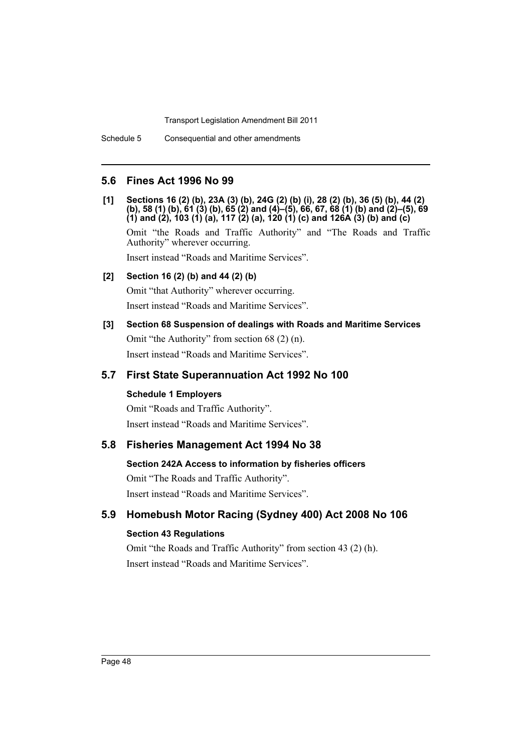## 5.6 Fines Act 1996 No 99

**[1] Sections 16 (2) (b), 23A (3) (b), 24G (2) (b) (i), 28 (2) (b), 36 (5) (b), 44 (2) (b), 58 (1) (b), 61 (3) (b), 65 (2) and (4)–(5), 66, 67, 68 (1) (b) and (2)–(5), 69 (1) and (2), 103 (1) (a), 117 (2) (a), 120 (1) (c) and 126A (3) (b) and (c)**

Omit "the Roads and Traffic Authority" and "The Roads and Traffic Authority" wherever occurring.

Insert instead "Roads and Maritime Services".

**[2] Section 16 (2) (b) and 44 (2) (b)**

Omit "that Authority" wherever occurring.

Insert instead "Roads and Maritime Services".

**[3] Section 68 Suspension of dealings with Roads and Maritime Services**

Omit "the Authority" from section 68 (2) (n).

Insert instead "Roads and Maritime Services".

## 5.7 First State Superannuation Act 1992 No 100

**Schedule 1 Employers**

Omit "Roads and Traffic Authority".

Insert instead "Roads and Maritime Services".

## 5.8 Fisheries Management Act 1994 No 38

**Section 242A Access to information by fisheries officers**

Omit "The Roads and Traffic Authority".

Insert instead "Roads and Maritime Services".

## 5.9 Homebush Motor Racing (Sydney 400) Act 2008 No 106

**Section 43 Regulations**

Omit "the Roads and Traffic Authority" from section 43 (2) (h).

Insert instead "Roads and Maritime Services".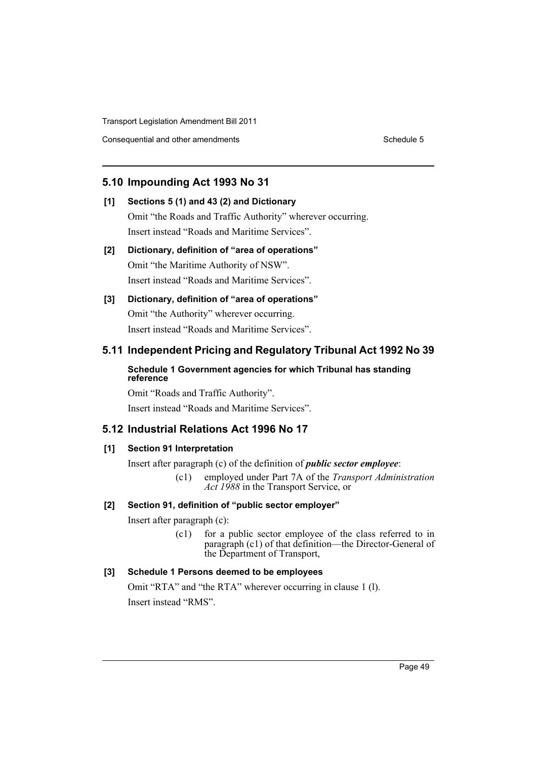## 5.10 Impounding Act 1993 No 31

**[1] Sections 5 (1) and 43 (2) and Dictionary**

Omit "the Roads and Traffic Authority" wherever occurring.

Insert instead "Roads and Maritime Services".

**[2] Dictionary, definition of "area of operations"**

Omit "the Maritime Authority of NSW".

Insert instead "Roads and Maritime Services".

**[3] Dictionary, definition of "area of operations"**

Omit "the Authority" wherever occurring.

Insert instead "Roads and Maritime Services".

## 5.11 Independent Pricing and Regulatory Tribunal Act 1992 No 39

**Schedule 1 Government agencies for which Tribunal has standing reference**

Omit "Roads and Traffic Authority".

Insert instead "Roads and Maritime Services".

## 5.12 Industrial Relations Act 1996 No 17

**[1] Section 91 Interpretation**

Insert after paragraph (c) of the definition of ***public sector employee***:

> (c1) employed under Part 7A of the *Transport Administration Act 1988* in the Transport Service, or

**[2] Section 91, definition of "public sector employer"**

Insert after paragraph (c):

> (c1) for a public sector employee of the class referred to in paragraph (c1) of that definition—the Director-General of the Department of Transport,

**[3] Schedule 1 Persons deemed to be employees**

Omit "RTA" and "the RTA" wherever occurring in clause 1 (l).

Insert instead "RMS".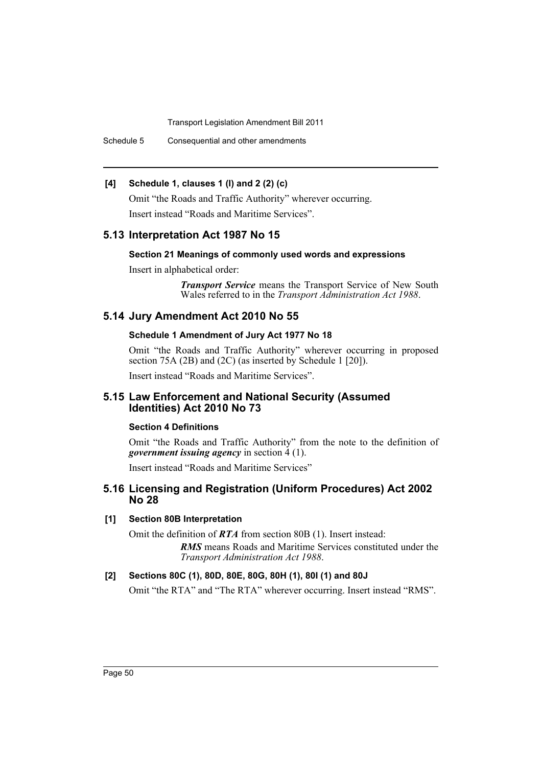**[4] Schedule 1, clauses 1 (l) and 2 (2) (c)**

Omit "the Roads and Traffic Authority" wherever occurring.

Insert instead "Roads and Maritime Services".

## 5.13 Interpretation Act 1987 No 15

### Section 21 Meanings of commonly used words and expressions

Insert in alphabetical order:

> ***Transport Service*** means the Transport Service of New South Wales referred to in the *Transport Administration Act 1988*.

## 5.14 Jury Amendment Act 2010 No 55

### Schedule 1 Amendment of Jury Act 1977 No 18

Omit "the Roads and Traffic Authority" wherever occurring in proposed section 75A (2B) and (2C) (as inserted by Schedule 1 [20]).

Insert instead "Roads and Maritime Services".

## 5.15 Law Enforcement and National Security (Assumed Identities) Act 2010 No 73

### Section 4 Definitions

Omit "the Roads and Traffic Authority" from the note to the definition of ***government issuing agency*** in section 4 (1).

Insert instead "Roads and Maritime Services"

## 5.16 Licensing and Registration (Uniform Procedures) Act 2002 No 28

**[1] Section 80B Interpretation**

Omit the definition of ***RTA*** from section 80B (1). Insert instead:

> ***RMS*** means Roads and Maritime Services constituted under the *Transport Administration Act 1988*.

**[2] Sections 80C (1), 80D, 80E, 80G, 80H (1), 80I (1) and 80J**

Omit "the RTA" and "The RTA" wherever occurring. Insert instead "RMS".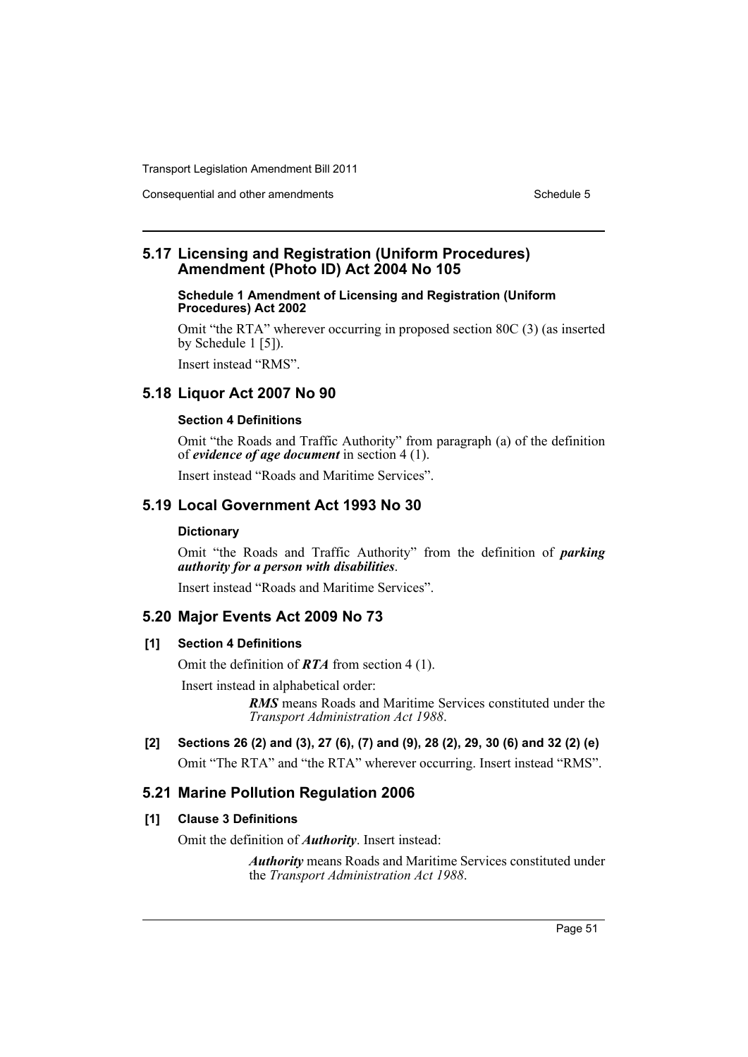## 5.17 Licensing and Registration (Uniform Procedures) Amendment (Photo ID) Act 2004 No 105

#### Schedule 1 Amendment of Licensing and Registration (Uniform Procedures) Act 2002

Omit "the RTA" wherever occurring in proposed section 80C (3) (as inserted by Schedule 1 [5]).

Insert instead "RMS".

## 5.18 Liquor Act 2007 No 90

#### Section 4 Definitions

Omit "the Roads and Traffic Authority" from paragraph (a) of the definition of ***evidence of age document*** in section 4 (1).

Insert instead "Roads and Maritime Services".

## 5.19 Local Government Act 1993 No 30

#### Dictionary

Omit "the Roads and Traffic Authority" from the definition of ***parking authority for a person with disabilities***.

Insert instead "Roads and Maritime Services".

## 5.20 Major Events Act 2009 No 73

#### [1] Section 4 Definitions

Omit the definition of ***RTA*** from section 4 (1).

Insert instead in alphabetical order:

> ***RMS*** means Roads and Maritime Services constituted under the *Transport Administration Act 1988*.

#### [2] Sections 26 (2) and (3), 27 (6), (7) and (9), 28 (2), 29, 30 (6) and 32 (2) (e)

Omit "The RTA" and "the RTA" wherever occurring. Insert instead "RMS".

## 5.21 Marine Pollution Regulation 2006

#### [1] Clause 3 Definitions

Omit the definition of ***Authority***. Insert instead:

> ***Authority*** means Roads and Maritime Services constituted under the *Transport Administration Act 1988*.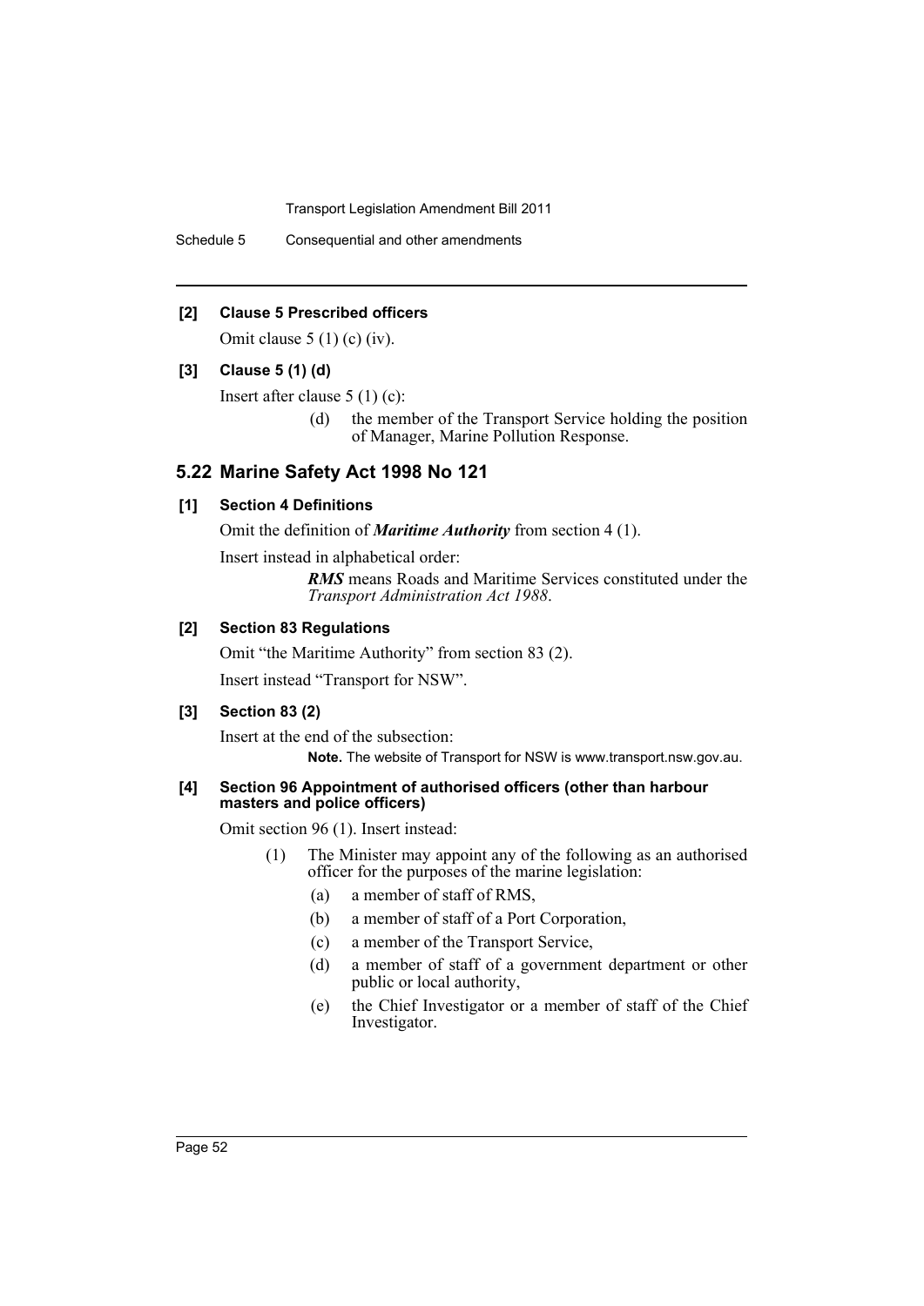**[2] Clause 5 Prescribed officers**

Omit clause 5 (1) (c) (iv).

**[3] Clause 5 (1) (d)**

Insert after clause 5 (1) (c):

> (d) the member of the Transport Service holding the position of Manager, Marine Pollution Response.

## 5.22 Marine Safety Act 1998 No 121

**[1] Section 4 Definitions**

Omit the definition of ***Maritime Authority*** from section 4 (1).

Insert instead in alphabetical order:

> ***RMS*** means Roads and Maritime Services constituted under the *Transport Administration Act 1988*.

**[2] Section 83 Regulations**

Omit "the Maritime Authority" from section 83 (2).

Insert instead "Transport for NSW".

**[3] Section 83 (2)**

Insert at the end of the subsection:

> **Note.** The website of Transport for NSW is www.transport.nsw.gov.au.

**[4] Section 96 Appointment of authorised officers (other than harbour masters and police officers)**

Omit section 96 (1). Insert instead:

> (1) The Minister may appoint any of the following as an authorised officer for the purposes of the marine legislation:
>
> (a) a member of staff of RMS,
>
> (b) a member of staff of a Port Corporation,
>
> (c) a member of the Transport Service,
>
> (d) a member of staff of a government department or other public or local authority,
>
> (e) the Chief Investigator or a member of staff of the Chief Investigator.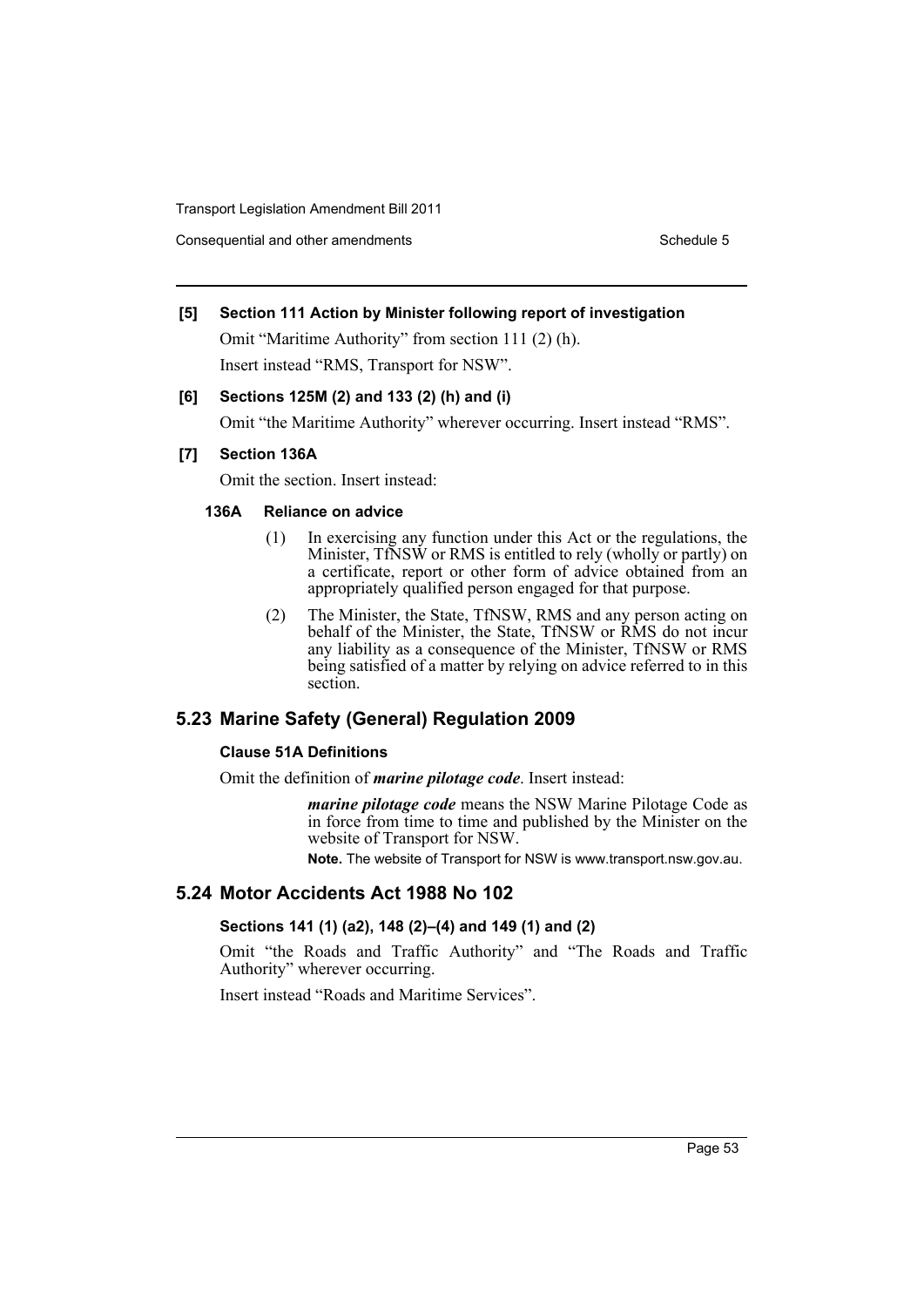**[5] Section 111 Action by Minister following report of investigation**

Omit "Maritime Authority" from section 111 (2) (h).

Insert instead "RMS, Transport for NSW".

**[6] Sections 125M (2) and 133 (2) (h) and (i)**

Omit "the Maritime Authority" wherever occurring. Insert instead "RMS".

**[7] Section 136A**

Omit the section. Insert instead:

**136A Reliance on advice**

(1) In exercising any function under this Act or the regulations, the Minister, TfNSW or RMS is entitled to rely (wholly or partly) on a certificate, report or other form of advice obtained from an appropriately qualified person engaged for that purpose.

(2) The Minister, the State, TfNSW, RMS and any person acting on behalf of the Minister, the State, TfNSW or RMS do not incur any liability as a consequence of the Minister, TfNSW or RMS being satisfied of a matter by relying on advice referred to in this section.

## 5.23 Marine Safety (General) Regulation 2009

**Clause 51A Definitions**

Omit the definition of ***marine pilotage code***. Insert instead:

> ***marine pilotage code*** means the NSW Marine Pilotage Code as in force from time to time and published by the Minister on the website of Transport for NSW.
>
> **Note.** The website of Transport for NSW is www.transport.nsw.gov.au.

## 5.24 Motor Accidents Act 1988 No 102

**Sections 141 (1) (a2), 148 (2)–(4) and 149 (1) and (2)**

Omit "the Roads and Traffic Authority" and "The Roads and Traffic Authority" wherever occurring.

Insert instead "Roads and Maritime Services".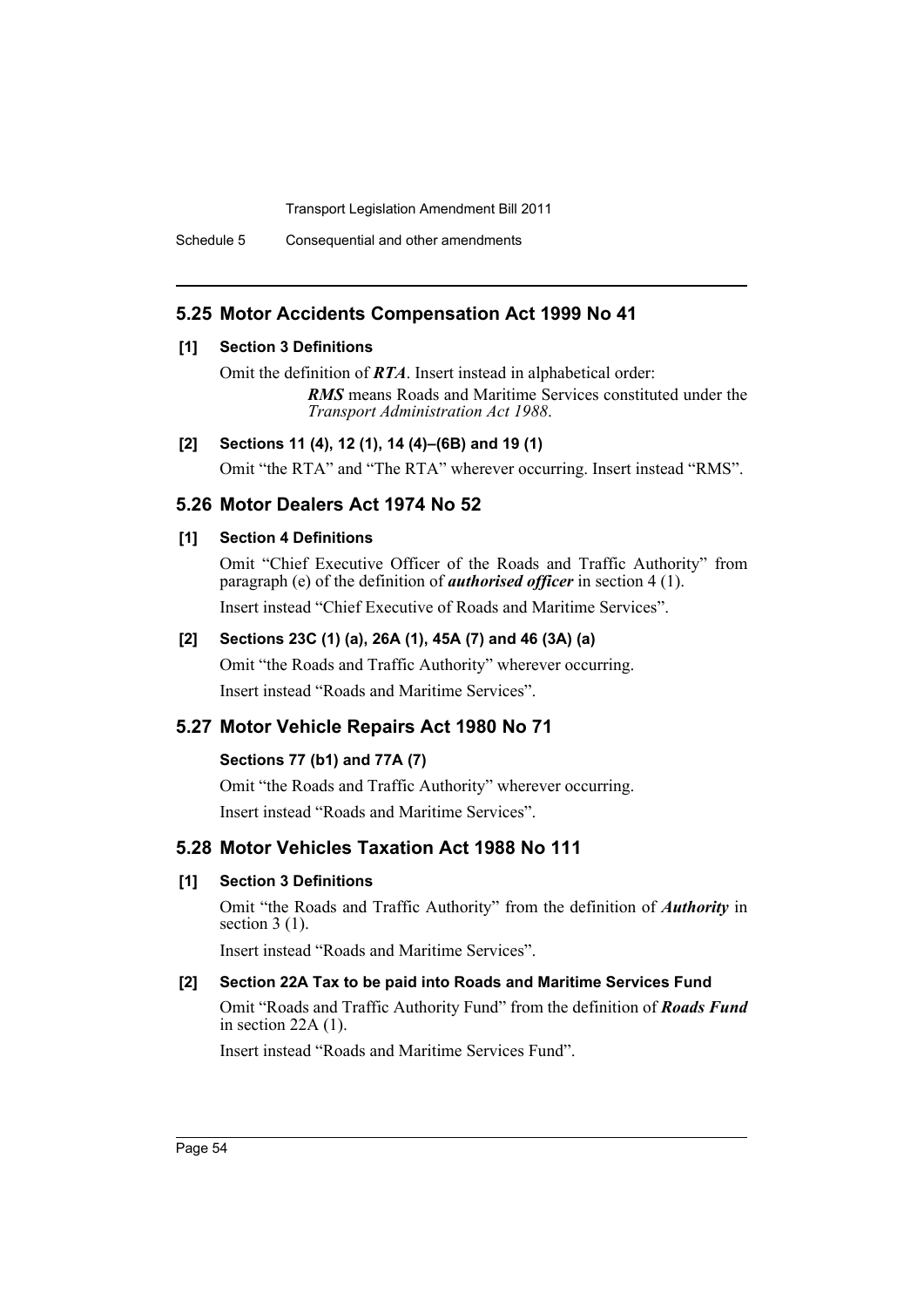## 5.25 Motor Accidents Compensation Act 1999 No 41

**[1] Section 3 Definitions**

Omit the definition of ***RTA***. Insert instead in alphabetical order:

> ***RMS*** means Roads and Maritime Services constituted under the *Transport Administration Act 1988*.

**[2] Sections 11 (4), 12 (1), 14 (4)–(6B) and 19 (1)**

Omit "the RTA" and "The RTA" wherever occurring. Insert instead "RMS".

## 5.26 Motor Dealers Act 1974 No 52

**[1] Section 4 Definitions**

Omit "Chief Executive Officer of the Roads and Traffic Authority" from paragraph (e) of the definition of ***authorised officer*** in section 4 (1).

Insert instead "Chief Executive of Roads and Maritime Services".

**[2] Sections 23C (1) (a), 26A (1), 45A (7) and 46 (3A) (a)**

Omit "the Roads and Traffic Authority" wherever occurring.

Insert instead "Roads and Maritime Services".

## 5.27 Motor Vehicle Repairs Act 1980 No 71

**Sections 77 (b1) and 77A (7)**

Omit "the Roads and Traffic Authority" wherever occurring.

Insert instead "Roads and Maritime Services".

## 5.28 Motor Vehicles Taxation Act 1988 No 111

**[1] Section 3 Definitions**

Omit "the Roads and Traffic Authority" from the definition of ***Authority*** in section 3 (1).

Insert instead "Roads and Maritime Services".

**[2] Section 22A Tax to be paid into Roads and Maritime Services Fund**

Omit "Roads and Traffic Authority Fund" from the definition of ***Roads Fund*** in section 22A (1).

Insert instead "Roads and Maritime Services Fund".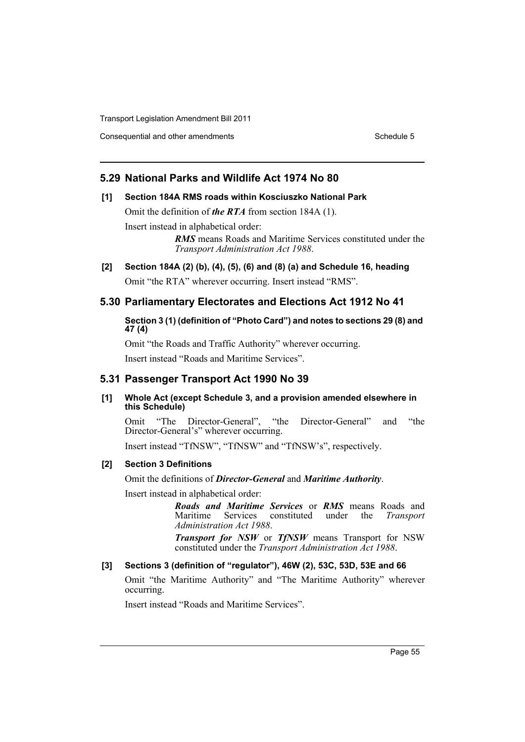## 5.29 National Parks and Wildlife Act 1974 No 80

**[1] Section 184A RMS roads within Kosciuszko National Park**

Omit the definition of ***the RTA*** from section 184A (1).

Insert instead in alphabetical order:

> ***RMS*** means Roads and Maritime Services constituted under the *Transport Administration Act 1988*.

**[2] Section 184A (2) (b), (4), (5), (6) and (8) (a) and Schedule 16, heading**

Omit "the RTA" wherever occurring. Insert instead "RMS".

## 5.30 Parliamentary Electorates and Elections Act 1912 No 41

**Section 3 (1) (definition of "Photo Card") and notes to sections 29 (8) and 47 (4)**

Omit "the Roads and Traffic Authority" wherever occurring.

Insert instead "Roads and Maritime Services".

## 5.31 Passenger Transport Act 1990 No 39

**[1] Whole Act (except Schedule 3, and a provision amended elsewhere in this Schedule)**

Omit "The Director-General", "the Director-General" and "the Director-General's" wherever occurring.

Insert instead "TfNSW", "TfNSW" and "TfNSW's", respectively.

**[2] Section 3 Definitions**

Omit the definitions of ***Director-General*** and ***Maritime Authority***.

Insert instead in alphabetical order:

> ***Roads and Maritime Services*** or ***RMS*** means Roads and Maritime Services constituted under the *Transport Administration Act 1988*.
>
> ***Transport for NSW*** or ***TfNSW*** means Transport for NSW constituted under the *Transport Administration Act 1988*.

**[3] Sections 3 (definition of "regulator"), 46W (2), 53C, 53D, 53E and 66**

Omit "the Maritime Authority" and "The Maritime Authority" wherever occurring.

Insert instead "Roads and Maritime Services".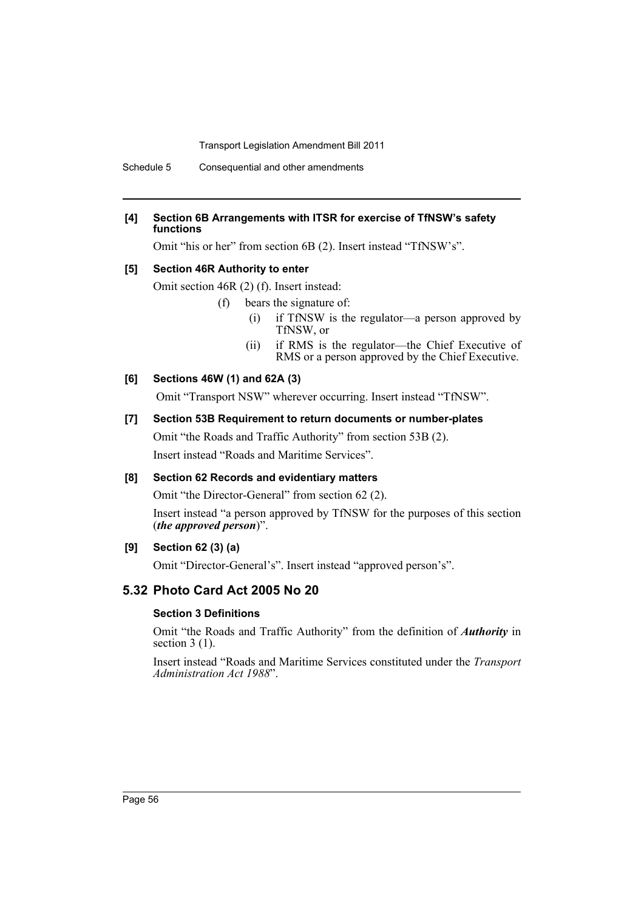#### [4] Section 6B Arrangements with ITSR for exercise of TfNSW's safety functions

Omit "his or her" from section 6B (2). Insert instead "TfNSW's".

#### [5] Section 46R Authority to enter

Omit section 46R (2) (f). Insert instead:

> (f) bears the signature of:
>
> (i) if TfNSW is the regulator—a person approved by TfNSW, or
>
> (ii) if RMS is the regulator—the Chief Executive of RMS or a person approved by the Chief Executive.

#### [6] Sections 46W (1) and 62A (3)

Omit "Transport NSW" wherever occurring. Insert instead "TfNSW".

#### [7] Section 53B Requirement to return documents or number-plates

Omit "the Roads and Traffic Authority" from section 53B (2).

Insert instead "Roads and Maritime Services".

#### [8] Section 62 Records and evidentiary matters

Omit "the Director-General" from section 62 (2).

Insert instead "a person approved by TfNSW for the purposes of this section (***the approved person***)".

#### [9] Section 62 (3) (a)

Omit "Director-General's". Insert instead "approved person's".

## 5.32 Photo Card Act 2005 No 20

#### Section 3 Definitions

Omit "the Roads and Traffic Authority" from the definition of ***Authority*** in section 3 (1).

Insert instead "Roads and Maritime Services constituted under the *Transport Administration Act 1988*".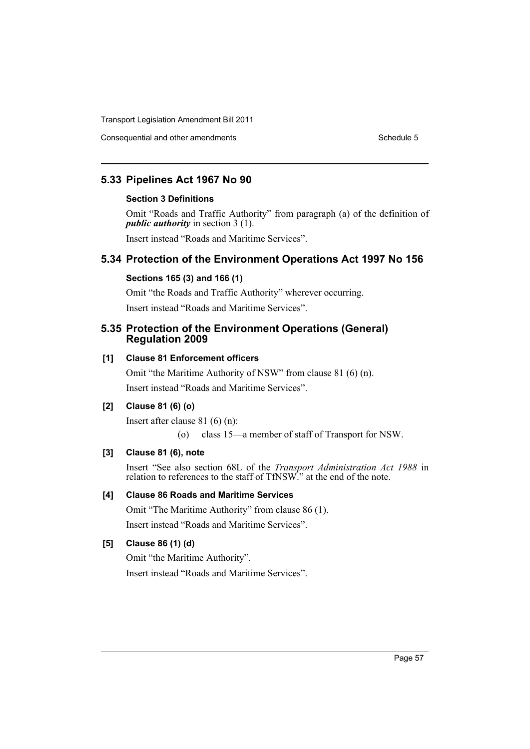## 5.33 Pipelines Act 1967 No 90

### Section 3 Definitions

Omit "Roads and Traffic Authority" from paragraph (a) of the definition of ***public authority*** in section 3 (1).

Insert instead "Roads and Maritime Services".

## 5.34 Protection of the Environment Operations Act 1997 No 156

### Sections 165 (3) and 166 (1)

Omit "the Roads and Traffic Authority" wherever occurring.

Insert instead "Roads and Maritime Services".

## 5.35 Protection of the Environment Operations (General) Regulation 2009

### [1] Clause 81 Enforcement officers

Omit "the Maritime Authority of NSW" from clause 81 (6) (n).

Insert instead "Roads and Maritime Services".

### [2] Clause 81 (6) (o)

Insert after clause 81 (6) (n):

(o) class 15—a member of staff of Transport for NSW.

### [3] Clause 81 (6), note

Insert "See also section 68L of the *Transport Administration Act 1988* in relation to references to the staff of TfNSW." at the end of the note.

### [4] Clause 86 Roads and Maritime Services

Omit "The Maritime Authority" from clause 86 (1).

Insert instead "Roads and Maritime Services".

### [5] Clause 86 (1) (d)

Omit "the Maritime Authority".

Insert instead "Roads and Maritime Services".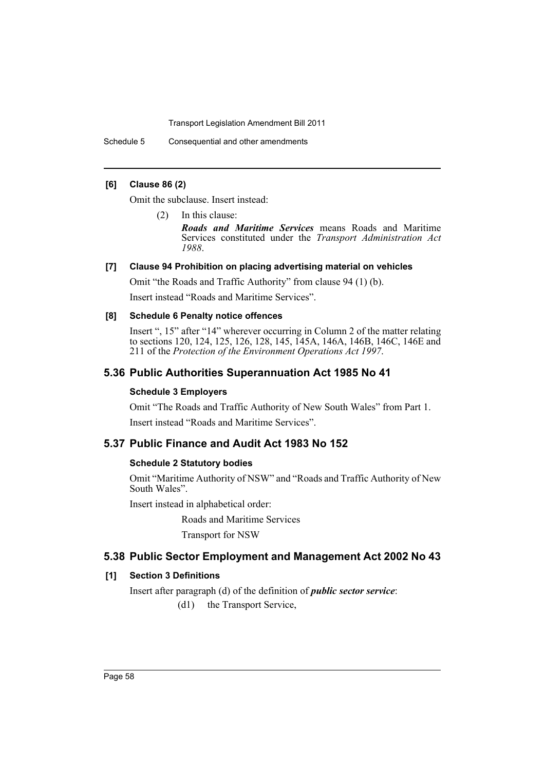**[6] Clause 86 (2)**

Omit the subclause. Insert instead:

(2) In this clause:

***Roads and Maritime Services*** means Roads and Maritime Services constituted under the *Transport Administration Act 1988*.

**[7] Clause 94 Prohibition on placing advertising material on vehicles**

Omit "the Roads and Traffic Authority" from clause 94 (1) (b).

Insert instead "Roads and Maritime Services".

**[8] Schedule 6 Penalty notice offences**

Insert ", 15" after "14" wherever occurring in Column 2 of the matter relating to sections 120, 124, 125, 126, 128, 145, 145A, 146A, 146B, 146C, 146E and 211 of the *Protection of the Environment Operations Act 1997*.

## 5.36 Public Authorities Superannuation Act 1985 No 41

**Schedule 3 Employers**

Omit "The Roads and Traffic Authority of New South Wales" from Part 1.

Insert instead "Roads and Maritime Services".

## 5.37 Public Finance and Audit Act 1983 No 152

**Schedule 2 Statutory bodies**

Omit "Maritime Authority of NSW" and "Roads and Traffic Authority of New South Wales".

Insert instead in alphabetical order:

Roads and Maritime Services

Transport for NSW

## 5.38 Public Sector Employment and Management Act 2002 No 43

**[1] Section 3 Definitions**

Insert after paragraph (d) of the definition of ***public sector service***:

(d1) the Transport Service,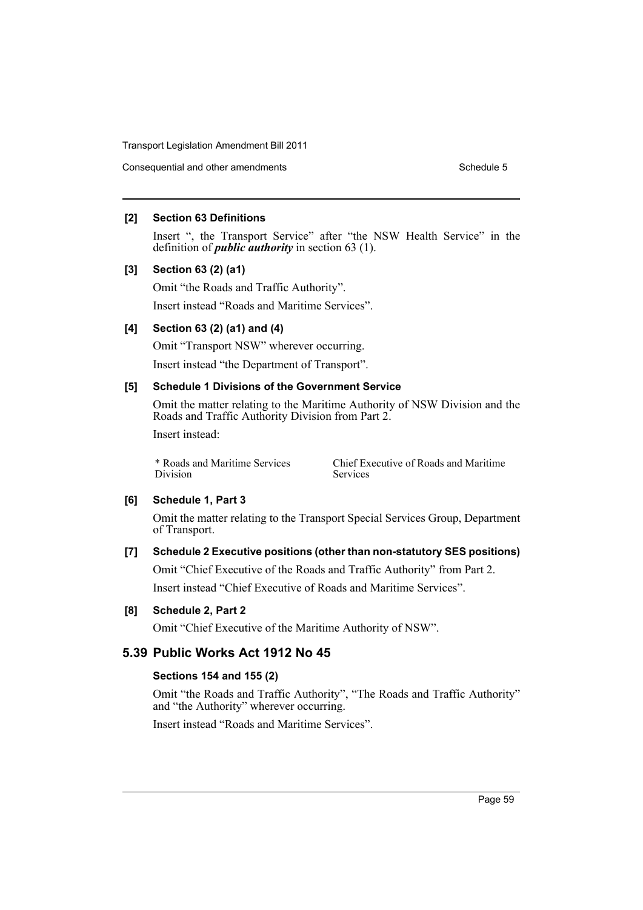#### [2] Section 63 Definitions

Insert “, the Transport Service” after “the NSW Health Service” in the definition of ***public authority*** in section 63 (1).

#### [3] Section 63 (2) (a1)

Omit “the Roads and Traffic Authority”.

Insert instead “Roads and Maritime Services”.

#### [4] Section 63 (2) (a1) and (4)

Omit “Transport NSW” wherever occurring.

Insert instead “the Department of Transport”.

#### [5] Schedule 1 Divisions of the Government Service

Omit the matter relating to the Maritime Authority of NSW Division and the Roads and Traffic Authority Division from Part 2.

Insert instead:

| | |
|---|---|
| * Roads and Maritime Services Division | Chief Executive of Roads and Maritime Services |

#### [6] Schedule 1, Part 3

Omit the matter relating to the Transport Special Services Group, Department of Transport.

#### [7] Schedule 2 Executive positions (other than non-statutory SES positions)

Omit “Chief Executive of the Roads and Traffic Authority” from Part 2.

Insert instead “Chief Executive of Roads and Maritime Services”.

#### [8] Schedule 2, Part 2

Omit “Chief Executive of the Maritime Authority of NSW”.

## 5.39 Public Works Act 1912 No 45

#### Sections 154 and 155 (2)

Omit “the Roads and Traffic Authority”, “The Roads and Traffic Authority” and “the Authority” wherever occurring.

Insert instead “Roads and Maritime Services”.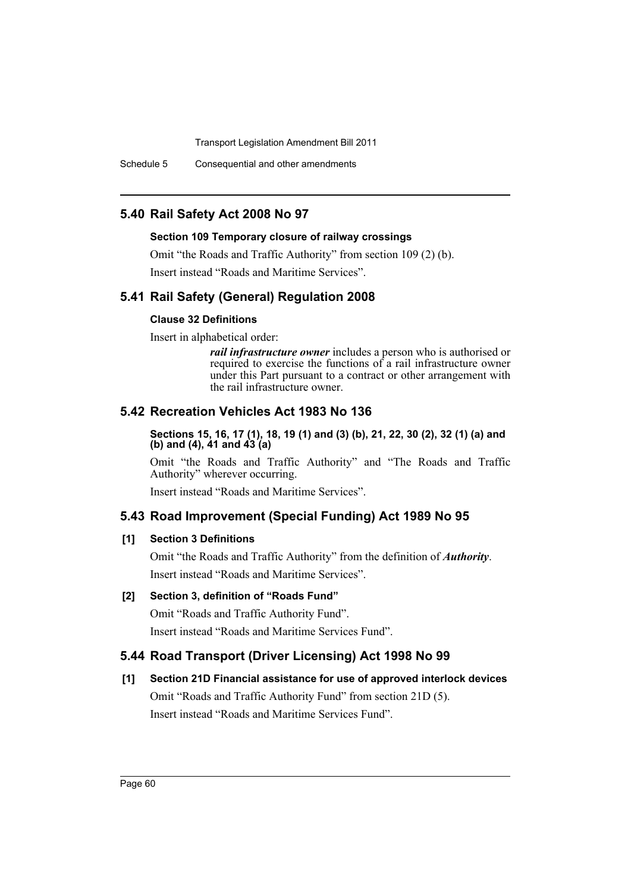## 5.40 Rail Safety Act 2008 No 97

### Section 109 Temporary closure of railway crossings

Omit "the Roads and Traffic Authority" from section 109 (2) (b).

Insert instead "Roads and Maritime Services".

## 5.41 Rail Safety (General) Regulation 2008

### Clause 32 Definitions

Insert in alphabetical order:

> ***rail infrastructure owner*** includes a person who is authorised or required to exercise the functions of a rail infrastructure owner under this Part pursuant to a contract or other arrangement with the rail infrastructure owner.

## 5.42 Recreation Vehicles Act 1983 No 136

### Sections 15, 16, 17 (1), 18, 19 (1) and (3) (b), 21, 22, 30 (2), 32 (1) (a) and (b) and (4), 41 and 43 (a)

Omit "the Roads and Traffic Authority" and "The Roads and Traffic Authority" wherever occurring.

Insert instead "Roads and Maritime Services".

## 5.43 Road Improvement (Special Funding) Act 1989 No 95

### [1] Section 3 Definitions

Omit "the Roads and Traffic Authority" from the definition of ***Authority***.

Insert instead "Roads and Maritime Services".

### [2] Section 3, definition of "Roads Fund"

Omit "Roads and Traffic Authority Fund".

Insert instead "Roads and Maritime Services Fund".

## 5.44 Road Transport (Driver Licensing) Act 1998 No 99

### [1] Section 21D Financial assistance for use of approved interlock devices

Omit "Roads and Traffic Authority Fund" from section 21D (5).

Insert instead "Roads and Maritime Services Fund".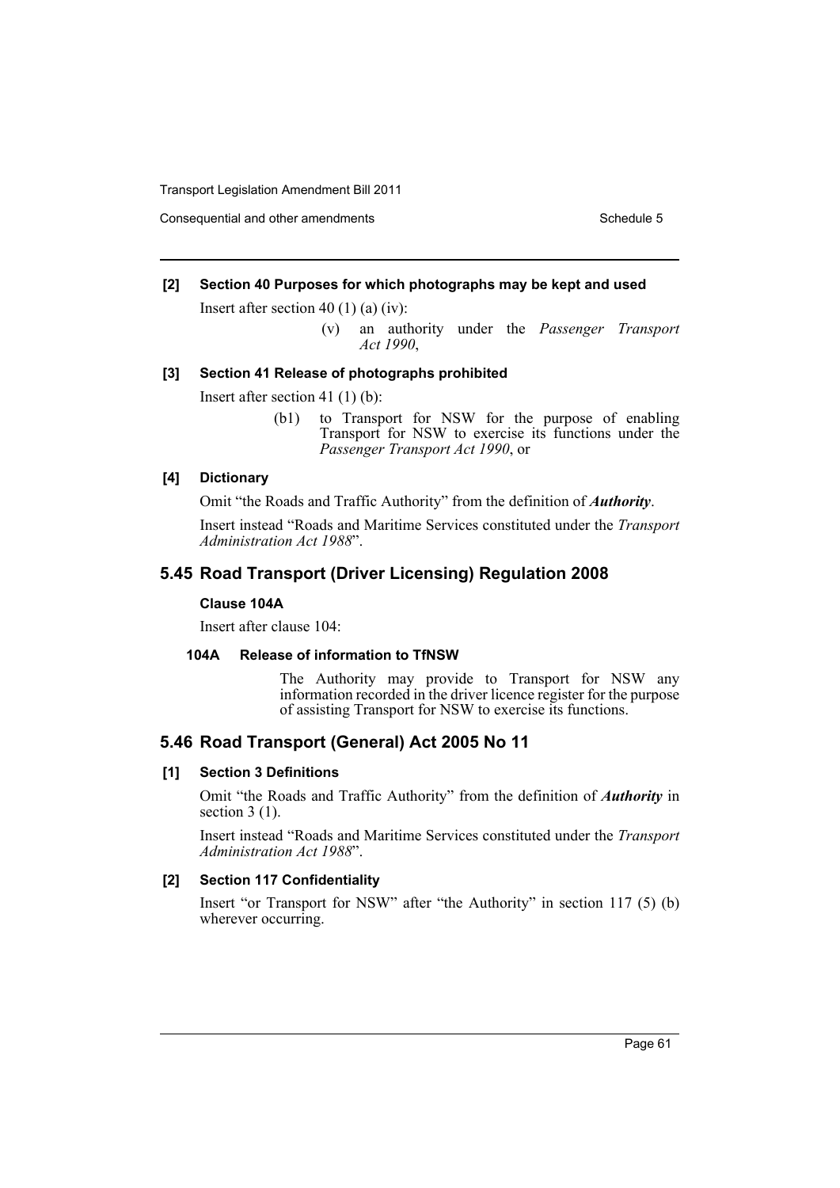**[2] Section 40 Purposes for which photographs may be kept and used**

Insert after section 40 (1) (a) (iv):

> (v) an authority under the *Passenger Transport Act 1990*,

**[3] Section 41 Release of photographs prohibited**

Insert after section 41 (1) (b):

> (b1) to Transport for NSW for the purpose of enabling Transport for NSW to exercise its functions under the *Passenger Transport Act 1990*, or

**[4] Dictionary**

Omit "the Roads and Traffic Authority" from the definition of ***Authority***.

Insert instead "Roads and Maritime Services constituted under the *Transport Administration Act 1988*".

## 5.45 Road Transport (Driver Licensing) Regulation 2008

**Clause 104A**

Insert after clause 104:

**104A Release of information to TfNSW**

The Authority may provide to Transport for NSW any information recorded in the driver licence register for the purpose of assisting Transport for NSW to exercise its functions.

## 5.46 Road Transport (General) Act 2005 No 11

**[1] Section 3 Definitions**

Omit "the Roads and Traffic Authority" from the definition of ***Authority*** in section 3 (1).

Insert instead "Roads and Maritime Services constituted under the *Transport Administration Act 1988*".

**[2] Section 117 Confidentiality**

Insert "or Transport for NSW" after "the Authority" in section 117 (5) (b) wherever occurring.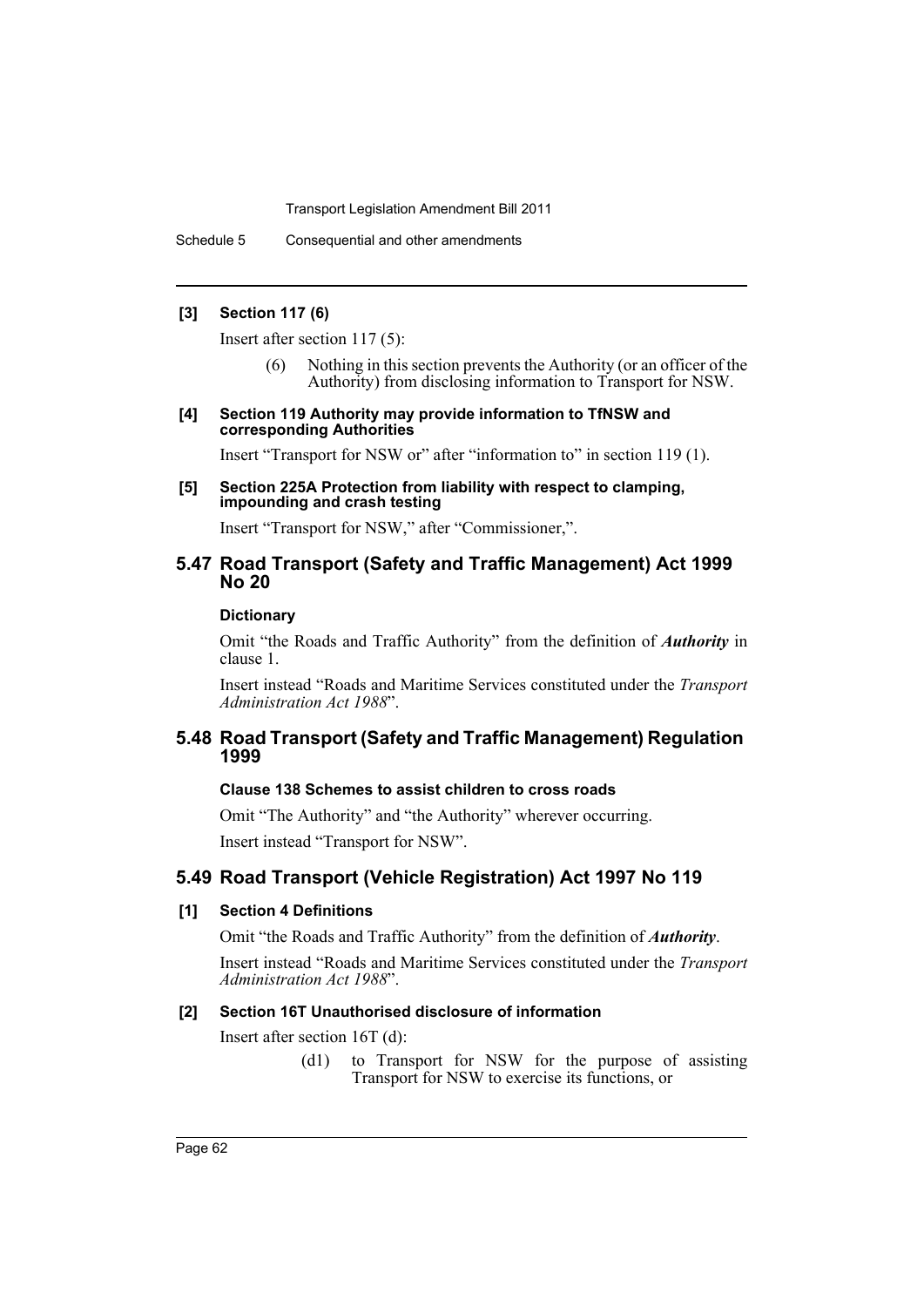#### [3] Section 117 (6)

Insert after section 117 (5):

> (6) Nothing in this section prevents the Authority (or an officer of the Authority) from disclosing information to Transport for NSW.

#### [4] Section 119 Authority may provide information to TfNSW and corresponding Authorities

Insert "Transport for NSW or" after "information to" in section 119 (1).

#### [5] Section 225A Protection from liability with respect to clamping, impounding and crash testing

Insert "Transport for NSW," after "Commissioner,".

## 5.47 Road Transport (Safety and Traffic Management) Act 1999 No 20

#### Dictionary

Omit "the Roads and Traffic Authority" from the definition of ***Authority*** in clause 1.

Insert instead "Roads and Maritime Services constituted under the *Transport Administration Act 1988*".

## 5.48 Road Transport (Safety and Traffic Management) Regulation 1999

#### Clause 138 Schemes to assist children to cross roads

Omit "The Authority" and "the Authority" wherever occurring.

Insert instead "Transport for NSW".

## 5.49 Road Transport (Vehicle Registration) Act 1997 No 119

#### [1] Section 4 Definitions

Omit "the Roads and Traffic Authority" from the definition of ***Authority***.

Insert instead "Roads and Maritime Services constituted under the *Transport Administration Act 1988*".

#### [2] Section 16T Unauthorised disclosure of information

Insert after section 16T (d):

> (d1) to Transport for NSW for the purpose of assisting Transport for NSW to exercise its functions, or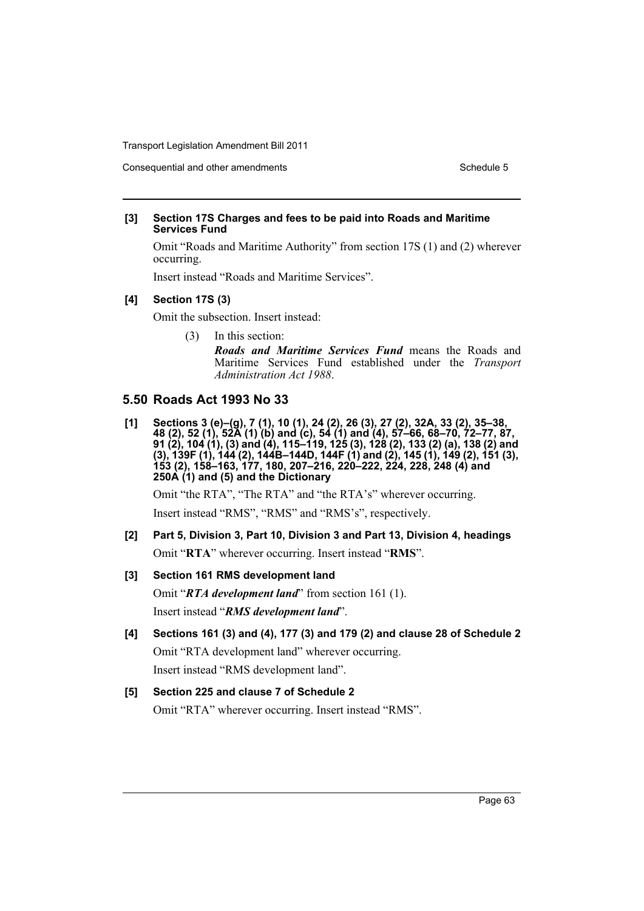**[3] Section 17S Charges and fees to be paid into Roads and Maritime Services Fund**

Omit “Roads and Maritime Authority” from section 17S (1) and (2) wherever occurring.

Insert instead “Roads and Maritime Services”.

**[4] Section 17S (3)**

Omit the subsection. Insert instead:

(3) In this section:

***Roads and Maritime Services Fund*** means the Roads and Maritime Services Fund established under the *Transport Administration Act 1988*.

## 5.50 Roads Act 1993 No 33

**[1] Sections 3 (e)–(g), 7 (1), 10 (1), 24 (2), 26 (3), 27 (2), 32A, 33 (2), 35–38, 48 (2), 52 (1), 52A (1) (b) and (c), 54 (1) and (4), 57–66, 68–70, 72–77, 87, 91 (2), 104 (1), (3) and (4), 115–119, 125 (3), 128 (2), 133 (2) (a), 138 (2) and (3), 139F (1), 144 (2), 144B–144D, 144F (1) and (2), 145 (1), 149 (2), 151 (3), 153 (2), 158–163, 177, 180, 207–216, 220–222, 224, 228, 248 (4) and 250A (1) and (5) and the Dictionary**

Omit “the RTA”, “The RTA” and “the RTA’s” wherever occurring.

Insert instead “RMS”, “RMS” and “RMS’s”, respectively.

**[2] Part 5, Division 3, Part 10, Division 3 and Part 13, Division 4, headings**

Omit “**RTA**” wherever occurring. Insert instead “**RMS**”.

**[3] Section 161 RMS development land**

Omit “***RTA development land***” from section 161 (1).

Insert instead “***RMS development land***”.

**[4] Sections 161 (3) and (4), 177 (3) and 179 (2) and clause 28 of Schedule 2**

Omit “RTA development land” wherever occurring.

Insert instead “RMS development land”.

**[5] Section 225 and clause 7 of Schedule 2**

Omit “RTA” wherever occurring. Insert instead “RMS”.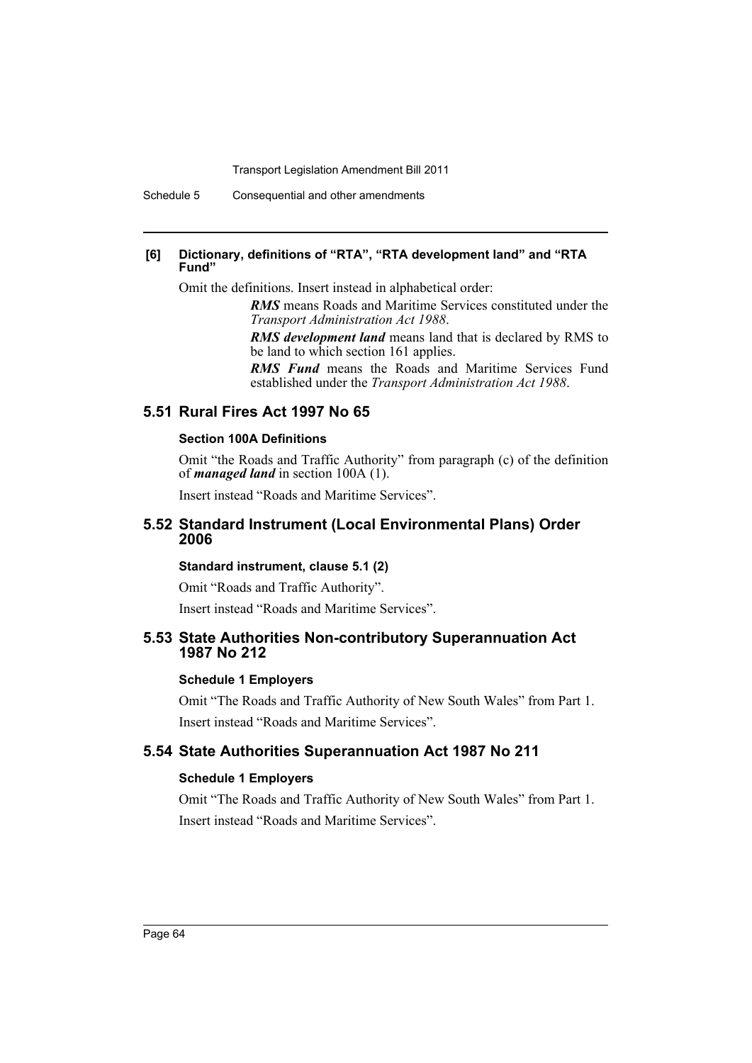**[6] Dictionary, definitions of "RTA", "RTA development land" and "RTA Fund"**

Omit the definitions. Insert instead in alphabetical order:

> ***RMS*** means Roads and Maritime Services constituted under the *Transport Administration Act 1988*.
>
> ***RMS development land*** means land that is declared by RMS to be land to which section 161 applies.
>
> ***RMS Fund*** means the Roads and Maritime Services Fund established under the *Transport Administration Act 1988*.

## 5.51 Rural Fires Act 1997 No 65

### Section 100A Definitions

Omit "the Roads and Traffic Authority" from paragraph (c) of the definition of ***managed land*** in section 100A (1).

Insert instead "Roads and Maritime Services".

## 5.52 Standard Instrument (Local Environmental Plans) Order 2006

### Standard instrument, clause 5.1 (2)

Omit "Roads and Traffic Authority".

Insert instead "Roads and Maritime Services".

## 5.53 State Authorities Non-contributory Superannuation Act 1987 No 212

### Schedule 1 Employers

Omit "The Roads and Traffic Authority of New South Wales" from Part 1.

Insert instead "Roads and Maritime Services".

## 5.54 State Authorities Superannuation Act 1987 No 211

### Schedule 1 Employers

Omit "The Roads and Traffic Authority of New South Wales" from Part 1.

Insert instead "Roads and Maritime Services".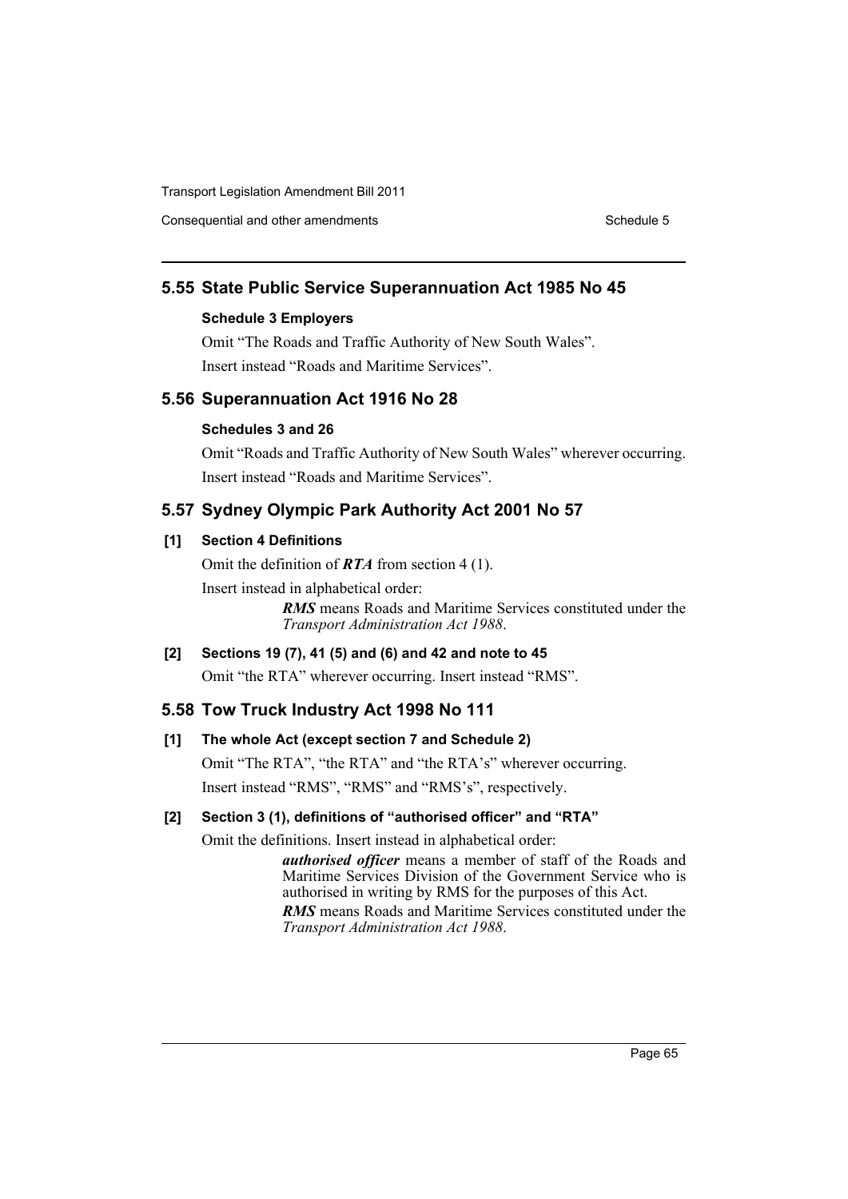## 5.55 State Public Service Superannuation Act 1985 No 45

### Schedule 3 Employers

Omit "The Roads and Traffic Authority of New South Wales".

Insert instead "Roads and Maritime Services".

## 5.56 Superannuation Act 1916 No 28

### Schedules 3 and 26

Omit "Roads and Traffic Authority of New South Wales" wherever occurring.

Insert instead "Roads and Maritime Services".

## 5.57 Sydney Olympic Park Authority Act 2001 No 57

### [1] Section 4 Definitions

Omit the definition of ***RTA*** from section 4 (1).

Insert instead in alphabetical order:

> ***RMS*** means Roads and Maritime Services constituted under the *Transport Administration Act 1988*.

### [2] Sections 19 (7), 41 (5) and (6) and 42 and note to 45

Omit "the RTA" wherever occurring. Insert instead "RMS".

## 5.58 Tow Truck Industry Act 1998 No 111

### [1] The whole Act (except section 7 and Schedule 2)

Omit "The RTA", "the RTA" and "the RTA's" wherever occurring.

Insert instead "RMS", "RMS" and "RMS's", respectively.

### [2] Section 3 (1), definitions of "authorised officer" and "RTA"

Omit the definitions. Insert instead in alphabetical order:

> ***authorised officer*** means a member of staff of the Roads and Maritime Services Division of the Government Service who is authorised in writing by RMS for the purposes of this Act.
>
> ***RMS*** means Roads and Maritime Services constituted under the *Transport Administration Act 1988*.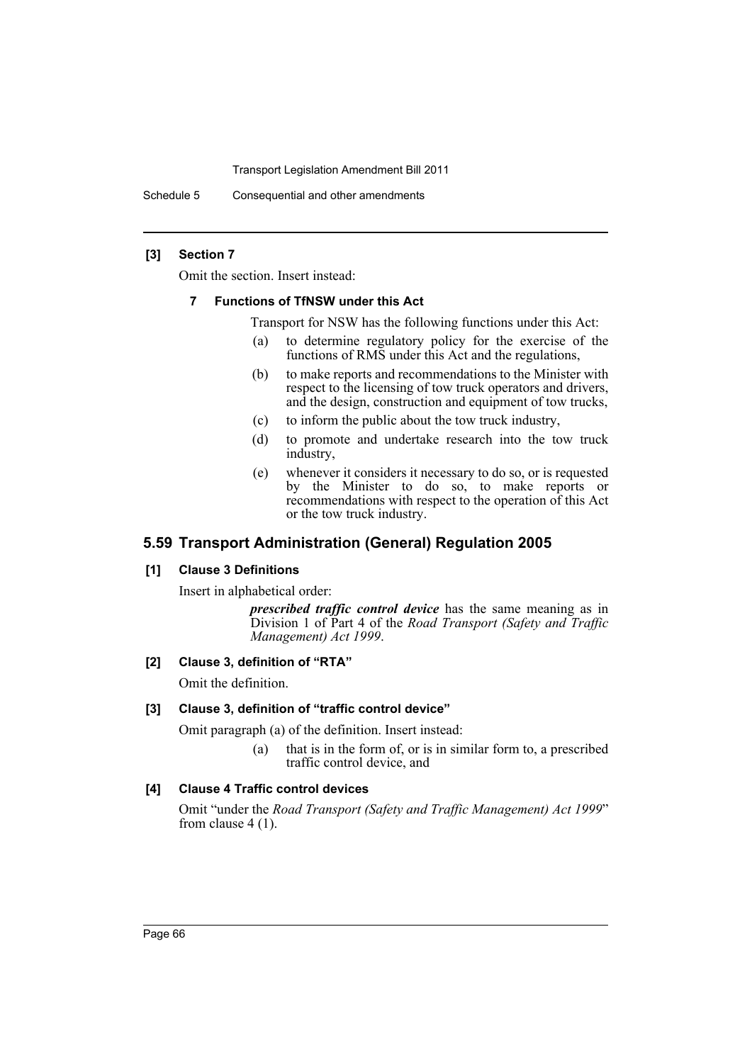**[3] Section 7**

Omit the section. Insert instead:

**7 Functions of TfNSW under this Act**

Transport for NSW has the following functions under this Act:

- (a) to determine regulatory policy for the exercise of the functions of RMS under this Act and the regulations,
- (b) to make reports and recommendations to the Minister with respect to the licensing of tow truck operators and drivers, and the design, construction and equipment of tow trucks,
- (c) to inform the public about the tow truck industry,
- (d) to promote and undertake research into the tow truck industry,
- (e) whenever it considers it necessary to do so, or is requested by the Minister to do so, to make reports or recommendations with respect to the operation of this Act or the tow truck industry.

## 5.59 Transport Administration (General) Regulation 2005

**[1] Clause 3 Definitions**

Insert in alphabetical order:

***prescribed traffic control device*** has the same meaning as in Division 1 of Part 4 of the *Road Transport (Safety and Traffic Management) Act 1999*.

**[2] Clause 3, definition of "RTA"**

Omit the definition.

**[3] Clause 3, definition of "traffic control device"**

Omit paragraph (a) of the definition. Insert instead:

- (a) that is in the form of, or is in similar form to, a prescribed traffic control device, and

**[4] Clause 4 Traffic control devices**

Omit "under the *Road Transport (Safety and Traffic Management) Act 1999*" from clause 4 (1).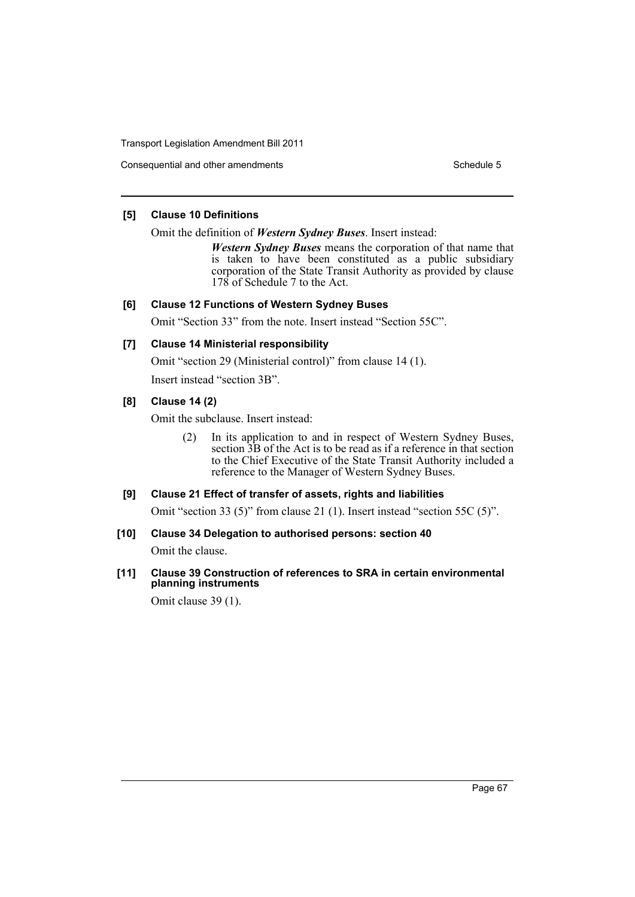**[5] Clause 10 Definitions**

Omit the definition of ***Western Sydney Buses***. Insert instead:

> ***Western Sydney Buses*** means the corporation of that name that is taken to have been constituted as a public subsidiary corporation of the State Transit Authority as provided by clause 178 of Schedule 7 to the Act.

**[6] Clause 12 Functions of Western Sydney Buses**

Omit "Section 33" from the note. Insert instead "Section 55C".

**[7] Clause 14 Ministerial responsibility**

Omit "section 29 (Ministerial control)" from clause 14 (1).

Insert instead "section 3B".

**[8] Clause 14 (2)**

Omit the subclause. Insert instead:

> (2) In its application to and in respect of Western Sydney Buses, section 3B of the Act is to be read as if a reference in that section to the Chief Executive of the State Transit Authority included a reference to the Manager of Western Sydney Buses.

**[9] Clause 21 Effect of transfer of assets, rights and liabilities**

Omit "section 33 (5)" from clause 21 (1). Insert instead "section 55C (5)".

**[10] Clause 34 Delegation to authorised persons: section 40**

Omit the clause.

**[11] Clause 39 Construction of references to SRA in certain environmental planning instruments**

Omit clause 39 (1).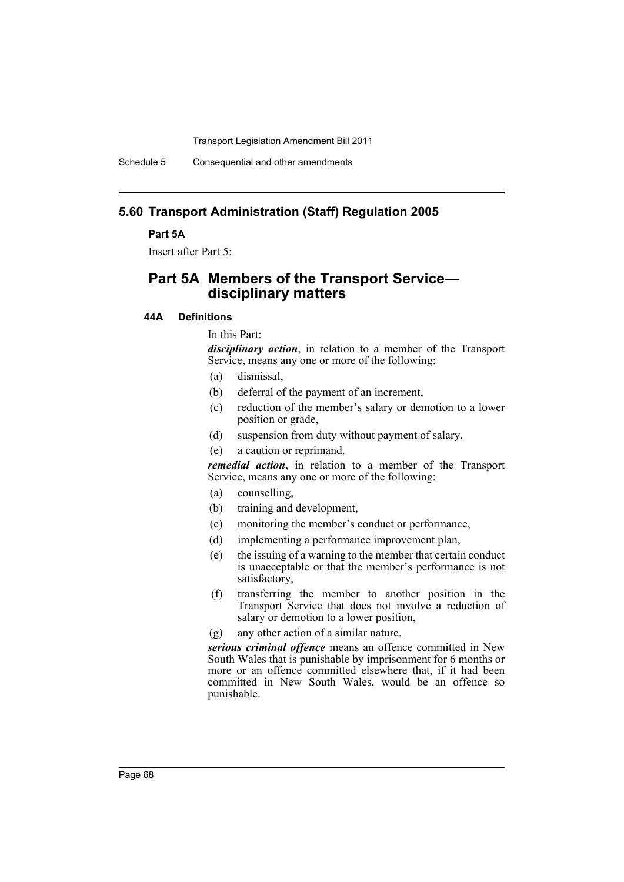## 5.60 Transport Administration (Staff) Regulation 2005

**Part 5A**

Insert after Part 5:

# Part 5A Members of the Transport Service—disciplinary matters

### 44A Definitions

In this Part:

***disciplinary action***, in relation to a member of the Transport Service, means any one or more of the following:

(a) dismissal,

(b) deferral of the payment of an increment,

(c) reduction of the member's salary or demotion to a lower position or grade,

(d) suspension from duty without payment of salary,

(e) a caution or reprimand.

***remedial action***, in relation to a member of the Transport Service, means any one or more of the following:

(a) counselling,

(b) training and development,

(c) monitoring the member's conduct or performance,

(d) implementing a performance improvement plan,

(e) the issuing of a warning to the member that certain conduct is unacceptable or that the member's performance is not satisfactory,

(f) transferring the member to another position in the Transport Service that does not involve a reduction of salary or demotion to a lower position,

(g) any other action of a similar nature.

***serious criminal offence*** means an offence committed in New South Wales that is punishable by imprisonment for 6 months or more or an offence committed elsewhere that, if it had been committed in New South Wales, would be an offence so punishable.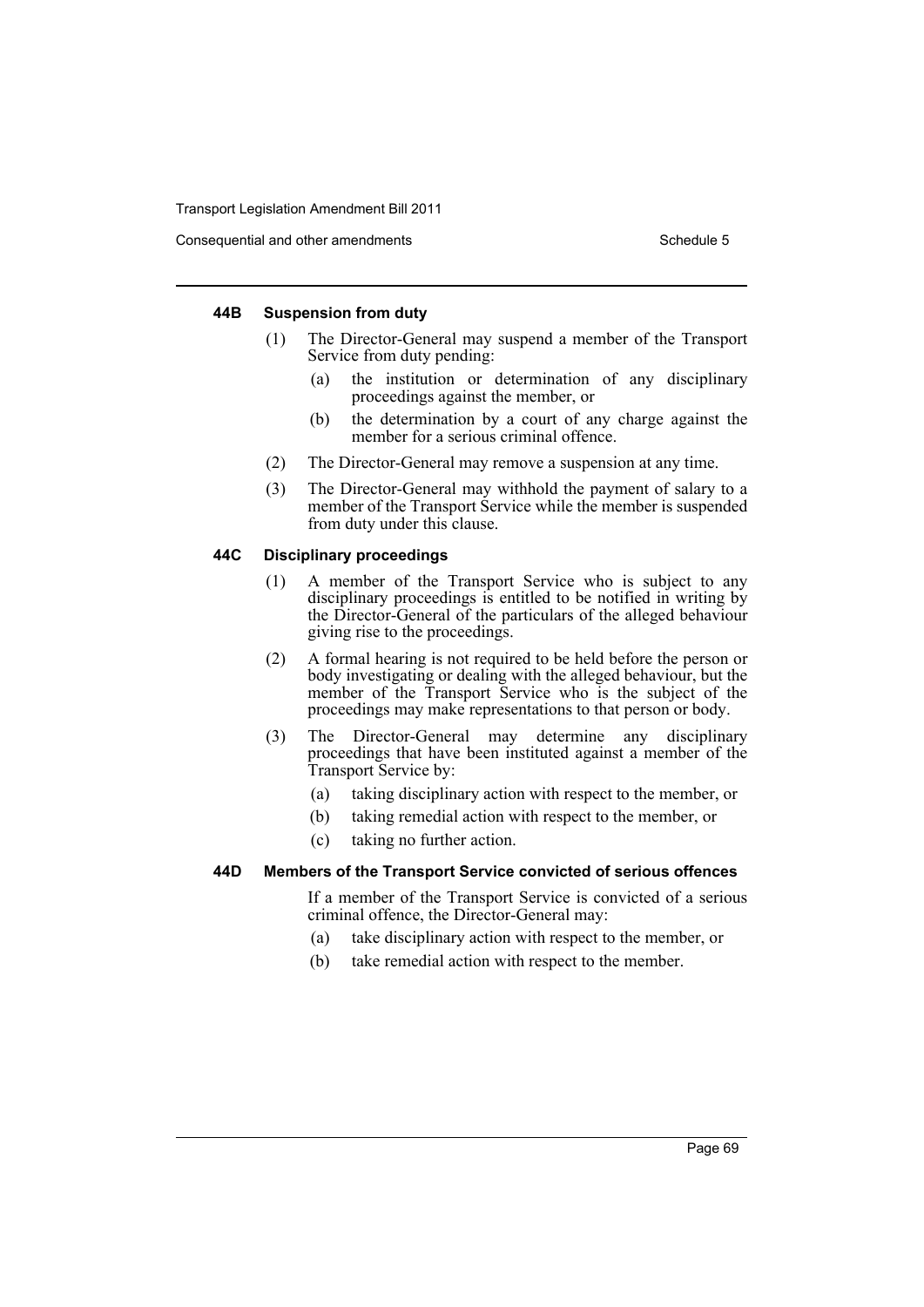#### 44B Suspension from duty

(1) The Director-General may suspend a member of the Transport Service from duty pending:

(a) the institution or determination of any disciplinary proceedings against the member, or

(b) the determination by a court of any charge against the member for a serious criminal offence.

(2) The Director-General may remove a suspension at any time.

(3) The Director-General may withhold the payment of salary to a member of the Transport Service while the member is suspended from duty under this clause.

#### 44C Disciplinary proceedings

(1) A member of the Transport Service who is subject to any disciplinary proceedings is entitled to be notified in writing by the Director-General of the particulars of the alleged behaviour giving rise to the proceedings.

(2) A formal hearing is not required to be held before the person or body investigating or dealing with the alleged behaviour, but the member of the Transport Service who is the subject of the proceedings may make representations to that person or body.

(3) The Director-General may determine any disciplinary proceedings that have been instituted against a member of the Transport Service by:

(a) taking disciplinary action with respect to the member, or

(b) taking remedial action with respect to the member, or

(c) taking no further action.

#### 44D Members of the Transport Service convicted of serious offences

If a member of the Transport Service is convicted of a serious criminal offence, the Director-General may:

(a) take disciplinary action with respect to the member, or

(b) take remedial action with respect to the member.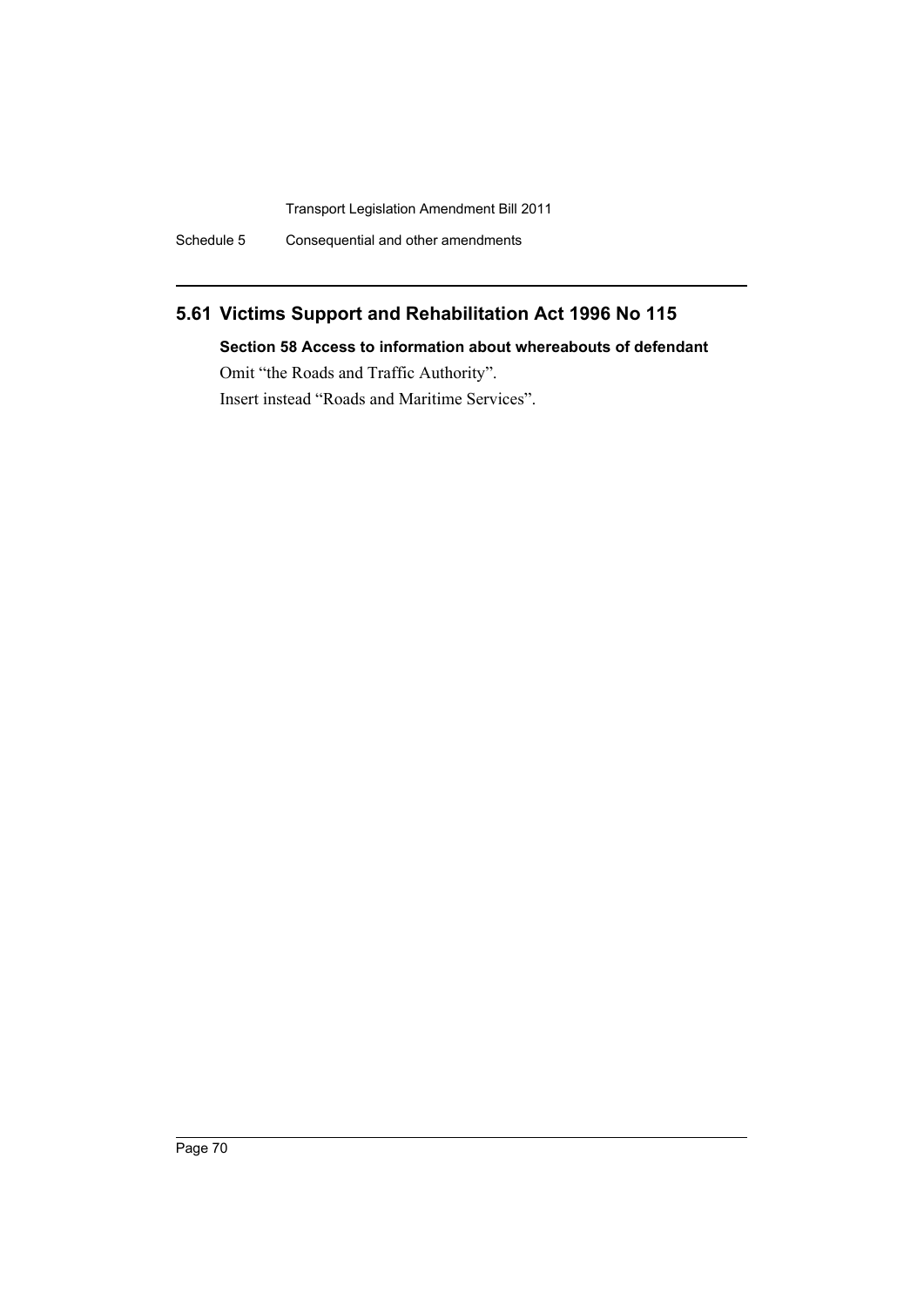## 5.61 Victims Support and Rehabilitation Act 1996 No 115

**Section 58 Access to information about whereabouts of defendant**

Omit "the Roads and Traffic Authority".

Insert instead "Roads and Maritime Services".